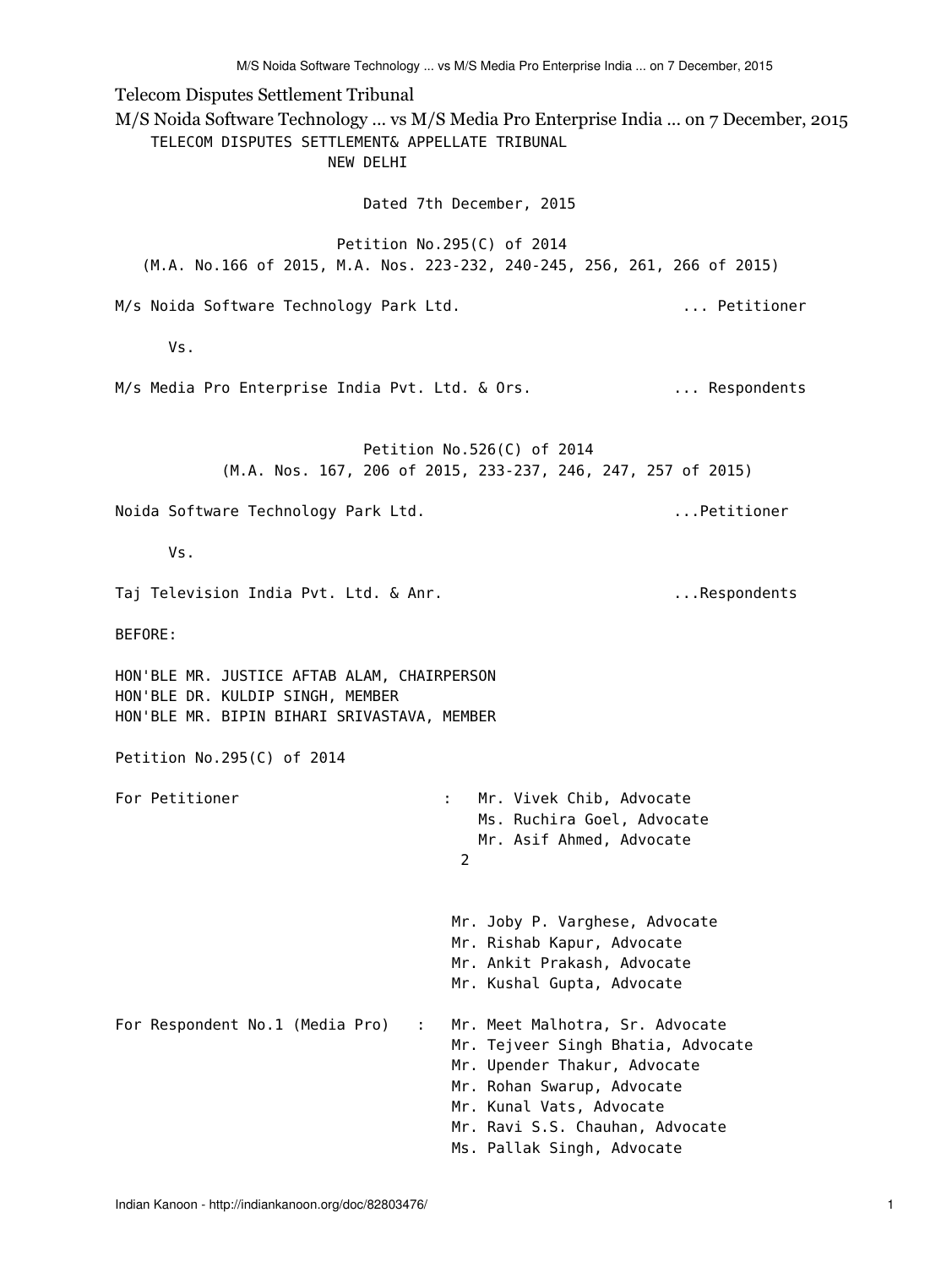# Telecom Disputes Settlement Tribunal

## M/S Noida Software Technology ... vs M/S Media Pro Enterprise India ... on 7 December, 2015

TELECOM DISPUTES SETTLEMENT& APPELLATE TRIBUNAL
NEW DELHI

Dated 7th December, 2015

Petition No.295(C) of 2014
(M.A. No.166 of 2015, M.A. Nos. 223-232, 240-245, 256, 261, 266 of 2015)

M/s Noida Software Technology Park Ltd. ... Petitioner

Vs.

M/s Media Pro Enterprise India Pvt. Ltd. & Ors. ... Respondents

Petition No.526(C) of 2014
(M.A. Nos. 167, 206 of 2015, 233-237, 246, 247, 257 of 2015)

Noida Software Technology Park Ltd. ...Petitioner

Vs.

Taj Television India Pvt. Ltd. & Anr. ...Respondents

BEFORE:

HON'BLE MR. JUSTICE AFTAB ALAM, CHAIRPERSON
HON'BLE DR. KULDIP SINGH, MEMBER
HON'BLE MR. BIPIN BIHARI SRIVASTAVA, MEMBER

Petition No.295(C) of 2014

For Petitioner : Mr. Vivek Chib, Advocate
Ms. Ruchira Goel, Advocate
Mr. Asif Ahmed, Advocate

2

Mr. Joby P. Varghese, Advocate
Mr. Rishab Kapur, Advocate
Mr. Ankit Prakash, Advocate
Mr. Kushal Gupta, Advocate

For Respondent No.1 (Media Pro) : Mr. Meet Malhotra, Sr. Advocate
Mr. Tejveer Singh Bhatia, Advocate
Mr. Upender Thakur, Advocate
Mr. Rohan Swarup, Advocate
Mr. Kunal Vats, Advocate
Mr. Ravi S.S. Chauhan, Advocate
Ms. Pallak Singh, Advocate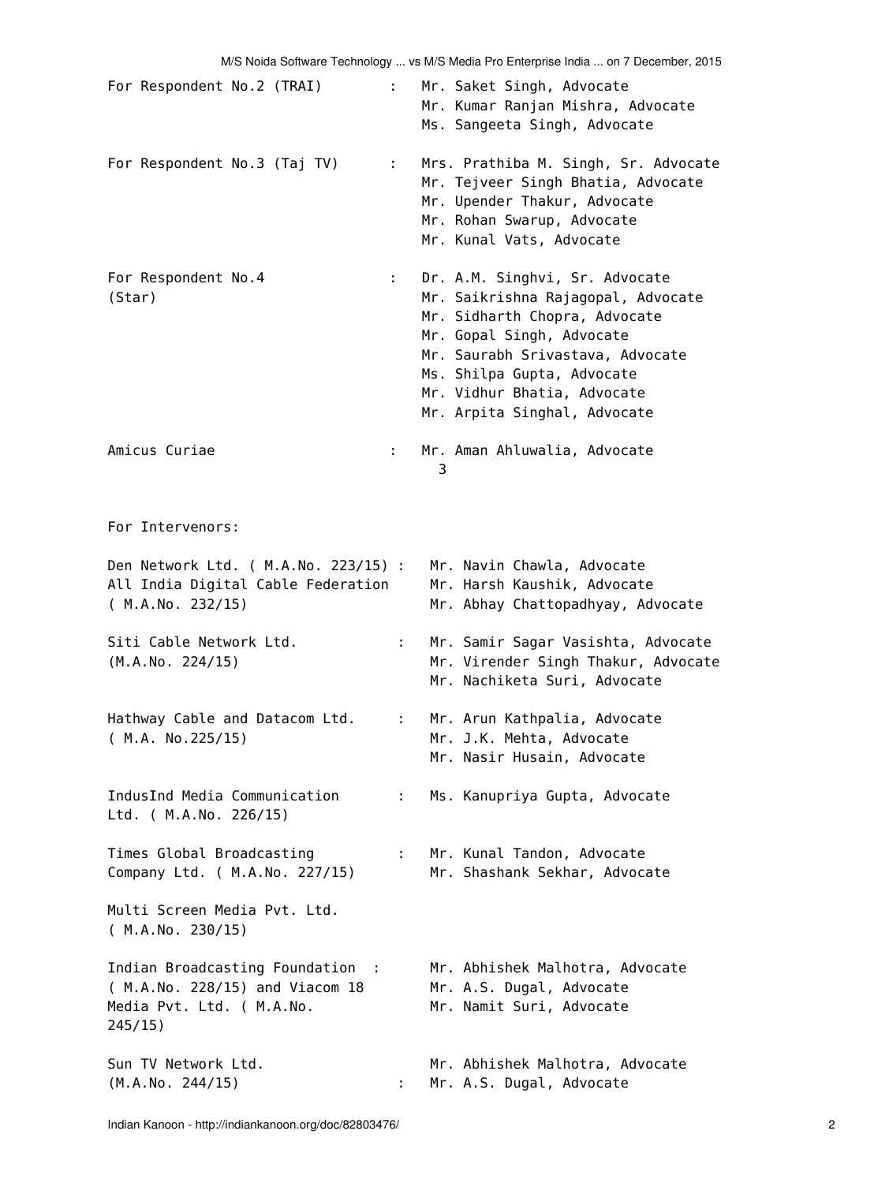For Respondent No.2 (TRAI) : Mr. Saket Singh, Advocate
Mr. Kumar Ranjan Mishra, Advocate
Ms. Sangeeta Singh, Advocate

For Respondent No.3 (Taj TV) : Mrs. Prathiba M. Singh, Sr. Advocate
Mr. Tejveer Singh Bhatia, Advocate
Mr. Upender Thakur, Advocate
Mr. Rohan Swarup, Advocate
Mr. Kunal Vats, Advocate

For Respondent No.4 (Star) : Dr. A.M. Singhvi, Sr. Advocate
Mr. Saikrishna Rajagopal, Advocate
Mr. Sidharth Chopra, Advocate
Mr. Gopal Singh, Advocate
Mr. Saurabh Srivastava, Advocate
Ms. Shilpa Gupta, Advocate
Mr. Vidhur Bhatia, Advocate
Mr. Arpita Singhal, Advocate

Amicus Curiae : Mr. Aman Ahluwalia, Advocate

3

For Intervenors:

Den Network Ltd. ( M.A.No. 223/15) : Mr. Navin Chawla, Advocate
All India Digital Cable Federation ( M.A.No. 232/15) Mr. Harsh Kaushik, Advocate
Mr. Abhay Chattopadhyay, Advocate

Siti Cable Network Ltd. (M.A.No. 224/15) : Mr. Samir Sagar Vasishta, Advocate
Mr. Virender Singh Thakur, Advocate
Mr. Nachiketa Suri, Advocate

Hathway Cable and Datacom Ltd. ( M.A. No.225/15) : Mr. Arun Kathpalia, Advocate
Mr. J.K. Mehta, Advocate
Mr. Nasir Husain, Advocate

IndusInd Media Communication Ltd. ( M.A.No. 226/15) : Ms. Kanupriya Gupta, Advocate

Times Global Broadcasting Company Ltd. ( M.A.No. 227/15) : Mr. Kunal Tandon, Advocate
Mr. Shashank Sekhar, Advocate

Multi Screen Media Pvt. Ltd. ( M.A.No. 230/15)

Indian Broadcasting Foundation ( M.A.No. 228/15) and Viacom 18 Media Pvt. Ltd. ( M.A.No. 245/15) : Mr. Abhishek Malhotra, Advocate
Mr. A.S. Dugal, Advocate
Mr. Namit Suri, Advocate

Sun TV Network Ltd. (M.A.No. 244/15) : Mr. Abhishek Malhotra, Advocate
Mr. A.S. Dugal, Advocate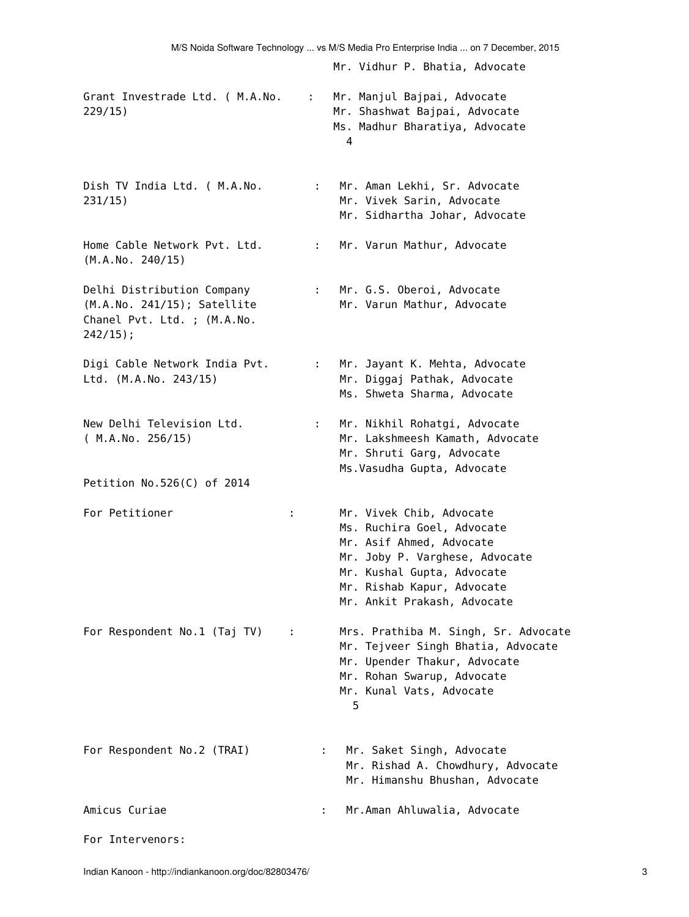Mr. Vidhur P. Bhatia, Advocate

| | | |
|---|---|---|
| Grant Investrade Ltd. ( M.A.No. 229/15) | : | Mr. Manjul Bajpai, Advocate<br>Mr. Shashwat Bajpai, Advocate<br>Ms. Madhur Bharatiya, Advocate |

4

| | | |
|---|---|---|
| Dish TV India Ltd. ( M.A.No. 231/15) | : | Mr. Aman Lekhi, Sr. Advocate<br>Mr. Vivek Sarin, Advocate<br>Mr. Sidhartha Johar, Advocate |
| Home Cable Network Pvt. Ltd. (M.A.No. 240/15) | : | Mr. Varun Mathur, Advocate |
| Delhi Distribution Company (M.A.No. 241/15); Satellite Chanel Pvt. Ltd. ; (M.A.No. 242/15); | : | Mr. G.S. Oberoi, Advocate<br>Mr. Varun Mathur, Advocate |
| Digi Cable Network India Pvt. Ltd. (M.A.No. 243/15) | : | Mr. Jayant K. Mehta, Advocate<br>Mr. Diggaj Pathak, Advocate<br>Ms. Shweta Sharma, Advocate |
| New Delhi Television Ltd. ( M.A.No. 256/15) | : | Mr. Nikhil Rohatgi, Advocate<br>Mr. Lakshmeesh Kamath, Advocate<br>Mr. Shruti Garg, Advocate<br>Ms.Vasudha Gupta, Advocate |

Petition No.526(C) of 2014

| | | |
|---|---|---|
| For Petitioner | : | Mr. Vivek Chib, Advocate<br>Ms. Ruchira Goel, Advocate<br>Mr. Asif Ahmed, Advocate<br>Mr. Joby P. Varghese, Advocate<br>Mr. Kushal Gupta, Advocate<br>Mr. Rishab Kapur, Advocate<br>Mr. Ankit Prakash, Advocate |
| For Respondent No.1 (Taj TV) | : | Mrs. Prathiba M. Singh, Sr. Advocate<br>Mr. Tejveer Singh Bhatia, Advocate<br>Mr. Upender Thakur, Advocate<br>Mr. Rohan Swarup, Advocate<br>Mr. Kunal Vats, Advocate |

5

| | | |
|---|---|---|
| For Respondent No.2 (TRAI) | : | Mr. Saket Singh, Advocate<br>Mr. Rishad A. Chowdhury, Advocate<br>Mr. Himanshu Bhushan, Advocate |
| Amicus Curiae | : | Mr.Aman Ahluwalia, Advocate |

For Intervenors: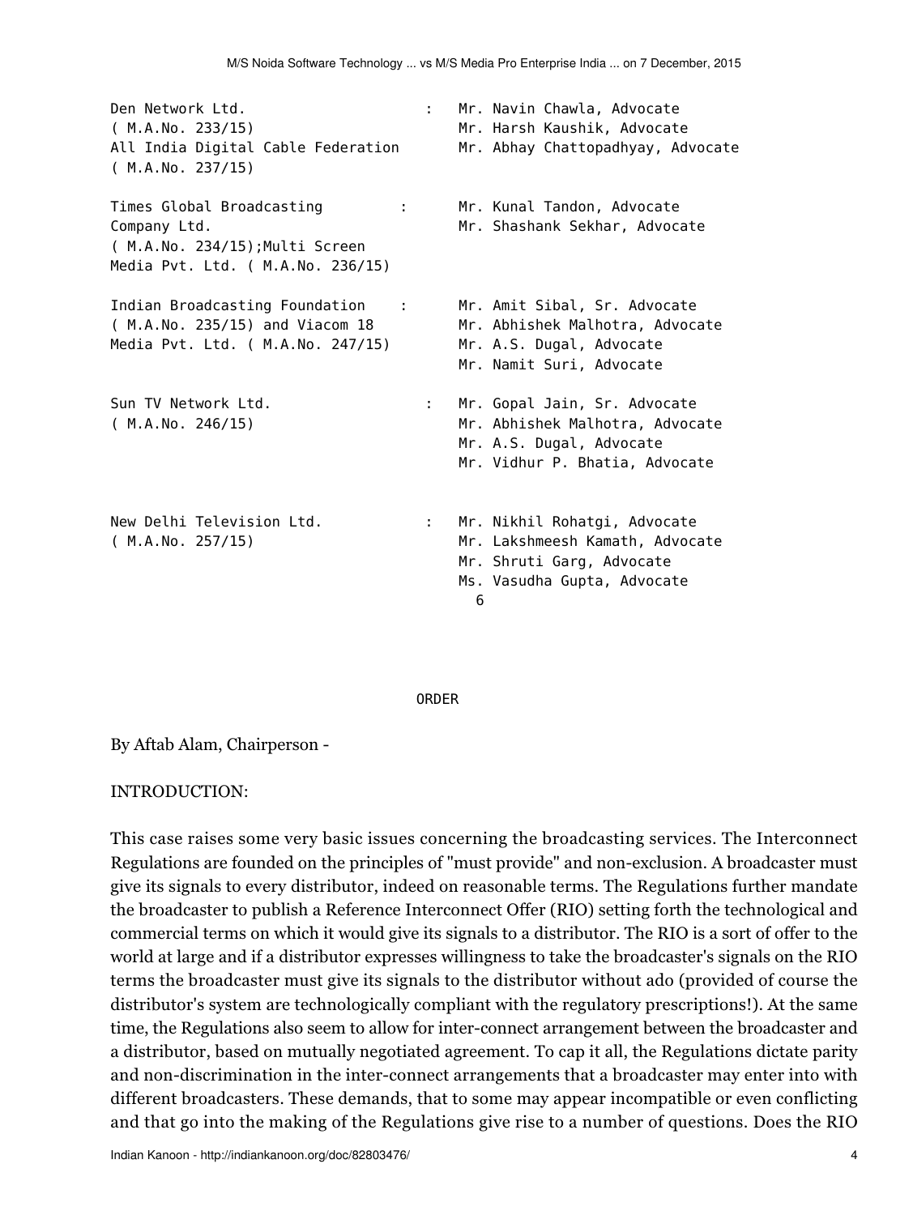| | | |
|---|---|---|
| Den Network Ltd. ( M.A.No. 233/15) All India Digital Cable Federation ( M.A.No. 237/15) | : | Mr. Navin Chawla, Advocate Mr. Harsh Kaushik, Advocate Mr. Abhay Chattopadhyay, Advocate |
| Times Global Broadcasting Company Ltd. ( M.A.No. 234/15);Multi Screen Media Pvt. Ltd. ( M.A.No. 236/15) | : | Mr. Kunal Tandon, Advocate Mr. Shashank Sekhar, Advocate |
| Indian Broadcasting Foundation ( M.A.No. 235/15) and Viacom 18 Media Pvt. Ltd. ( M.A.No. 247/15) | : | Mr. Amit Sibal, Sr. Advocate Mr. Abhishek Malhotra, Advocate Mr. A.S. Dugal, Advocate Mr. Namit Suri, Advocate |
| Sun TV Network Ltd. ( M.A.No. 246/15) | : | Mr. Gopal Jain, Sr. Advocate Mr. Abhishek Malhotra, Advocate Mr. A.S. Dugal, Advocate Mr. Vidhur P. Bhatia, Advocate |
| New Delhi Television Ltd. ( M.A.No. 257/15) | : | Mr. Nikhil Rohatgi, Advocate Mr. Lakshmeesh Kamath, Advocate Mr. Shruti Garg, Advocate Ms. Vasudha Gupta, Advocate |

6

ORDER

By Aftab Alam, Chairperson -

INTRODUCTION:

This case raises some very basic issues concerning the broadcasting services. The Interconnect Regulations are founded on the principles of "must provide" and non-exclusion. A broadcaster must give its signals to every distributor, indeed on reasonable terms. The Regulations further mandate the broadcaster to publish a Reference Interconnect Offer (RIO) setting forth the technological and commercial terms on which it would give its signals to a distributor. The RIO is a sort of offer to the world at large and if a distributor expresses willingness to take the broadcaster's signals on the RIO terms the broadcaster must give its signals to the distributor without ado (provided of course the distributor's system are technologically compliant with the regulatory prescriptions!). At the same time, the Regulations also seem to allow for inter-connect arrangement between the broadcaster and a distributor, based on mutually negotiated agreement. To cap it all, the Regulations dictate parity and non-discrimination in the inter-connect arrangements that a broadcaster may enter into with different broadcasters. These demands, that to some may appear incompatible or even conflicting and that go into the making of the Regulations give rise to a number of questions. Does the RIO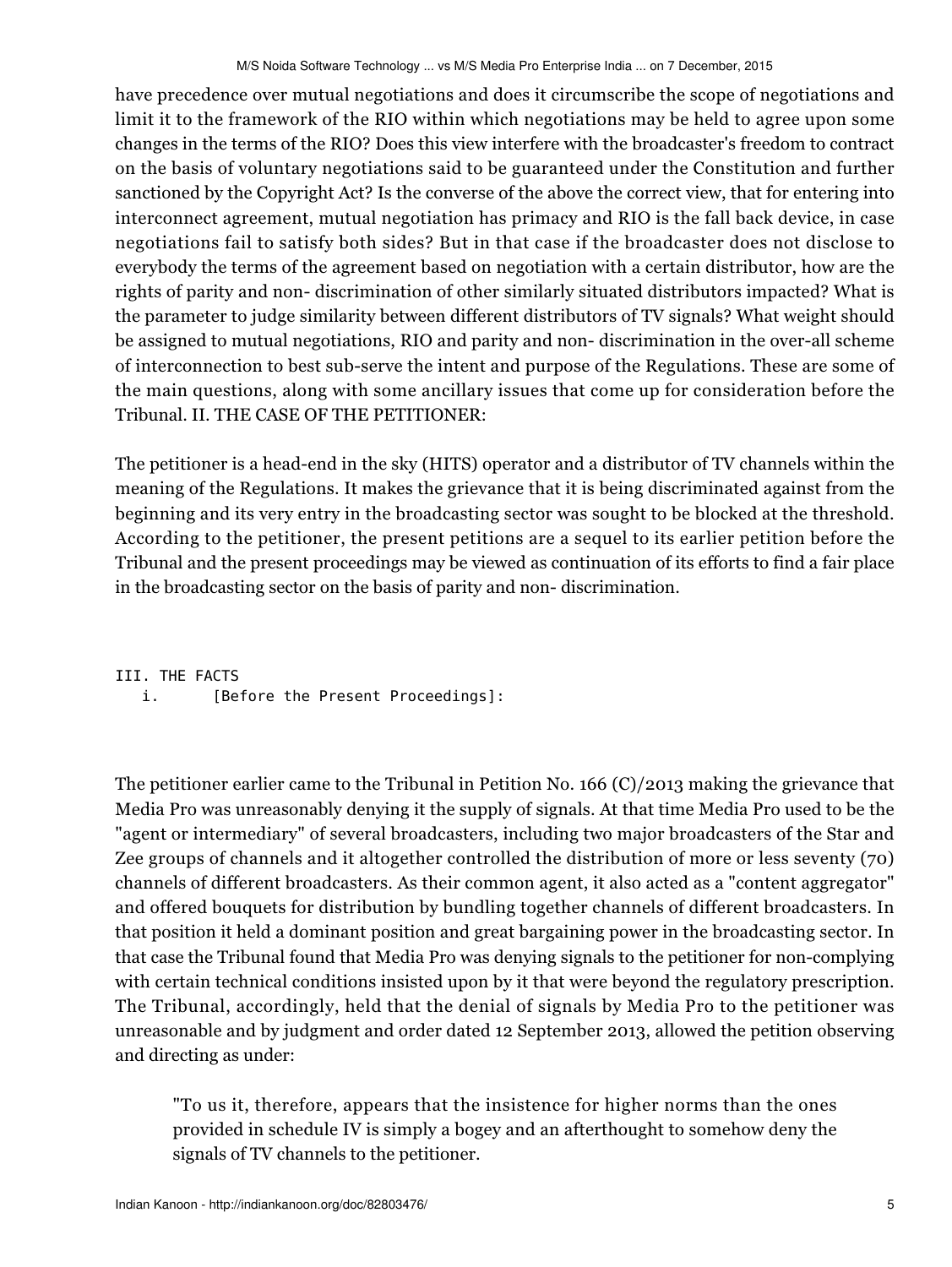have precedence over mutual negotiations and does it circumscribe the scope of negotiations and limit it to the framework of the RIO within which negotiations may be held to agree upon some changes in the terms of the RIO? Does this view interfere with the broadcaster's freedom to contract on the basis of voluntary negotiations said to be guaranteed under the Constitution and further sanctioned by the Copyright Act? Is the converse of the above the correct view, that for entering into interconnect agreement, mutual negotiation has primacy and RIO is the fall back device, in case negotiations fail to satisfy both sides? But in that case if the broadcaster does not disclose to everybody the terms of the agreement based on negotiation with a certain distributor, how are the rights of parity and non- discrimination of other similarly situated distributors impacted? What is the parameter to judge similarity between different distributors of TV signals? What weight should be assigned to mutual negotiations, RIO and parity and non- discrimination in the over-all scheme of interconnection to best sub-serve the intent and purpose of the Regulations. These are some of the main questions, along with some ancillary issues that come up for consideration before the Tribunal. II. THE CASE OF THE PETITIONER:

The petitioner is a head-end in the sky (HITS) operator and a distributor of TV channels within the meaning of the Regulations. It makes the grievance that it is being discriminated against from the beginning and its very entry in the broadcasting sector was sought to be blocked at the threshold. According to the petitioner, the present petitions are a sequel to its earlier petition before the Tribunal and the present proceedings may be viewed as continuation of its efforts to find a fair place in the broadcasting sector on the basis of parity and non- discrimination.

```
III. THE FACTS
   i.      [Before the Present Proceedings]:
```

The petitioner earlier came to the Tribunal in Petition No. 166 (C)/2013 making the grievance that Media Pro was unreasonably denying it the supply of signals. At that time Media Pro used to be the "agent or intermediary" of several broadcasters, including two major broadcasters of the Star and Zee groups of channels and it altogether controlled the distribution of more or less seventy (70) channels of different broadcasters. As their common agent, it also acted as a "content aggregator" and offered bouquets for distribution by bundling together channels of different broadcasters. In that position it held a dominant position and great bargaining power in the broadcasting sector. In that case the Tribunal found that Media Pro was denying signals to the petitioner for non-complying with certain technical conditions insisted upon by it that were beyond the regulatory prescription. The Tribunal, accordingly, held that the denial of signals by Media Pro to the petitioner was unreasonable and by judgment and order dated 12 September 2013, allowed the petition observing and directing as under:

> "To us it, therefore, appears that the insistence for higher norms than the ones provided in schedule IV is simply a bogey and an afterthought to somehow deny the signals of TV channels to the petitioner.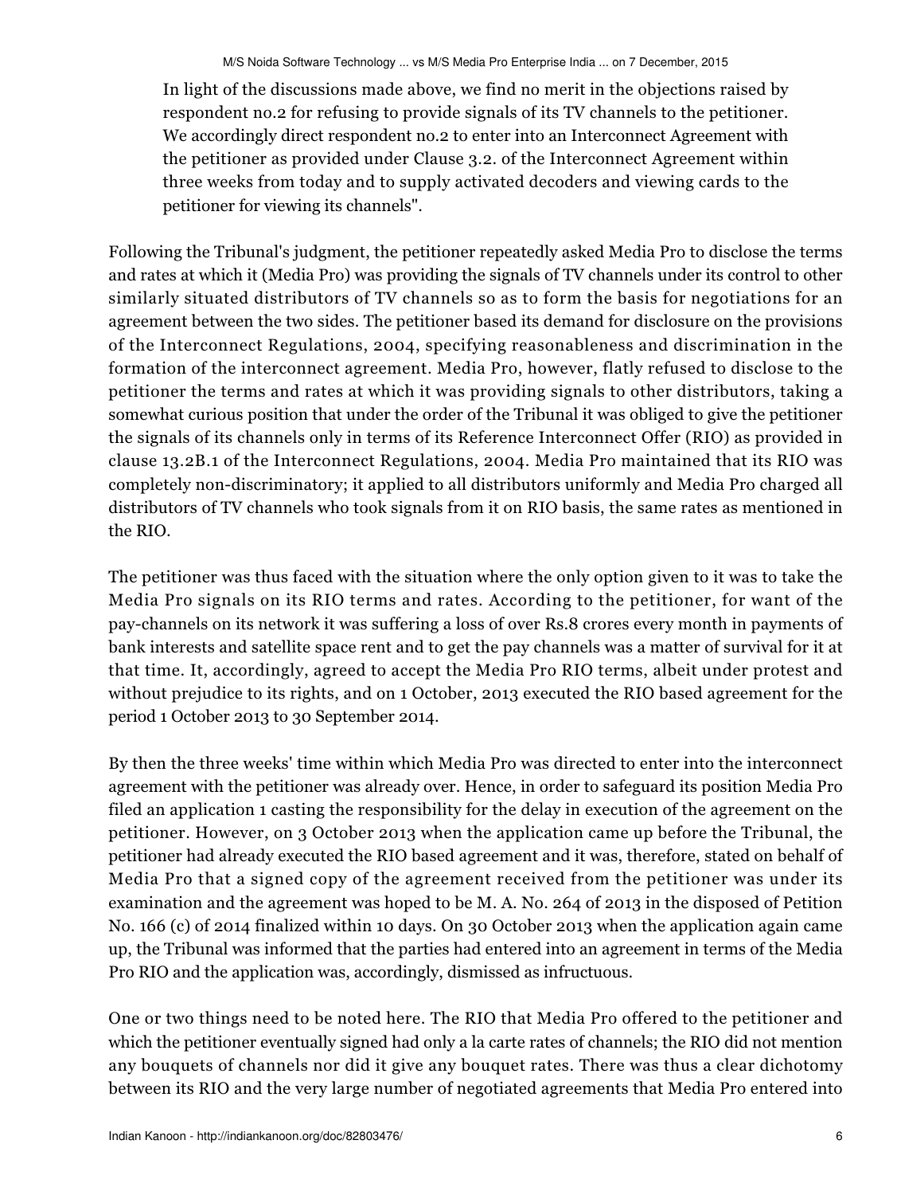> In light of the discussions made above, we find no merit in the objections raised by respondent no.2 for refusing to provide signals of its TV channels to the petitioner. We accordingly direct respondent no.2 to enter into an Interconnect Agreement with the petitioner as provided under Clause 3.2. of the Interconnect Agreement within three weeks from today and to supply activated decoders and viewing cards to the petitioner for viewing its channels".

Following the Tribunal's judgment, the petitioner repeatedly asked Media Pro to disclose the terms and rates at which it (Media Pro) was providing the signals of TV channels under its control to other similarly situated distributors of TV channels so as to form the basis for negotiations for an agreement between the two sides. The petitioner based its demand for disclosure on the provisions of the Interconnect Regulations, 2004, specifying reasonableness and discrimination in the formation of the interconnect agreement. Media Pro, however, flatly refused to disclose to the petitioner the terms and rates at which it was providing signals to other distributors, taking a somewhat curious position that under the order of the Tribunal it was obliged to give the petitioner the signals of its channels only in terms of its Reference Interconnect Offer (RIO) as provided in clause 13.2B.1 of the Interconnect Regulations, 2004. Media Pro maintained that its RIO was completely non-discriminatory; it applied to all distributors uniformly and Media Pro charged all distributors of TV channels who took signals from it on RIO basis, the same rates as mentioned in the RIO.

The petitioner was thus faced with the situation where the only option given to it was to take the Media Pro signals on its RIO terms and rates. According to the petitioner, for want of the pay-channels on its network it was suffering a loss of over Rs.8 crores every month in payments of bank interests and satellite space rent and to get the pay channels was a matter of survival for it at that time. It, accordingly, agreed to accept the Media Pro RIO terms, albeit under protest and without prejudice to its rights, and on 1 October, 2013 executed the RIO based agreement for the period 1 October 2013 to 30 September 2014.

By then the three weeks' time within which Media Pro was directed to enter into the interconnect agreement with the petitioner was already over. Hence, in order to safeguard its position Media Pro filed an application 1 casting the responsibility for the delay in execution of the agreement on the petitioner. However, on 3 October 2013 when the application came up before the Tribunal, the petitioner had already executed the RIO based agreement and it was, therefore, stated on behalf of Media Pro that a signed copy of the agreement received from the petitioner was under its examination and the agreement was hoped to be M. A. No. 264 of 2013 in the disposed of Petition No. 166 (c) of 2014 finalized within 10 days. On 30 October 2013 when the application again came up, the Tribunal was informed that the parties had entered into an agreement in terms of the Media Pro RIO and the application was, accordingly, dismissed as infructuous.

One or two things need to be noted here. The RIO that Media Pro offered to the petitioner and which the petitioner eventually signed had only a la carte rates of channels; the RIO did not mention any bouquets of channels nor did it give any bouquet rates. There was thus a clear dichotomy between its RIO and the very large number of negotiated agreements that Media Pro entered into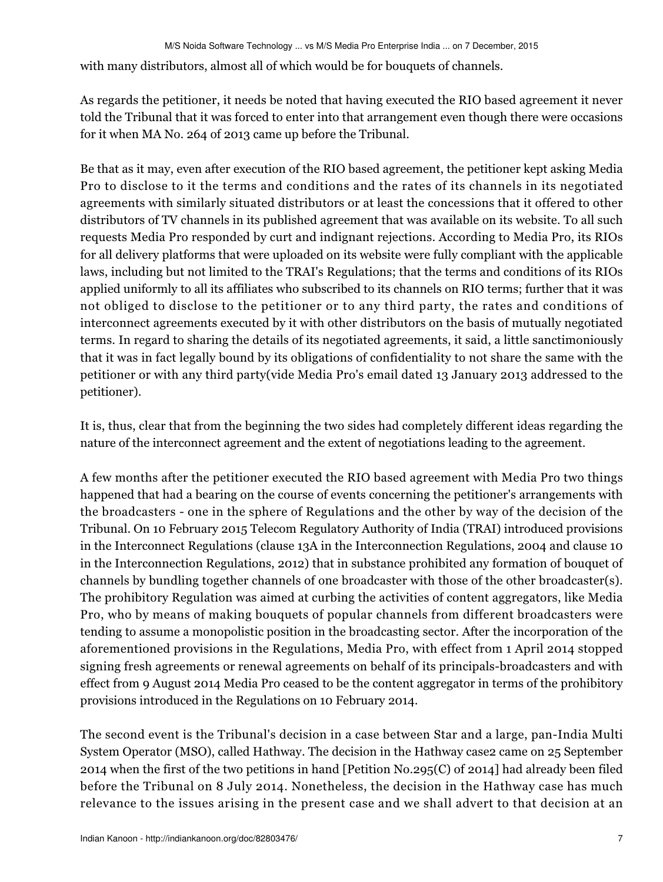with many distributors, almost all of which would be for bouquets of channels.

As regards the petitioner, it needs be noted that having executed the RIO based agreement it never told the Tribunal that it was forced to enter into that arrangement even though there were occasions for it when MA No. 264 of 2013 came up before the Tribunal.

Be that as it may, even after execution of the RIO based agreement, the petitioner kept asking Media Pro to disclose to it the terms and conditions and the rates of its channels in its negotiated agreements with similarly situated distributors or at least the concessions that it offered to other distributors of TV channels in its published agreement that was available on its website. To all such requests Media Pro responded by curt and indignant rejections. According to Media Pro, its RIOs for all delivery platforms that were uploaded on its website were fully compliant with the applicable laws, including but not limited to the TRAI's Regulations; that the terms and conditions of its RIOs applied uniformly to all its affiliates who subscribed to its channels on RIO terms; further that it was not obliged to disclose to the petitioner or to any third party, the rates and conditions of interconnect agreements executed by it with other distributors on the basis of mutually negotiated terms. In regard to sharing the details of its negotiated agreements, it said, a little sanctimoniously that it was in fact legally bound by its obligations of confidentiality to not share the same with the petitioner or with any third party(vide Media Pro's email dated 13 January 2013 addressed to the petitioner).

It is, thus, clear that from the beginning the two sides had completely different ideas regarding the nature of the interconnect agreement and the extent of negotiations leading to the agreement.

A few months after the petitioner executed the RIO based agreement with Media Pro two things happened that had a bearing on the course of events concerning the petitioner's arrangements with the broadcasters - one in the sphere of Regulations and the other by way of the decision of the Tribunal. On 10 February 2015 Telecom Regulatory Authority of India (TRAI) introduced provisions in the Interconnect Regulations (clause 13A in the Interconnection Regulations, 2004 and clause 10 in the Interconnection Regulations, 2012) that in substance prohibited any formation of bouquet of channels by bundling together channels of one broadcaster with those of the other broadcaster(s). The prohibitory Regulation was aimed at curbing the activities of content aggregators, like Media Pro, who by means of making bouquets of popular channels from different broadcasters were tending to assume a monopolistic position in the broadcasting sector. After the incorporation of the aforementioned provisions in the Regulations, Media Pro, with effect from 1 April 2014 stopped signing fresh agreements or renewal agreements on behalf of its principals-broadcasters and with effect from 9 August 2014 Media Pro ceased to be the content aggregator in terms of the prohibitory provisions introduced in the Regulations on 10 February 2014.

The second event is the Tribunal's decision in a case between Star and a large, pan-India Multi System Operator (MSO), called Hathway. The decision in the Hathway case2 came on 25 September 2014 when the first of the two petitions in hand [Petition No.295(C) of 2014] had already been filed before the Tribunal on 8 July 2014. Nonetheless, the decision in the Hathway case has much relevance to the issues arising in the present case and we shall advert to that decision at an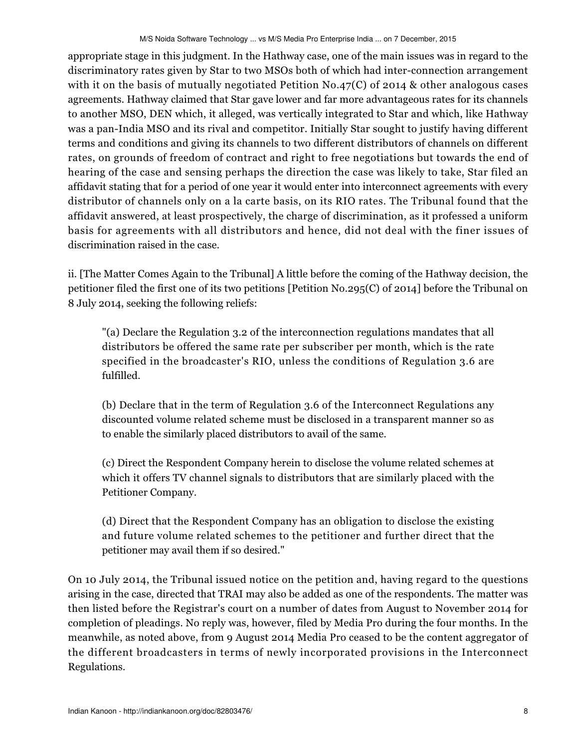appropriate stage in this judgment. In the Hathway case, one of the main issues was in regard to the discriminatory rates given by Star to two MSOs both of which had inter-connection arrangement with it on the basis of mutually negotiated Petition No.47(C) of 2014 & other analogous cases agreements. Hathway claimed that Star gave lower and far more advantageous rates for its channels to another MSO, DEN which, it alleged, was vertically integrated to Star and which, like Hathway was a pan-India MSO and its rival and competitor. Initially Star sought to justify having different terms and conditions and giving its channels to two different distributors of channels on different rates, on grounds of freedom of contract and right to free negotiations but towards the end of hearing of the case and sensing perhaps the direction the case was likely to take, Star filed an affidavit stating that for a period of one year it would enter into interconnect agreements with every distributor of channels only on a la carte basis, on its RIO rates. The Tribunal found that the affidavit answered, at least prospectively, the charge of discrimination, as it professed a uniform basis for agreements with all distributors and hence, did not deal with the finer issues of discrimination raised in the case.

ii. [The Matter Comes Again to the Tribunal] A little before the coming of the Hathway decision, the petitioner filed the first one of its two petitions [Petition No.295(C) of 2014] before the Tribunal on 8 July 2014, seeking the following reliefs:

> "(a) Declare the Regulation 3.2 of the interconnection regulations mandates that all distributors be offered the same rate per subscriber per month, which is the rate specified in the broadcaster's RIO, unless the conditions of Regulation 3.6 are fulfilled.
>
> (b) Declare that in the term of Regulation 3.6 of the Interconnect Regulations any discounted volume related scheme must be disclosed in a transparent manner so as to enable the similarly placed distributors to avail of the same.
>
> (c) Direct the Respondent Company herein to disclose the volume related schemes at which it offers TV channel signals to distributors that are similarly placed with the Petitioner Company.
>
> (d) Direct that the Respondent Company has an obligation to disclose the existing and future volume related schemes to the petitioner and further direct that the petitioner may avail them if so desired."

On 10 July 2014, the Tribunal issued notice on the petition and, having regard to the questions arising in the case, directed that TRAI may also be added as one of the respondents. The matter was then listed before the Registrar's court on a number of dates from August to November 2014 for completion of pleadings. No reply was, however, filed by Media Pro during the four months. In the meanwhile, as noted above, from 9 August 2014 Media Pro ceased to be the content aggregator of the different broadcasters in terms of newly incorporated provisions in the Interconnect Regulations.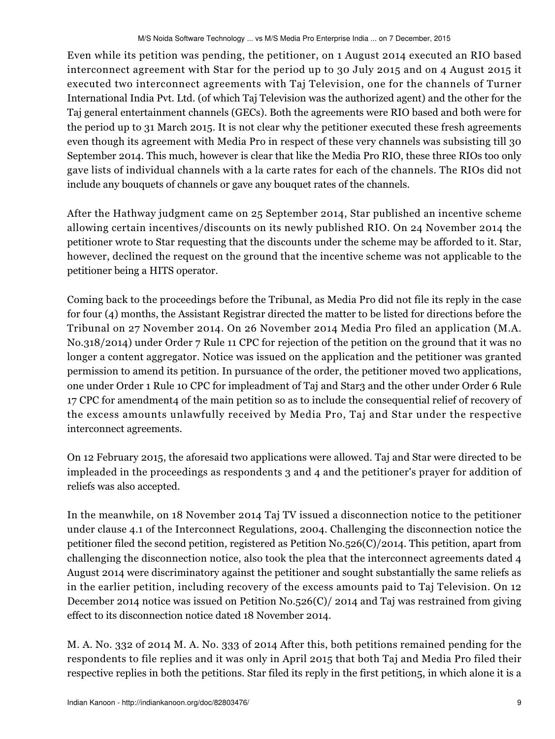Even while its petition was pending, the petitioner, on 1 August 2014 executed an RIO based interconnect agreement with Star for the period up to 30 July 2015 and on 4 August 2015 it executed two interconnect agreements with Taj Television, one for the channels of Turner International India Pvt. Ltd. (of which Taj Television was the authorized agent) and the other for the Taj general entertainment channels (GECs). Both the agreements were RIO based and both were for the period up to 31 March 2015. It is not clear why the petitioner executed these fresh agreements even though its agreement with Media Pro in respect of these very channels was subsisting till 30 September 2014. This much, however is clear that like the Media Pro RIO, these three RIOs too only gave lists of individual channels with a la carte rates for each of the channels. The RIOs did not include any bouquets of channels or gave any bouquet rates of the channels.

After the Hathway judgment came on 25 September 2014, Star published an incentive scheme allowing certain incentives/discounts on its newly published RIO. On 24 November 2014 the petitioner wrote to Star requesting that the discounts under the scheme may be afforded to it. Star, however, declined the request on the ground that the incentive scheme was not applicable to the petitioner being a HITS operator.

Coming back to the proceedings before the Tribunal, as Media Pro did not file its reply in the case for four (4) months, the Assistant Registrar directed the matter to be listed for directions before the Tribunal on 27 November 2014. On 26 November 2014 Media Pro filed an application (M.A. No.318/2014) under Order 7 Rule 11 CPC for rejection of the petition on the ground that it was no longer a content aggregator. Notice was issued on the application and the petitioner was granted permission to amend its petition. In pursuance of the order, the petitioner moved two applications, one under Order 1 Rule 10 CPC for impleadment of Taj and Star3 and the other under Order 6 Rule 17 CPC for amendment4 of the main petition so as to include the consequential relief of recovery of the excess amounts unlawfully received by Media Pro, Taj and Star under the respective interconnect agreements.

On 12 February 2015, the aforesaid two applications were allowed. Taj and Star were directed to be impleaded in the proceedings as respondents 3 and 4 and the petitioner's prayer for addition of reliefs was also accepted.

In the meanwhile, on 18 November 2014 Taj TV issued a disconnection notice to the petitioner under clause 4.1 of the Interconnect Regulations, 2004. Challenging the disconnection notice the petitioner filed the second petition, registered as Petition No.526(C)/2014. This petition, apart from challenging the disconnection notice, also took the plea that the interconnect agreements dated 4 August 2014 were discriminatory against the petitioner and sought substantially the same reliefs as in the earlier petition, including recovery of the excess amounts paid to Taj Television. On 12 December 2014 notice was issued on Petition No.526(C)/ 2014 and Taj was restrained from giving effect to its disconnection notice dated 18 November 2014.

M. A. No. 332 of 2014 M. A. No. 333 of 2014 After this, both petitions remained pending for the respondents to file replies and it was only in April 2015 that both Taj and Media Pro filed their respective replies in both the petitions. Star filed its reply in the first petition5, in which alone it is a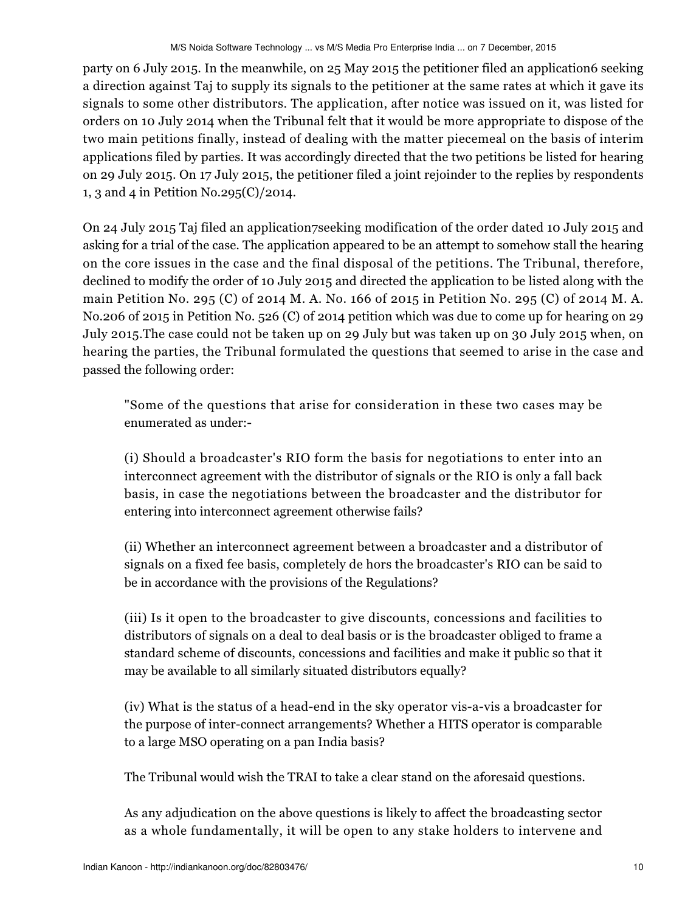party on 6 July 2015. In the meanwhile, on 25 May 2015 the petitioner filed an application6 seeking a direction against Taj to supply its signals to the petitioner at the same rates at which it gave its signals to some other distributors. The application, after notice was issued on it, was listed for orders on 10 July 2014 when the Tribunal felt that it would be more appropriate to dispose of the two main petitions finally, instead of dealing with the matter piecemeal on the basis of interim applications filed by parties. It was accordingly directed that the two petitions be listed for hearing on 29 July 2015. On 17 July 2015, the petitioner filed a joint rejoinder to the replies by respondents 1, 3 and 4 in Petition No.295(C)/2014.

On 24 July 2015 Taj filed an application7seeking modification of the order dated 10 July 2015 and asking for a trial of the case. The application appeared to be an attempt to somehow stall the hearing on the core issues in the case and the final disposal of the petitions. The Tribunal, therefore, declined to modify the order of 10 July 2015 and directed the application to be listed along with the main Petition No. 295 (C) of 2014 M. A. No. 166 of 2015 in Petition No. 295 (C) of 2014 M. A. No.206 of 2015 in Petition No. 526 (C) of 2014 petition which was due to come up for hearing on 29 July 2015.The case could not be taken up on 29 July but was taken up on 30 July 2015 when, on hearing the parties, the Tribunal formulated the questions that seemed to arise in the case and passed the following order:

> "Some of the questions that arise for consideration in these two cases may be enumerated as under:-
>
> (i) Should a broadcaster's RIO form the basis for negotiations to enter into an interconnect agreement with the distributor of signals or the RIO is only a fall back basis, in case the negotiations between the broadcaster and the distributor for entering into interconnect agreement otherwise fails?
>
> (ii) Whether an interconnect agreement between a broadcaster and a distributor of signals on a fixed fee basis, completely de hors the broadcaster's RIO can be said to be in accordance with the provisions of the Regulations?
>
> (iii) Is it open to the broadcaster to give discounts, concessions and facilities to distributors of signals on a deal to deal basis or is the broadcaster obliged to frame a standard scheme of discounts, concessions and facilities and make it public so that it may be available to all similarly situated distributors equally?
>
> (iv) What is the status of a head-end in the sky operator vis-a-vis a broadcaster for the purpose of inter-connect arrangements? Whether a HITS operator is comparable to a large MSO operating on a pan India basis?
>
> The Tribunal would wish the TRAI to take a clear stand on the aforesaid questions.
>
> As any adjudication on the above questions is likely to affect the broadcasting sector as a whole fundamentally, it will be open to any stake holders to intervene and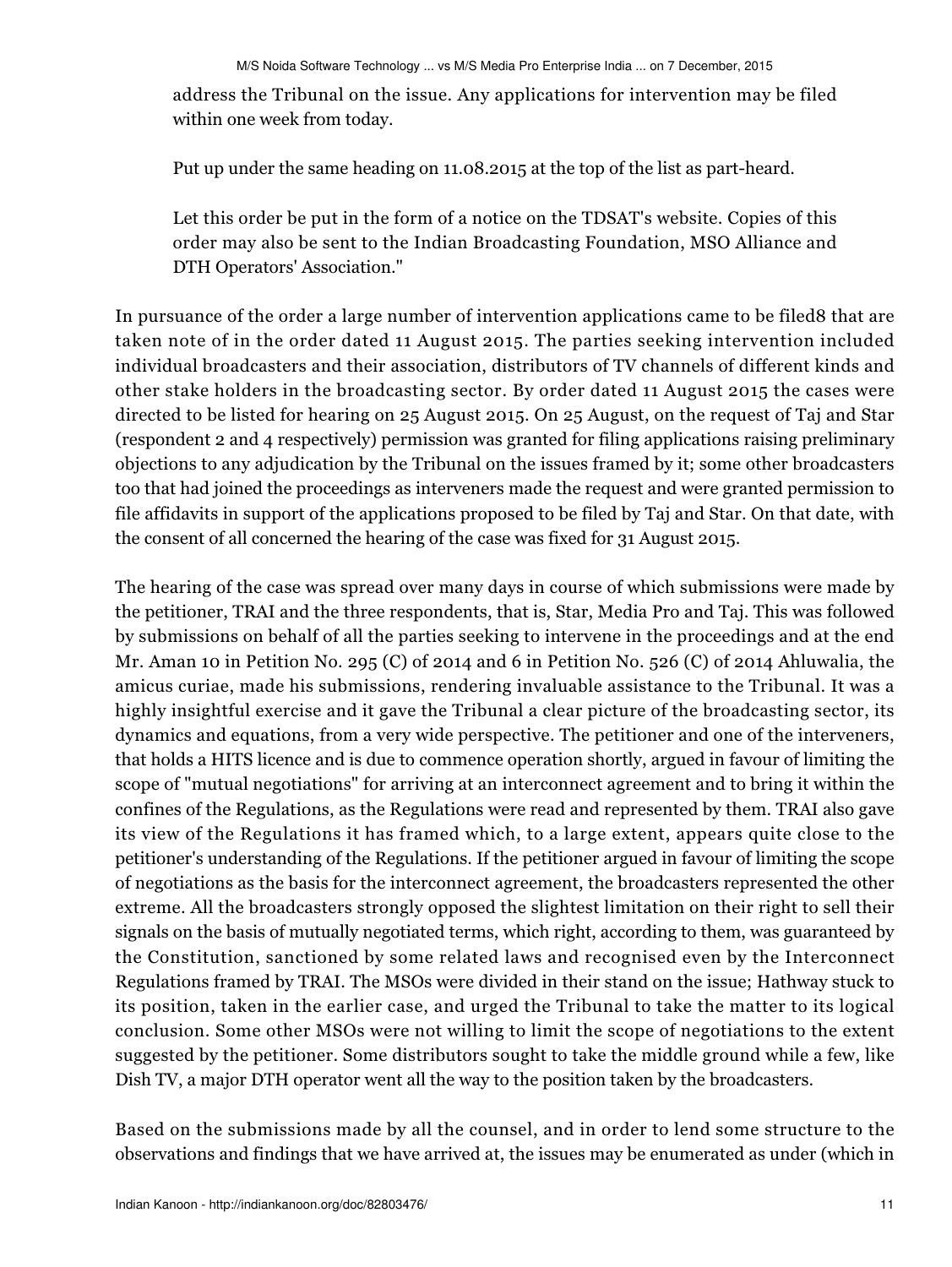> address the Tribunal on the issue. Any applications for intervention may be filed within one week from today.
>
> Put up under the same heading on 11.08.2015 at the top of the list as part-heard.
>
> Let this order be put in the form of a notice on the TDSAT's website. Copies of this order may also be sent to the Indian Broadcasting Foundation, MSO Alliance and DTH Operators' Association."

In pursuance of the order a large number of intervention applications came to be filed8 that are taken note of in the order dated 11 August 2015. The parties seeking intervention included individual broadcasters and their association, distributors of TV channels of different kinds and other stake holders in the broadcasting sector. By order dated 11 August 2015 the cases were directed to be listed for hearing on 25 August 2015. On 25 August, on the request of Taj and Star (respondent 2 and 4 respectively) permission was granted for filing applications raising preliminary objections to any adjudication by the Tribunal on the issues framed by it; some other broadcasters too that had joined the proceedings as interveners made the request and were granted permission to file affidavits in support of the applications proposed to be filed by Taj and Star. On that date, with the consent of all concerned the hearing of the case was fixed for 31 August 2015.

The hearing of the case was spread over many days in course of which submissions were made by the petitioner, TRAI and the three respondents, that is, Star, Media Pro and Taj. This was followed by submissions on behalf of all the parties seeking to intervene in the proceedings and at the end Mr. Aman 10 in Petition No. 295 (C) of 2014 and 6 in Petition No. 526 (C) of 2014 Ahluwalia, the amicus curiae, made his submissions, rendering invaluable assistance to the Tribunal. It was a highly insightful exercise and it gave the Tribunal a clear picture of the broadcasting sector, its dynamics and equations, from a very wide perspective. The petitioner and one of the interveners, that holds a HITS licence and is due to commence operation shortly, argued in favour of limiting the scope of "mutual negotiations" for arriving at an interconnect agreement and to bring it within the confines of the Regulations, as the Regulations were read and represented by them. TRAI also gave its view of the Regulations it has framed which, to a large extent, appears quite close to the petitioner's understanding of the Regulations. If the petitioner argued in favour of limiting the scope of negotiations as the basis for the interconnect agreement, the broadcasters represented the other extreme. All the broadcasters strongly opposed the slightest limitation on their right to sell their signals on the basis of mutually negotiated terms, which right, according to them, was guaranteed by the Constitution, sanctioned by some related laws and recognised even by the Interconnect Regulations framed by TRAI. The MSOs were divided in their stand on the issue; Hathway stuck to its position, taken in the earlier case, and urged the Tribunal to take the matter to its logical conclusion. Some other MSOs were not willing to limit the scope of negotiations to the extent suggested by the petitioner. Some distributors sought to take the middle ground while a few, like Dish TV, a major DTH operator went all the way to the position taken by the broadcasters.

Based on the submissions made by all the counsel, and in order to lend some structure to the observations and findings that we have arrived at, the issues may be enumerated as under (which in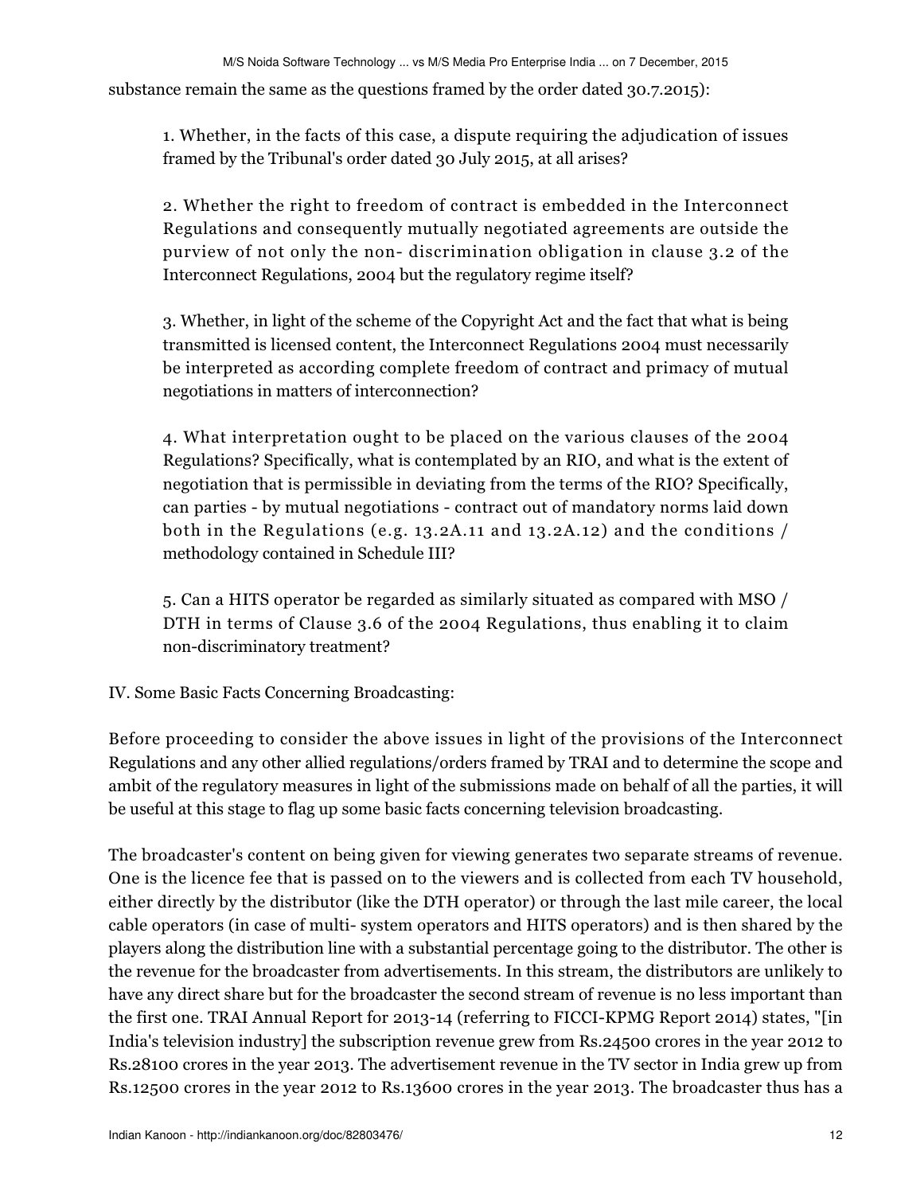substance remain the same as the questions framed by the order dated 30.7.2015):

> 1. Whether, in the facts of this case, a dispute requiring the adjudication of issues framed by the Tribunal's order dated 30 July 2015, at all arises?
>
> 2. Whether the right to freedom of contract is embedded in the Interconnect Regulations and consequently mutually negotiated agreements are outside the purview of not only the non- discrimination obligation in clause 3.2 of the Interconnect Regulations, 2004 but the regulatory regime itself?
>
> 3. Whether, in light of the scheme of the Copyright Act and the fact that what is being transmitted is licensed content, the Interconnect Regulations 2004 must necessarily be interpreted as according complete freedom of contract and primacy of mutual negotiations in matters of interconnection?
>
> 4. What interpretation ought to be placed on the various clauses of the 2004 Regulations? Specifically, what is contemplated by an RIO, and what is the extent of negotiation that is permissible in deviating from the terms of the RIO? Specifically, can parties - by mutual negotiations - contract out of mandatory norms laid down both in the Regulations (e.g. 13.2A.11 and 13.2A.12) and the conditions / methodology contained in Schedule III?
>
> 5. Can a HITS operator be regarded as similarly situated as compared with MSO / DTH in terms of Clause 3.6 of the 2004 Regulations, thus enabling it to claim non-discriminatory treatment?

IV. Some Basic Facts Concerning Broadcasting:

Before proceeding to consider the above issues in light of the provisions of the Interconnect Regulations and any other allied regulations/orders framed by TRAI and to determine the scope and ambit of the regulatory measures in light of the submissions made on behalf of all the parties, it will be useful at this stage to flag up some basic facts concerning television broadcasting.

The broadcaster's content on being given for viewing generates two separate streams of revenue. One is the licence fee that is passed on to the viewers and is collected from each TV household, either directly by the distributor (like the DTH operator) or through the last mile career, the local cable operators (in case of multi- system operators and HITS operators) and is then shared by the players along the distribution line with a substantial percentage going to the distributor. The other is the revenue for the broadcaster from advertisements. In this stream, the distributors are unlikely to have any direct share but for the broadcaster the second stream of revenue is no less important than the first one. TRAI Annual Report for 2013-14 (referring to FICCI-KPMG Report 2014) states, "[in India's television industry] the subscription revenue grew from Rs.24500 crores in the year 2012 to Rs.28100 crores in the year 2013. The advertisement revenue in the TV sector in India grew up from Rs.12500 crores in the year 2012 to Rs.13600 crores in the year 2013. The broadcaster thus has a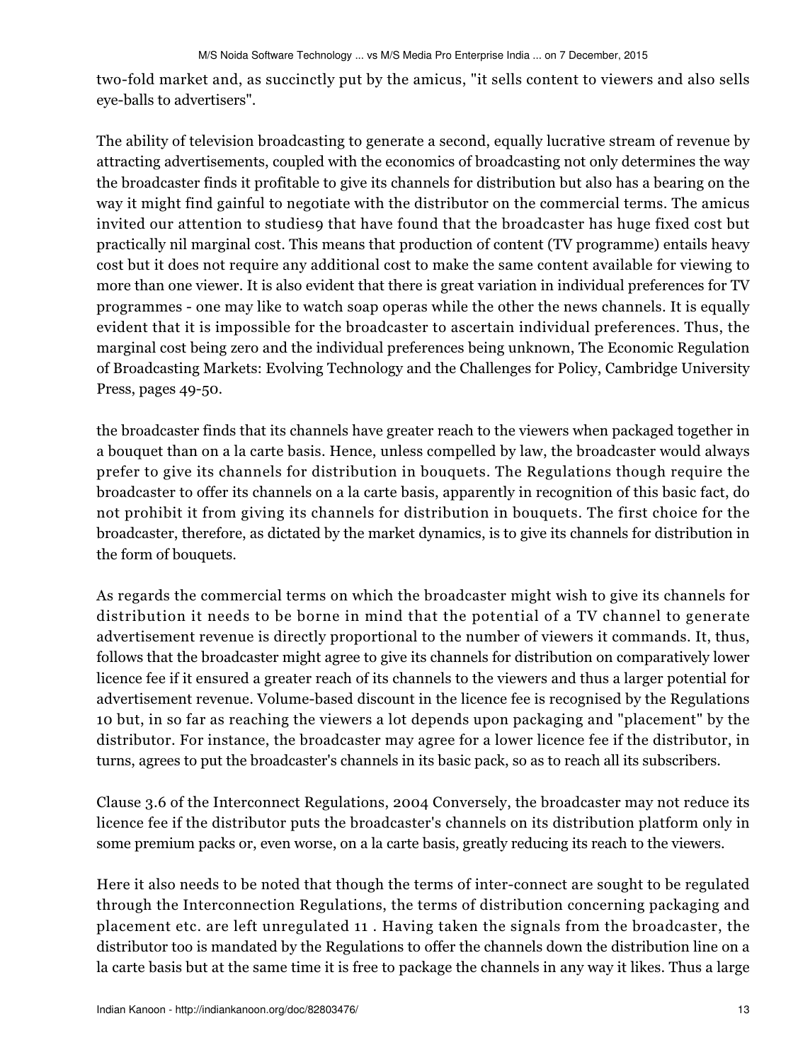two-fold market and, as succinctly put by the amicus, "it sells content to viewers and also sells eye-balls to advertisers".

The ability of television broadcasting to generate a second, equally lucrative stream of revenue by attracting advertisements, coupled with the economics of broadcasting not only determines the way the broadcaster finds it profitable to give its channels for distribution but also has a bearing on the way it might find gainful to negotiate with the distributor on the commercial terms. The amicus invited our attention to studies9 that have found that the broadcaster has huge fixed cost but practically nil marginal cost. This means that production of content (TV programme) entails heavy cost but it does not require any additional cost to make the same content available for viewing to more than one viewer. It is also evident that there is great variation in individual preferences for TV programmes - one may like to watch soap operas while the other the news channels. It is equally evident that it is impossible for the broadcaster to ascertain individual preferences. Thus, the marginal cost being zero and the individual preferences being unknown, The Economic Regulation of Broadcasting Markets: Evolving Technology and the Challenges for Policy, Cambridge University Press, pages 49-50.

the broadcaster finds that its channels have greater reach to the viewers when packaged together in a bouquet than on a la carte basis. Hence, unless compelled by law, the broadcaster would always prefer to give its channels for distribution in bouquets. The Regulations though require the broadcaster to offer its channels on a la carte basis, apparently in recognition of this basic fact, do not prohibit it from giving its channels for distribution in bouquets. The first choice for the broadcaster, therefore, as dictated by the market dynamics, is to give its channels for distribution in the form of bouquets.

As regards the commercial terms on which the broadcaster might wish to give its channels for distribution it needs to be borne in mind that the potential of a TV channel to generate advertisement revenue is directly proportional to the number of viewers it commands. It, thus, follows that the broadcaster might agree to give its channels for distribution on comparatively lower licence fee if it ensured a greater reach of its channels to the viewers and thus a larger potential for advertisement revenue. Volume-based discount in the licence fee is recognised by the Regulations 10 but, in so far as reaching the viewers a lot depends upon packaging and "placement" by the distributor. For instance, the broadcaster may agree for a lower licence fee if the distributor, in turns, agrees to put the broadcaster's channels in its basic pack, so as to reach all its subscribers.

Clause 3.6 of the Interconnect Regulations, 2004 Conversely, the broadcaster may not reduce its licence fee if the distributor puts the broadcaster's channels on its distribution platform only in some premium packs or, even worse, on a la carte basis, greatly reducing its reach to the viewers.

Here it also needs to be noted that though the terms of inter-connect are sought to be regulated through the Interconnection Regulations, the terms of distribution concerning packaging and placement etc. are left unregulated 11 . Having taken the signals from the broadcaster, the distributor too is mandated by the Regulations to offer the channels down the distribution line on a la carte basis but at the same time it is free to package the channels in any way it likes. Thus a large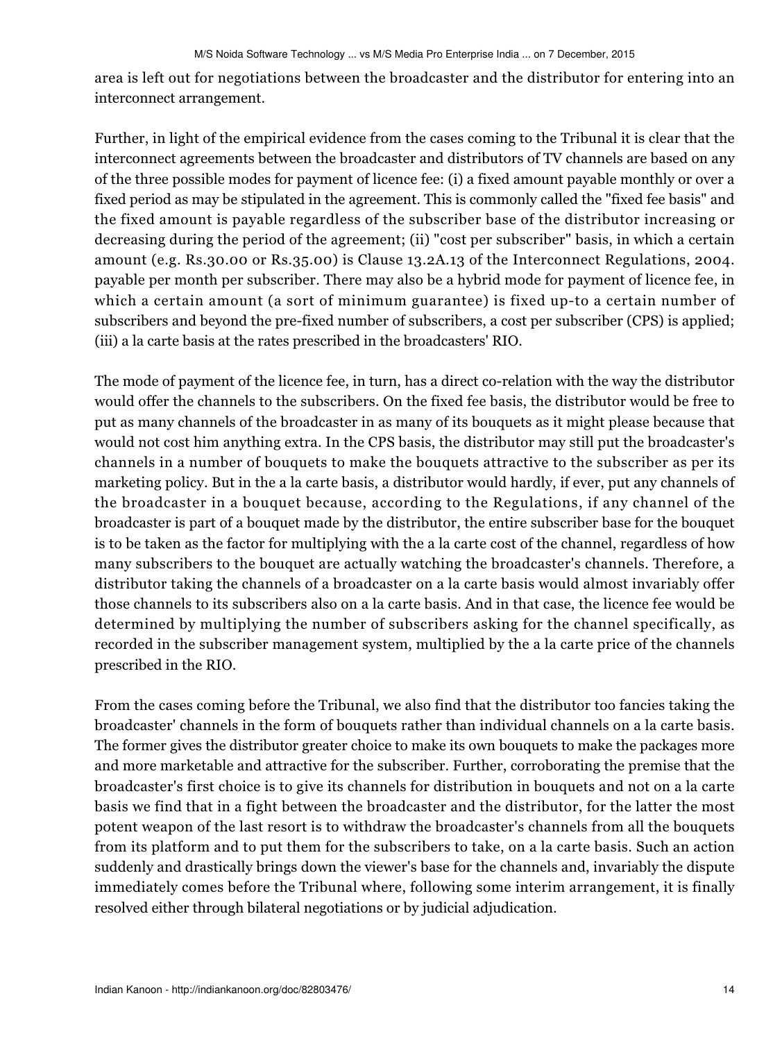area is left out for negotiations between the broadcaster and the distributor for entering into an interconnect arrangement.

Further, in light of the empirical evidence from the cases coming to the Tribunal it is clear that the interconnect agreements between the broadcaster and distributors of TV channels are based on any of the three possible modes for payment of licence fee: (i) a fixed amount payable monthly or over a fixed period as may be stipulated in the agreement. This is commonly called the "fixed fee basis" and the fixed amount is payable regardless of the subscriber base of the distributor increasing or decreasing during the period of the agreement; (ii) "cost per subscriber" basis, in which a certain amount (e.g. Rs.30.00 or Rs.35.00) is Clause 13.2A.13 of the Interconnect Regulations, 2004. payable per month per subscriber. There may also be a hybrid mode for payment of licence fee, in which a certain amount (a sort of minimum guarantee) is fixed up-to a certain number of subscribers and beyond the pre-fixed number of subscribers, a cost per subscriber (CPS) is applied; (iii) a la carte basis at the rates prescribed in the broadcasters' RIO.

The mode of payment of the licence fee, in turn, has a direct co-relation with the way the distributor would offer the channels to the subscribers. On the fixed fee basis, the distributor would be free to put as many channels of the broadcaster in as many of its bouquets as it might please because that would not cost him anything extra. In the CPS basis, the distributor may still put the broadcaster's channels in a number of bouquets to make the bouquets attractive to the subscriber as per its marketing policy. But in the a la carte basis, a distributor would hardly, if ever, put any channels of the broadcaster in a bouquet because, according to the Regulations, if any channel of the broadcaster is part of a bouquet made by the distributor, the entire subscriber base for the bouquet is to be taken as the factor for multiplying with the a la carte cost of the channel, regardless of how many subscribers to the bouquet are actually watching the broadcaster's channels. Therefore, a distributor taking the channels of a broadcaster on a la carte basis would almost invariably offer those channels to its subscribers also on a la carte basis. And in that case, the licence fee would be determined by multiplying the number of subscribers asking for the channel specifically, as recorded in the subscriber management system, multiplied by the a la carte price of the channels prescribed in the RIO.

From the cases coming before the Tribunal, we also find that the distributor too fancies taking the broadcaster' channels in the form of bouquets rather than individual channels on a la carte basis. The former gives the distributor greater choice to make its own bouquets to make the packages more and more marketable and attractive for the subscriber. Further, corroborating the premise that the broadcaster's first choice is to give its channels for distribution in bouquets and not on a la carte basis we find that in a fight between the broadcaster and the distributor, for the latter the most potent weapon of the last resort is to withdraw the broadcaster's channels from all the bouquets from its platform and to put them for the subscribers to take, on a la carte basis. Such an action suddenly and drastically brings down the viewer's base for the channels and, invariably the dispute immediately comes before the Tribunal where, following some interim arrangement, it is finally resolved either through bilateral negotiations or by judicial adjudication.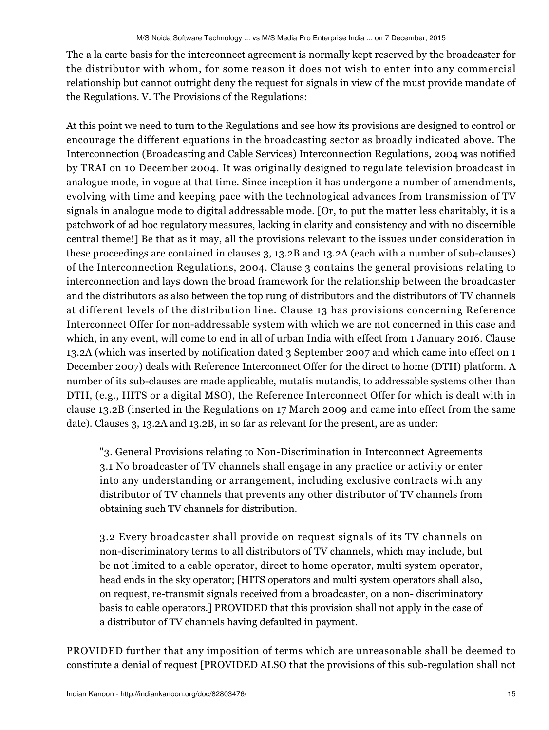The a la carte basis for the interconnect agreement is normally kept reserved by the broadcaster for the distributor with whom, for some reason it does not wish to enter into any commercial relationship but cannot outright deny the request for signals in view of the must provide mandate of the Regulations. V. The Provisions of the Regulations:

At this point we need to turn to the Regulations and see how its provisions are designed to control or encourage the different equations in the broadcasting sector as broadly indicated above. The Interconnection (Broadcasting and Cable Services) Interconnection Regulations, 2004 was notified by TRAI on 10 December 2004. It was originally designed to regulate television broadcast in analogue mode, in vogue at that time. Since inception it has undergone a number of amendments, evolving with time and keeping pace with the technological advances from transmission of TV signals in analogue mode to digital addressable mode. [Or, to put the matter less charitably, it is a patchwork of ad hoc regulatory measures, lacking in clarity and consistency and with no discernible central theme!] Be that as it may, all the provisions relevant to the issues under consideration in these proceedings are contained in clauses 3, 13.2B and 13.2A (each with a number of sub-clauses) of the Interconnection Regulations, 2004. Clause 3 contains the general provisions relating to interconnection and lays down the broad framework for the relationship between the broadcaster and the distributors as also between the top rung of distributors and the distributors of TV channels at different levels of the distribution line. Clause 13 has provisions concerning Reference Interconnect Offer for non-addressable system with which we are not concerned in this case and which, in any event, will come to end in all of urban India with effect from 1 January 2016. Clause 13.2A (which was inserted by notification dated 3 September 2007 and which came into effect on 1 December 2007) deals with Reference Interconnect Offer for the direct to home (DTH) platform. A number of its sub-clauses are made applicable, mutatis mutandis, to addressable systems other than DTH, (e.g., HITS or a digital MSO), the Reference Interconnect Offer for which is dealt with in clause 13.2B (inserted in the Regulations on 17 March 2009 and came into effect from the same date). Clauses 3, 13.2A and 13.2B, in so far as relevant for the present, are as under:

> "3. General Provisions relating to Non-Discrimination in Interconnect Agreements 3.1 No broadcaster of TV channels shall engage in any practice or activity or enter into any understanding or arrangement, including exclusive contracts with any distributor of TV channels that prevents any other distributor of TV channels from obtaining such TV channels for distribution.
>
> 3.2 Every broadcaster shall provide on request signals of its TV channels on non-discriminatory terms to all distributors of TV channels, which may include, but be not limited to a cable operator, direct to home operator, multi system operator, head ends in the sky operator; [HITS operators and multi system operators shall also, on request, re-transmit signals received from a broadcaster, on a non- discriminatory basis to cable operators.] PROVIDED that this provision shall not apply in the case of a distributor of TV channels having defaulted in payment.

PROVIDED further that any imposition of terms which are unreasonable shall be deemed to constitute a denial of request [PROVIDED ALSO that the provisions of this sub-regulation shall not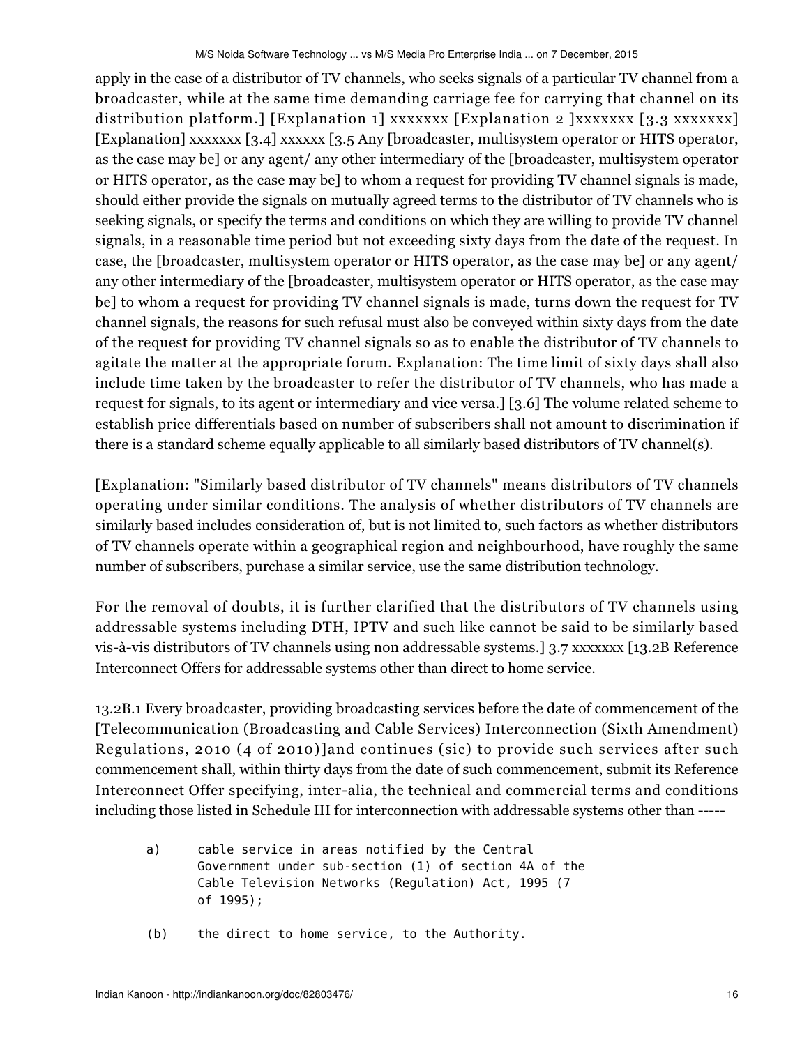apply in the case of a distributor of TV channels, who seeks signals of a particular TV channel from a broadcaster, while at the same time demanding carriage fee for carrying that channel on its distribution platform.] [Explanation 1] xxxxxxx [Explanation 2 ]xxxxxxx [3.3 xxxxxxx] [Explanation] xxxxxxx [3.4] xxxxxx [3.5 Any [broadcaster, multisystem operator or HITS operator, as the case may be] or any agent/ any other intermediary of the [broadcaster, multisystem operator or HITS operator, as the case may be] to whom a request for providing TV channel signals is made, should either provide the signals on mutually agreed terms to the distributor of TV channels who is seeking signals, or specify the terms and conditions on which they are willing to provide TV channel signals, in a reasonable time period but not exceeding sixty days from the date of the request. In case, the [broadcaster, multisystem operator or HITS operator, as the case may be] or any agent/ any other intermediary of the [broadcaster, multisystem operator or HITS operator, as the case may be] to whom a request for providing TV channel signals is made, turns down the request for TV channel signals, the reasons for such refusal must also be conveyed within sixty days from the date of the request for providing TV channel signals so as to enable the distributor of TV channels to agitate the matter at the appropriate forum. Explanation: The time limit of sixty days shall also include time taken by the broadcaster to refer the distributor of TV channels, who has made a request for signals, to its agent or intermediary and vice versa.] [3.6] The volume related scheme to establish price differentials based on number of subscribers shall not amount to discrimination if there is a standard scheme equally applicable to all similarly based distributors of TV channel(s).

[Explanation: "Similarly based distributor of TV channels" means distributors of TV channels operating under similar conditions. The analysis of whether distributors of TV channels are similarly based includes consideration of, but is not limited to, such factors as whether distributors of TV channels operate within a geographical region and neighbourhood, have roughly the same number of subscribers, purchase a similar service, use the same distribution technology.

For the removal of doubts, it is further clarified that the distributors of TV channels using addressable systems including DTH, IPTV and such like cannot be said to be similarly based vis-à-vis distributors of TV channels using non addressable systems.] 3.7 xxxxxxx [13.2B Reference Interconnect Offers for addressable systems other than direct to home service.

13.2B.1 Every broadcaster, providing broadcasting services before the date of commencement of the [Telecommunication (Broadcasting and Cable Services) Interconnection (Sixth Amendment) Regulations, 2010 (4 of 2010)]and continues (sic) to provide such services after such commencement shall, within thirty days from the date of such commencement, submit its Reference Interconnect Offer specifying, inter-alia, the technical and commercial terms and conditions including those listed in Schedule III for interconnection with addressable systems other than -----

a) cable service in areas notified by the Central Government under sub-section (1) of section 4A of the Cable Television Networks (Regulation) Act, 1995 (7 of 1995);

(b) the direct to home service, to the Authority.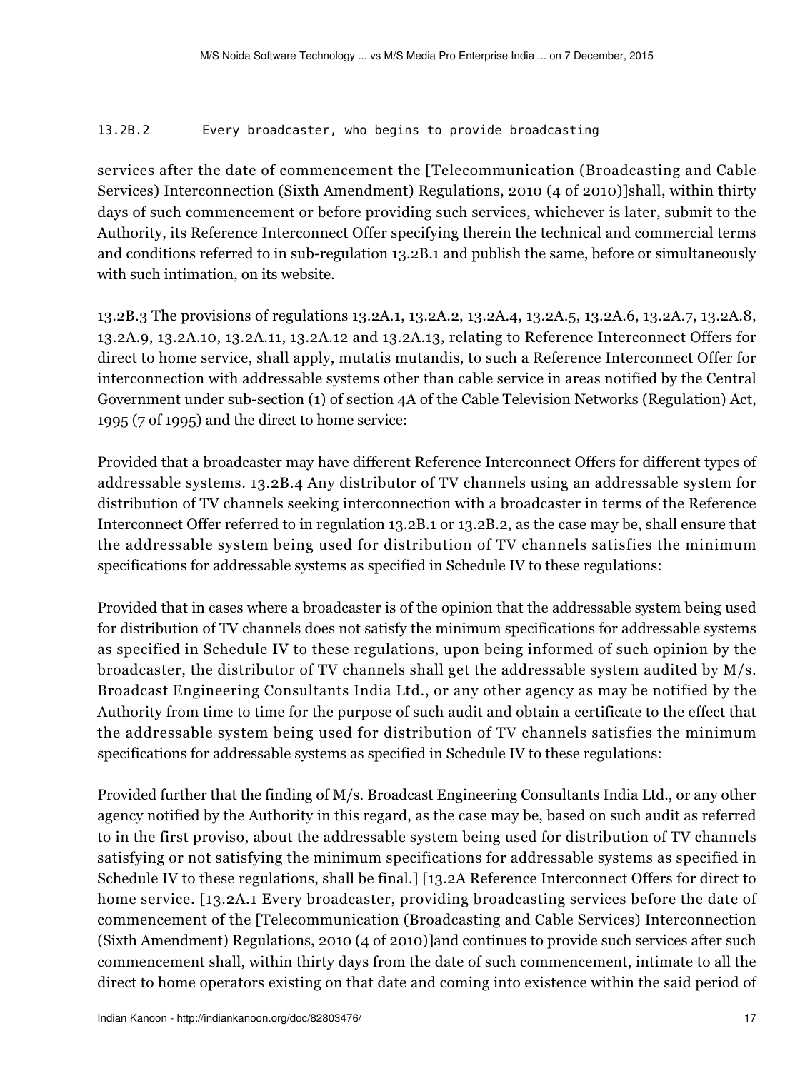```
13.2B.2       Every broadcaster, who begins to provide broadcasting
```

services after the date of commencement the [Telecommunication (Broadcasting and Cable Services) Interconnection (Sixth Amendment) Regulations, 2010 (4 of 2010)]shall, within thirty days of such commencement or before providing such services, whichever is later, submit to the Authority, its Reference Interconnect Offer specifying therein the technical and commercial terms and conditions referred to in sub-regulation 13.2B.1 and publish the same, before or simultaneously with such intimation, on its website.

13.2B.3 The provisions of regulations 13.2A.1, 13.2A.2, 13.2A.4, 13.2A.5, 13.2A.6, 13.2A.7, 13.2A.8, 13.2A.9, 13.2A.10, 13.2A.11, 13.2A.12 and 13.2A.13, relating to Reference Interconnect Offers for direct to home service, shall apply, mutatis mutandis, to such a Reference Interconnect Offer for interconnection with addressable systems other than cable service in areas notified by the Central Government under sub-section (1) of section 4A of the Cable Television Networks (Regulation) Act, 1995 (7 of 1995) and the direct to home service:

Provided that a broadcaster may have different Reference Interconnect Offers for different types of addressable systems. 13.2B.4 Any distributor of TV channels using an addressable system for distribution of TV channels seeking interconnection with a broadcaster in terms of the Reference Interconnect Offer referred to in regulation 13.2B.1 or 13.2B.2, as the case may be, shall ensure that the addressable system being used for distribution of TV channels satisfies the minimum specifications for addressable systems as specified in Schedule IV to these regulations:

Provided that in cases where a broadcaster is of the opinion that the addressable system being used for distribution of TV channels does not satisfy the minimum specifications for addressable systems as specified in Schedule IV to these regulations, upon being informed of such opinion by the broadcaster, the distributor of TV channels shall get the addressable system audited by M/s. Broadcast Engineering Consultants India Ltd., or any other agency as may be notified by the Authority from time to time for the purpose of such audit and obtain a certificate to the effect that the addressable system being used for distribution of TV channels satisfies the minimum specifications for addressable systems as specified in Schedule IV to these regulations:

Provided further that the finding of M/s. Broadcast Engineering Consultants India Ltd., or any other agency notified by the Authority in this regard, as the case may be, based on such audit as referred to in the first proviso, about the addressable system being used for distribution of TV channels satisfying or not satisfying the minimum specifications for addressable systems as specified in Schedule IV to these regulations, shall be final.] [13.2A Reference Interconnect Offers for direct to home service. [13.2A.1 Every broadcaster, providing broadcasting services before the date of commencement of the [Telecommunication (Broadcasting and Cable Services) Interconnection (Sixth Amendment) Regulations, 2010 (4 of 2010)]and continues to provide such services after such commencement shall, within thirty days from the date of such commencement, intimate to all the direct to home operators existing on that date and coming into existence within the said period of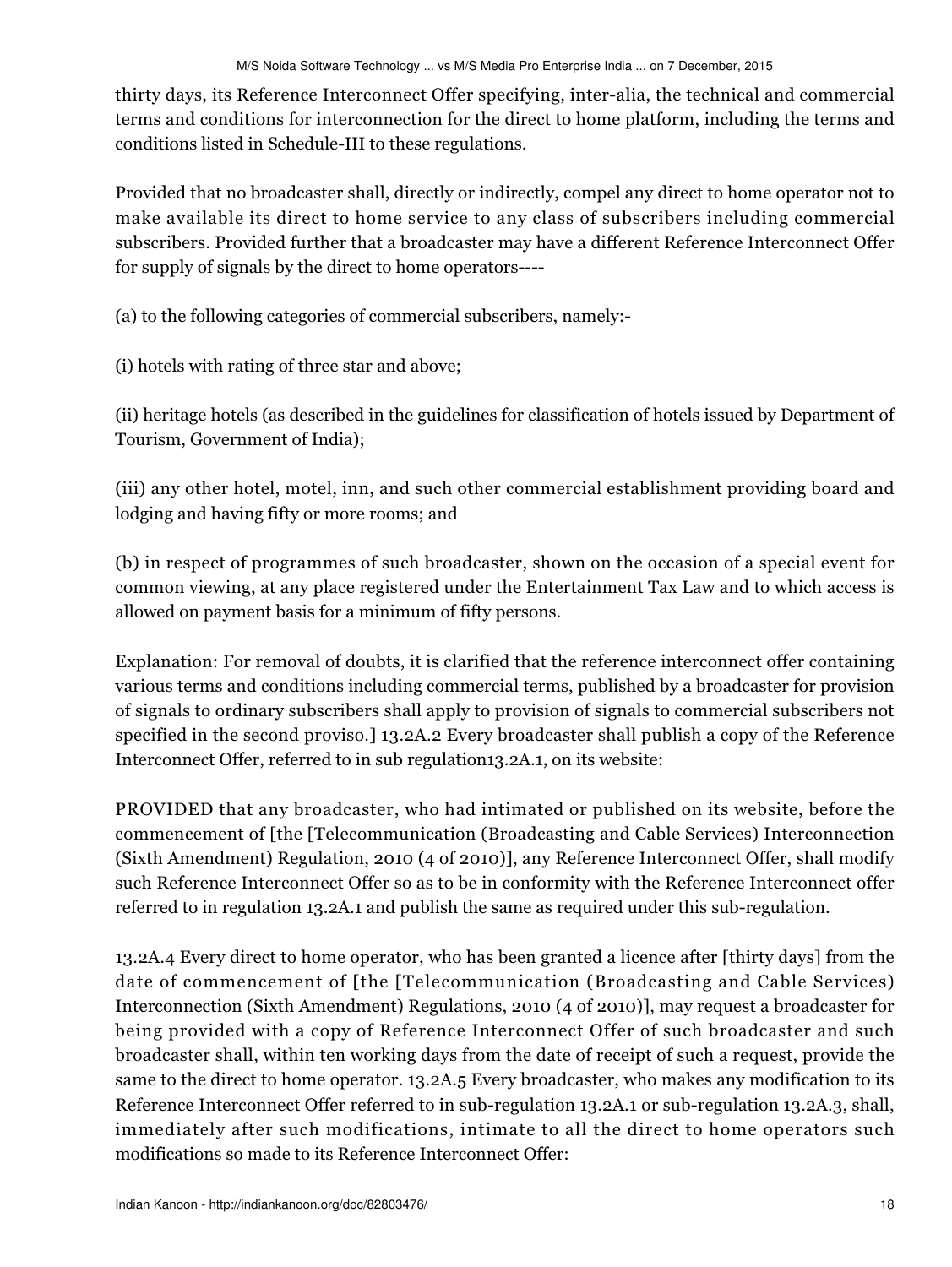thirty days, its Reference Interconnect Offer specifying, inter-alia, the technical and commercial terms and conditions for interconnection for the direct to home platform, including the terms and conditions listed in Schedule-III to these regulations.

Provided that no broadcaster shall, directly or indirectly, compel any direct to home operator not to make available its direct to home service to any class of subscribers including commercial subscribers. Provided further that a broadcaster may have a different Reference Interconnect Offer for supply of signals by the direct to home operators----

(a) to the following categories of commercial subscribers, namely:-

(i) hotels with rating of three star and above;

(ii) heritage hotels (as described in the guidelines for classification of hotels issued by Department of Tourism, Government of India);

(iii) any other hotel, motel, inn, and such other commercial establishment providing board and lodging and having fifty or more rooms; and

(b) in respect of programmes of such broadcaster, shown on the occasion of a special event for common viewing, at any place registered under the Entertainment Tax Law and to which access is allowed on payment basis for a minimum of fifty persons.

Explanation: For removal of doubts, it is clarified that the reference interconnect offer containing various terms and conditions including commercial terms, published by a broadcaster for provision of signals to ordinary subscribers shall apply to provision of signals to commercial subscribers not specified in the second proviso.] 13.2A.2 Every broadcaster shall publish a copy of the Reference Interconnect Offer, referred to in sub regulation13.2A.1, on its website:

PROVIDED that any broadcaster, who had intimated or published on its website, before the commencement of [the [Telecommunication (Broadcasting and Cable Services) Interconnection (Sixth Amendment) Regulation, 2010 (4 of 2010)], any Reference Interconnect Offer, shall modify such Reference Interconnect Offer so as to be in conformity with the Reference Interconnect offer referred to in regulation 13.2A.1 and publish the same as required under this sub-regulation.

13.2A.4 Every direct to home operator, who has been granted a licence after [thirty days] from the date of commencement of [the [Telecommunication (Broadcasting and Cable Services) Interconnection (Sixth Amendment) Regulations, 2010 (4 of 2010)], may request a broadcaster for being provided with a copy of Reference Interconnect Offer of such broadcaster and such broadcaster shall, within ten working days from the date of receipt of such a request, provide the same to the direct to home operator. 13.2A.5 Every broadcaster, who makes any modification to its Reference Interconnect Offer referred to in sub-regulation 13.2A.1 or sub-regulation 13.2A.3, shall, immediately after such modifications, intimate to all the direct to home operators such modifications so made to its Reference Interconnect Offer: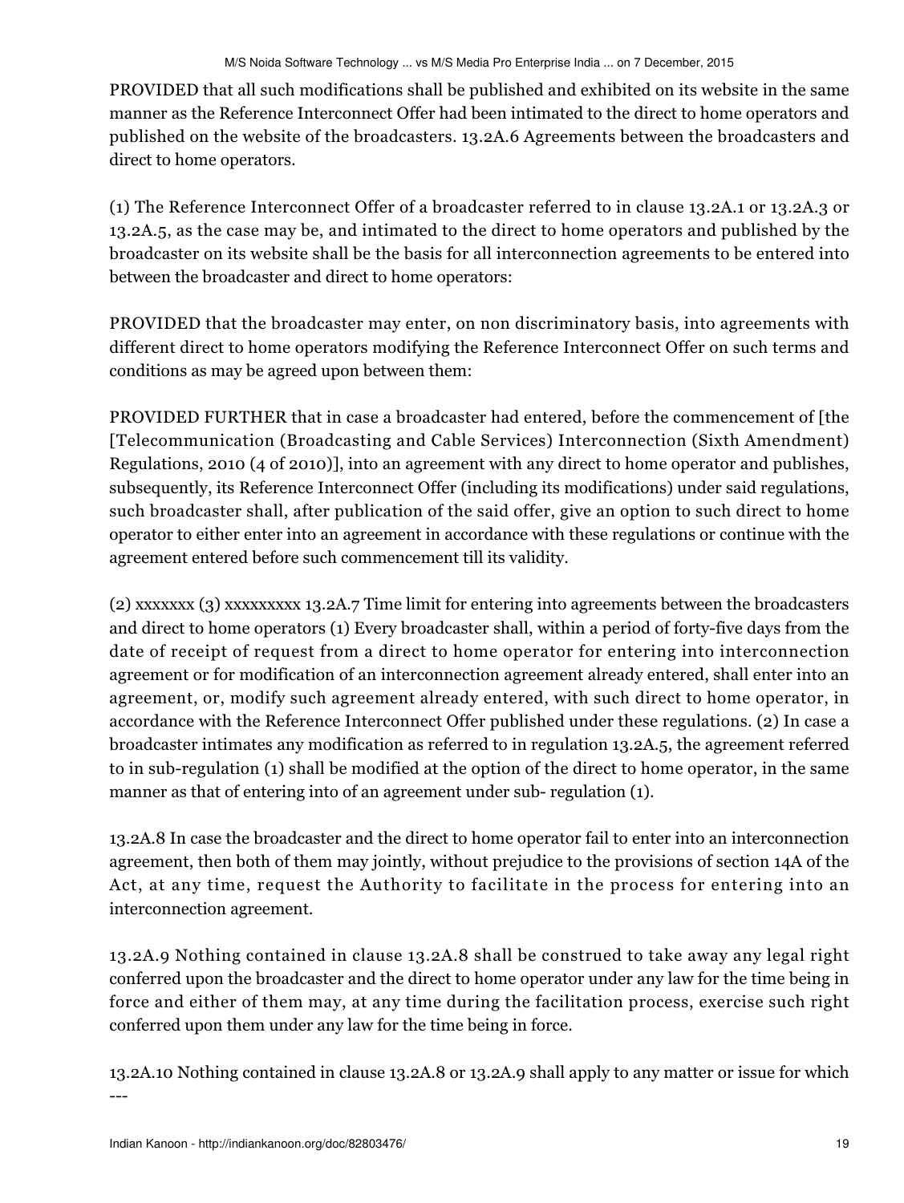PROVIDED that all such modifications shall be published and exhibited on its website in the same manner as the Reference Interconnect Offer had been intimated to the direct to home operators and published on the website of the broadcasters. 13.2A.6 Agreements between the broadcasters and direct to home operators.

(1) The Reference Interconnect Offer of a broadcaster referred to in clause 13.2A.1 or 13.2A.3 or 13.2A.5, as the case may be, and intimated to the direct to home operators and published by the broadcaster on its website shall be the basis for all interconnection agreements to be entered into between the broadcaster and direct to home operators:

PROVIDED that the broadcaster may enter, on non discriminatory basis, into agreements with different direct to home operators modifying the Reference Interconnect Offer on such terms and conditions as may be agreed upon between them:

PROVIDED FURTHER that in case a broadcaster had entered, before the commencement of [the [Telecommunication (Broadcasting and Cable Services) Interconnection (Sixth Amendment) Regulations, 2010 (4 of 2010)], into an agreement with any direct to home operator and publishes, subsequently, its Reference Interconnect Offer (including its modifications) under said regulations, such broadcaster shall, after publication of the said offer, give an option to such direct to home operator to either enter into an agreement in accordance with these regulations or continue with the agreement entered before such commencement till its validity.

(2) xxxxxxx (3) xxxxxxxxx 13.2A.7 Time limit for entering into agreements between the broadcasters and direct to home operators (1) Every broadcaster shall, within a period of forty-five days from the date of receipt of request from a direct to home operator for entering into interconnection agreement or for modification of an interconnection agreement already entered, shall enter into an agreement, or, modify such agreement already entered, with such direct to home operator, in accordance with the Reference Interconnect Offer published under these regulations. (2) In case a broadcaster intimates any modification as referred to in regulation 13.2A.5, the agreement referred to in sub-regulation (1) shall be modified at the option of the direct to home operator, in the same manner as that of entering into of an agreement under sub- regulation (1).

13.2A.8 In case the broadcaster and the direct to home operator fail to enter into an interconnection agreement, then both of them may jointly, without prejudice to the provisions of section 14A of the Act, at any time, request the Authority to facilitate in the process for entering into an interconnection agreement.

13.2A.9 Nothing contained in clause 13.2A.8 shall be construed to take away any legal right conferred upon the broadcaster and the direct to home operator under any law for the time being in force and either of them may, at any time during the facilitation process, exercise such right conferred upon them under any law for the time being in force.

13.2A.10 Nothing contained in clause 13.2A.8 or 13.2A.9 shall apply to any matter or issue for which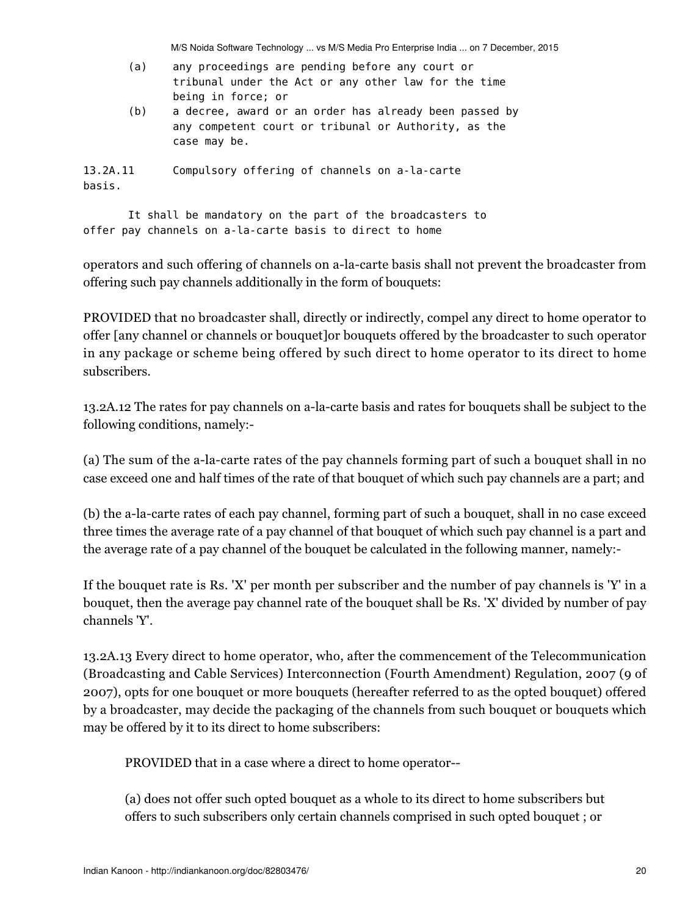(a) any proceedings are pending before any court or tribunal under the Act or any other law for the time being in force; or

(b) a decree, award or an order has already been passed by any competent court or tribunal or Authority, as the case may be.

13.2A.11 Compulsory offering of channels on a-la-carte basis.

It shall be mandatory on the part of the broadcasters to offer pay channels on a-la-carte basis to direct to home operators and such offering of channels on a-la-carte basis shall not prevent the broadcaster from offering such pay channels additionally in the form of bouquets:

PROVIDED that no broadcaster shall, directly or indirectly, compel any direct to home operator to offer [any channel or channels or bouquet]or bouquets offered by the broadcaster to such operator in any package or scheme being offered by such direct to home operator to its direct to home subscribers.

13.2A.12 The rates for pay channels on a-la-carte basis and rates for bouquets shall be subject to the following conditions, namely:-

(a) The sum of the a-la-carte rates of the pay channels forming part of such a bouquet shall in no case exceed one and half times of the rate of that bouquet of which such pay channels are a part; and

(b) the a-la-carte rates of each pay channel, forming part of such a bouquet, shall in no case exceed three times the average rate of a pay channel of that bouquet of which such pay channel is a part and the average rate of a pay channel of the bouquet be calculated in the following manner, namely:-

If the bouquet rate is Rs. 'X' per month per subscriber and the number of pay channels is 'Y' in a bouquet, then the average pay channel rate of the bouquet shall be Rs. 'X' divided by number of pay channels 'Y'.

13.2A.13 Every direct to home operator, who, after the commencement of the Telecommunication (Broadcasting and Cable Services) Interconnection (Fourth Amendment) Regulation, 2007 (9 of 2007), opts for one bouquet or more bouquets (hereafter referred to as the opted bouquet) offered by a broadcaster, may decide the packaging of the channels from such bouquet or bouquets which may be offered by it to its direct to home subscribers:

PROVIDED that in a case where a direct to home operator--

(a) does not offer such opted bouquet as a whole to its direct to home subscribers but offers to such subscribers only certain channels comprised in such opted bouquet ; or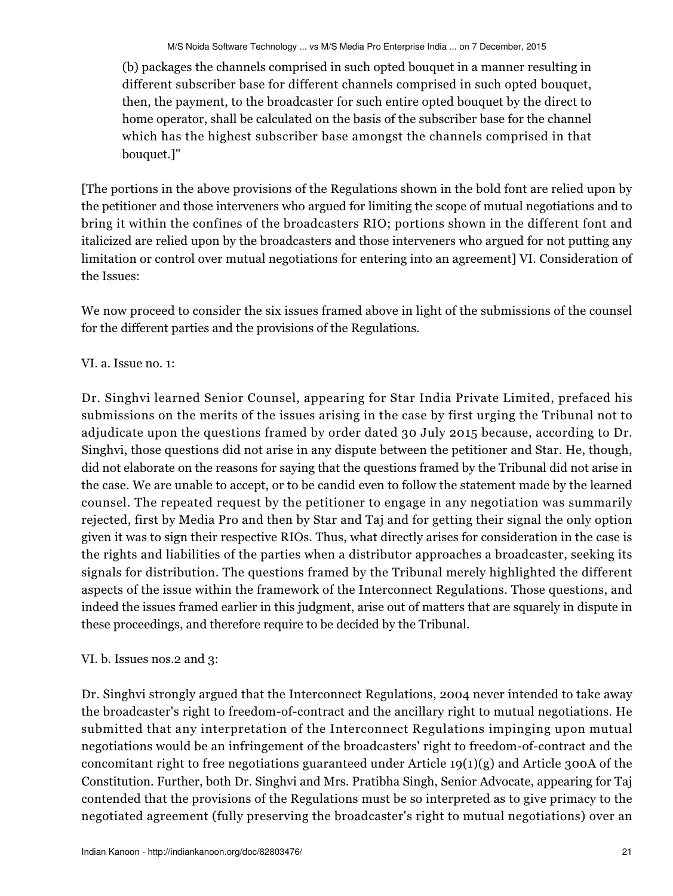(b) packages the channels comprised in such opted bouquet in a manner resulting in different subscriber base for different channels comprised in such opted bouquet, then, the payment, to the broadcaster for such entire opted bouquet by the direct to home operator, shall be calculated on the basis of the subscriber base for the channel which has the highest subscriber base amongst the channels comprised in that bouquet.]"

[The portions in the above provisions of the Regulations shown in the bold font are relied upon by the petitioner and those interveners who argued for limiting the scope of mutual negotiations and to bring it within the confines of the broadcasters RIO; portions shown in the different font and italicized are relied upon by the broadcasters and those interveners who argued for not putting any limitation or control over mutual negotiations for entering into an agreement] VI. Consideration of the Issues:

We now proceed to consider the six issues framed above in light of the submissions of the counsel for the different parties and the provisions of the Regulations.

VI. a. Issue no. 1:

Dr. Singhvi learned Senior Counsel, appearing for Star India Private Limited, prefaced his submissions on the merits of the issues arising in the case by first urging the Tribunal not to adjudicate upon the questions framed by order dated 30 July 2015 because, according to Dr. Singhvi, those questions did not arise in any dispute between the petitioner and Star. He, though, did not elaborate on the reasons for saying that the questions framed by the Tribunal did not arise in the case. We are unable to accept, or to be candid even to follow the statement made by the learned counsel. The repeated request by the petitioner to engage in any negotiation was summarily rejected, first by Media Pro and then by Star and Taj and for getting their signal the only option given it was to sign their respective RIOs. Thus, what directly arises for consideration in the case is the rights and liabilities of the parties when a distributor approaches a broadcaster, seeking its signals for distribution. The questions framed by the Tribunal merely highlighted the different aspects of the issue within the framework of the Interconnect Regulations. Those questions, and indeed the issues framed earlier in this judgment, arise out of matters that are squarely in dispute in these proceedings, and therefore require to be decided by the Tribunal.

VI. b. Issues nos.2 and 3:

Dr. Singhvi strongly argued that the Interconnect Regulations, 2004 never intended to take away the broadcaster's right to freedom-of-contract and the ancillary right to mutual negotiations. He submitted that any interpretation of the Interconnect Regulations impinging upon mutual negotiations would be an infringement of the broadcasters' right to freedom-of-contract and the concomitant right to free negotiations guaranteed under Article 19(1)(g) and Article 300A of the Constitution. Further, both Dr. Singhvi and Mrs. Pratibha Singh, Senior Advocate, appearing for Taj contended that the provisions of the Regulations must be so interpreted as to give primacy to the negotiated agreement (fully preserving the broadcaster's right to mutual negotiations) over an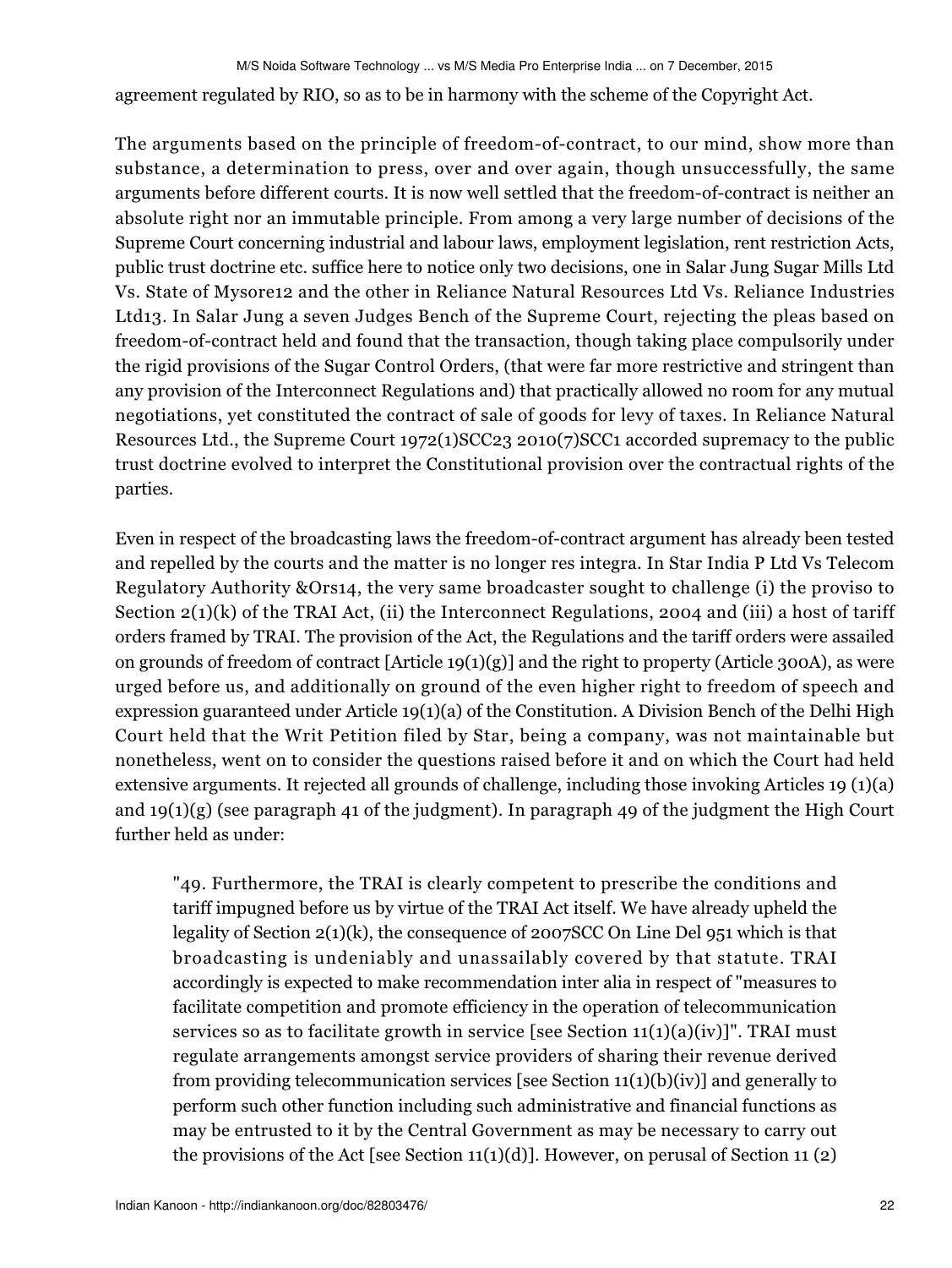agreement regulated by RIO, so as to be in harmony with the scheme of the Copyright Act.

The arguments based on the principle of freedom-of-contract, to our mind, show more than substance, a determination to press, over and over again, though unsuccessfully, the same arguments before different courts. It is now well settled that the freedom-of-contract is neither an absolute right nor an immutable principle. From among a very large number of decisions of the Supreme Court concerning industrial and labour laws, employment legislation, rent restriction Acts, public trust doctrine etc. suffice here to notice only two decisions, one in Salar Jung Sugar Mills Ltd Vs. State of Mysore12 and the other in Reliance Natural Resources Ltd Vs. Reliance Industries Ltd13. In Salar Jung a seven Judges Bench of the Supreme Court, rejecting the pleas based on freedom-of-contract held and found that the transaction, though taking place compulsorily under the rigid provisions of the Sugar Control Orders, (that were far more restrictive and stringent than any provision of the Interconnect Regulations and) that practically allowed no room for any mutual negotiations, yet constituted the contract of sale of goods for levy of taxes. In Reliance Natural Resources Ltd., the Supreme Court 1972(1)SCC23 2010(7)SCC1 accorded supremacy to the public trust doctrine evolved to interpret the Constitutional provision over the contractual rights of the parties.

Even in respect of the broadcasting laws the freedom-of-contract argument has already been tested and repelled by the courts and the matter is no longer res integra. In Star India P Ltd Vs Telecom Regulatory Authority &Ors14, the very same broadcaster sought to challenge (i) the proviso to Section 2(1)(k) of the TRAI Act, (ii) the Interconnect Regulations, 2004 and (iii) a host of tariff orders framed by TRAI. The provision of the Act, the Regulations and the tariff orders were assailed on grounds of freedom of contract [Article 19(1)(g)] and the right to property (Article 300A), as were urged before us, and additionally on ground of the even higher right to freedom of speech and expression guaranteed under Article 19(1)(a) of the Constitution. A Division Bench of the Delhi High Court held that the Writ Petition filed by Star, being a company, was not maintainable but nonetheless, went on to consider the questions raised before it and on which the Court had held extensive arguments. It rejected all grounds of challenge, including those invoking Articles 19 (1)(a) and 19(1)(g) (see paragraph 41 of the judgment). In paragraph 49 of the judgment the High Court further held as under:

> "49. Furthermore, the TRAI is clearly competent to prescribe the conditions and tariff impugned before us by virtue of the TRAI Act itself. We have already upheld the legality of Section 2(1)(k), the consequence of 2007SCC On Line Del 951 which is that broadcasting is undeniably and unassailably covered by that statute. TRAI accordingly is expected to make recommendation inter alia in respect of "measures to facilitate competition and promote efficiency in the operation of telecommunication services so as to facilitate growth in service [see Section 11(1)(a)(iv)]". TRAI must regulate arrangements amongst service providers of sharing their revenue derived from providing telecommunication services [see Section 11(1)(b)(iv)] and generally to perform such other function including such administrative and financial functions as may be entrusted to it by the Central Government as may be necessary to carry out the provisions of the Act [see Section 11(1)(d)]. However, on perusal of Section 11 (2)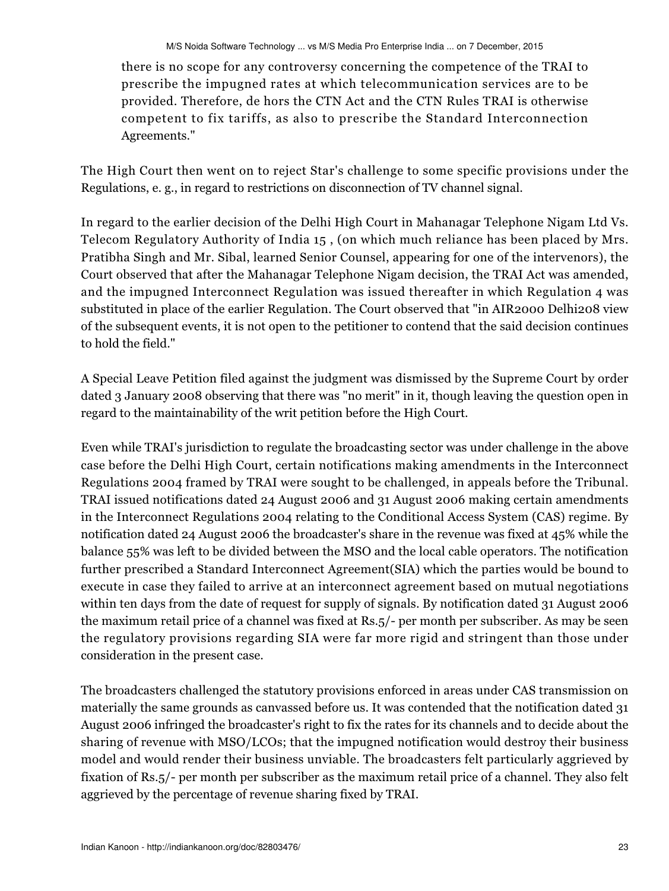> there is no scope for any controversy concerning the competence of the TRAI to prescribe the impugned rates at which telecommunication services are to be provided. Therefore, de hors the CTN Act and the CTN Rules TRAI is otherwise competent to fix tariffs, as also to prescribe the Standard Interconnection Agreements."

The High Court then went on to reject Star's challenge to some specific provisions under the Regulations, e. g., in regard to restrictions on disconnection of TV channel signal.

In regard to the earlier decision of the Delhi High Court in Mahanagar Telephone Nigam Ltd Vs. Telecom Regulatory Authority of India 15 , (on which much reliance has been placed by Mrs. Pratibha Singh and Mr. Sibal, learned Senior Counsel, appearing for one of the intervenors), the Court observed that after the Mahanagar Telephone Nigam decision, the TRAI Act was amended, and the impugned Interconnect Regulation was issued thereafter in which Regulation 4 was substituted in place of the earlier Regulation. The Court observed that "in AIR2000 Delhi208 view of the subsequent events, it is not open to the petitioner to contend that the said decision continues to hold the field."

A Special Leave Petition filed against the judgment was dismissed by the Supreme Court by order dated 3 January 2008 observing that there was "no merit" in it, though leaving the question open in regard to the maintainability of the writ petition before the High Court.

Even while TRAI's jurisdiction to regulate the broadcasting sector was under challenge in the above case before the Delhi High Court, certain notifications making amendments in the Interconnect Regulations 2004 framed by TRAI were sought to be challenged, in appeals before the Tribunal. TRAI issued notifications dated 24 August 2006 and 31 August 2006 making certain amendments in the Interconnect Regulations 2004 relating to the Conditional Access System (CAS) regime. By notification dated 24 August 2006 the broadcaster's share in the revenue was fixed at 45% while the balance 55% was left to be divided between the MSO and the local cable operators. The notification further prescribed a Standard Interconnect Agreement(SIA) which the parties would be bound to execute in case they failed to arrive at an interconnect agreement based on mutual negotiations within ten days from the date of request for supply of signals. By notification dated 31 August 2006 the maximum retail price of a channel was fixed at Rs.5/- per month per subscriber. As may be seen the regulatory provisions regarding SIA were far more rigid and stringent than those under consideration in the present case.

The broadcasters challenged the statutory provisions enforced in areas under CAS transmission on materially the same grounds as canvassed before us. It was contended that the notification dated 31 August 2006 infringed the broadcaster's right to fix the rates for its channels and to decide about the sharing of revenue with MSO/LCOs; that the impugned notification would destroy their business model and would render their business unviable. The broadcasters felt particularly aggrieved by fixation of Rs.5/- per month per subscriber as the maximum retail price of a channel. They also felt aggrieved by the percentage of revenue sharing fixed by TRAI.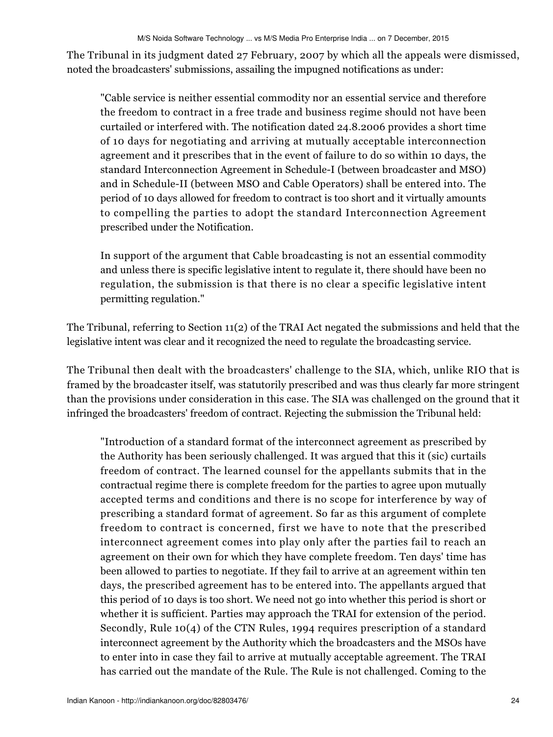The Tribunal in its judgment dated 27 February, 2007 by which all the appeals were dismissed, noted the broadcasters' submissions, assailing the impugned notifications as under:

> "Cable service is neither essential commodity nor an essential service and therefore the freedom to contract in a free trade and business regime should not have been curtailed or interfered with. The notification dated 24.8.2006 provides a short time of 10 days for negotiating and arriving at mutually acceptable interconnection agreement and it prescribes that in the event of failure to do so within 10 days, the standard Interconnection Agreement in Schedule-I (between broadcaster and MSO) and in Schedule-II (between MSO and Cable Operators) shall be entered into. The period of 10 days allowed for freedom to contract is too short and it virtually amounts to compelling the parties to adopt the standard Interconnection Agreement prescribed under the Notification.
>
> In support of the argument that Cable broadcasting is not an essential commodity and unless there is specific legislative intent to regulate it, there should have been no regulation, the submission is that there is no clear a specific legislative intent permitting regulation."

The Tribunal, referring to Section 11(2) of the TRAI Act negated the submissions and held that the legislative intent was clear and it recognized the need to regulate the broadcasting service.

The Tribunal then dealt with the broadcasters' challenge to the SIA, which, unlike RIO that is framed by the broadcaster itself, was statutorily prescribed and was thus clearly far more stringent than the provisions under consideration in this case. The SIA was challenged on the ground that it infringed the broadcasters' freedom of contract. Rejecting the submission the Tribunal held:

> "Introduction of a standard format of the interconnect agreement as prescribed by the Authority has been seriously challenged. It was argued that this it (sic) curtails freedom of contract. The learned counsel for the appellants submits that in the contractual regime there is complete freedom for the parties to agree upon mutually accepted terms and conditions and there is no scope for interference by way of prescribing a standard format of agreement. So far as this argument of complete freedom to contract is concerned, first we have to note that the prescribed interconnect agreement comes into play only after the parties fail to reach an agreement on their own for which they have complete freedom. Ten days' time has been allowed to parties to negotiate. If they fail to arrive at an agreement within ten days, the prescribed agreement has to be entered into. The appellants argued that this period of 10 days is too short. We need not go into whether this period is short or whether it is sufficient. Parties may approach the TRAI for extension of the period. Secondly, Rule 10(4) of the CTN Rules, 1994 requires prescription of a standard interconnect agreement by the Authority which the broadcasters and the MSOs have to enter into in case they fail to arrive at mutually acceptable agreement. The TRAI has carried out the mandate of the Rule. The Rule is not challenged. Coming to the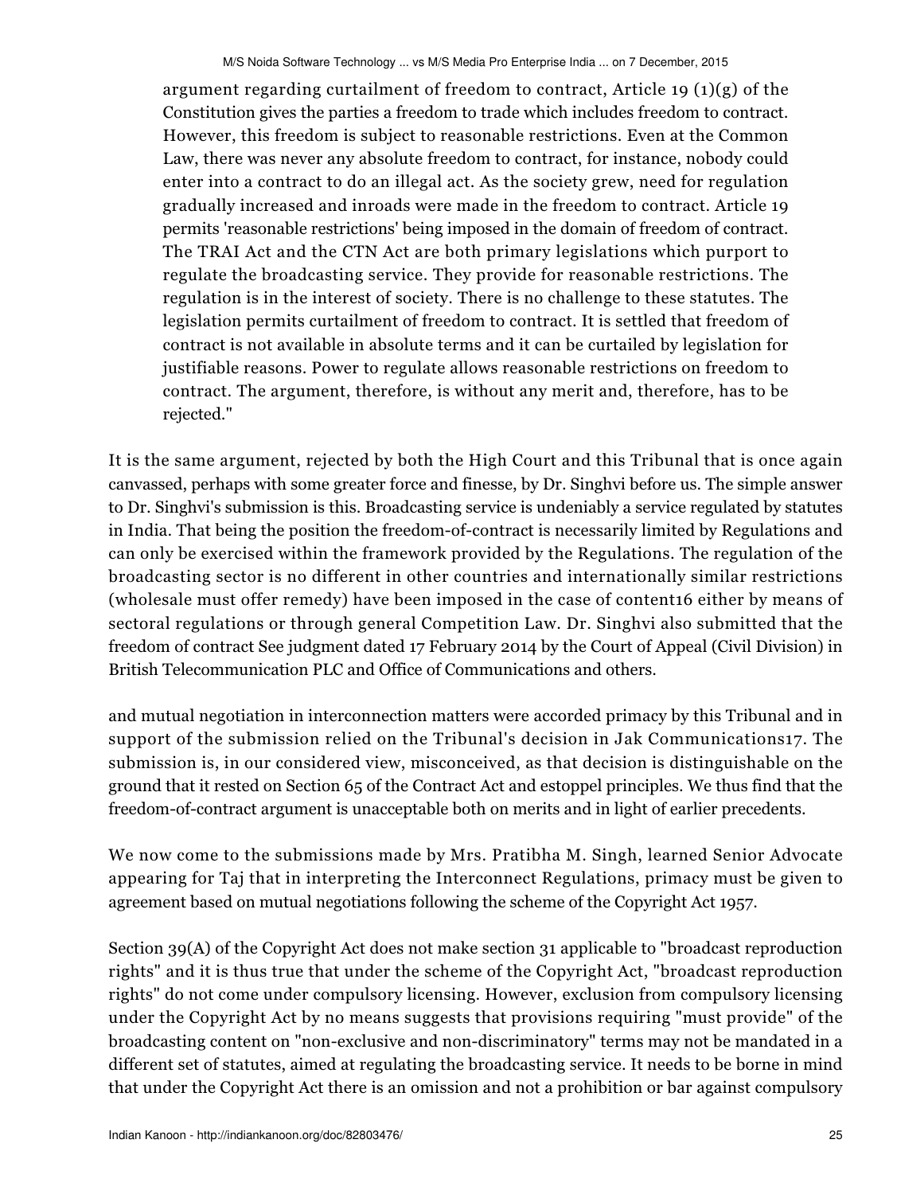> argument regarding curtailment of freedom to contract, Article 19 (1)(g) of the Constitution gives the parties a freedom to trade which includes freedom to contract. However, this freedom is subject to reasonable restrictions. Even at the Common Law, there was never any absolute freedom to contract, for instance, nobody could enter into a contract to do an illegal act. As the society grew, need for regulation gradually increased and inroads were made in the freedom to contract. Article 19 permits 'reasonable restrictions' being imposed in the domain of freedom of contract. The TRAI Act and the CTN Act are both primary legislations which purport to regulate the broadcasting service. They provide for reasonable restrictions. The regulation is in the interest of society. There is no challenge to these statutes. The legislation permits curtailment of freedom to contract. It is settled that freedom of contract is not available in absolute terms and it can be curtailed by legislation for justifiable reasons. Power to regulate allows reasonable restrictions on freedom to contract. The argument, therefore, is without any merit and, therefore, has to be rejected."

It is the same argument, rejected by both the High Court and this Tribunal that is once again canvassed, perhaps with some greater force and finesse, by Dr. Singhvi before us. The simple answer to Dr. Singhvi's submission is this. Broadcasting service is undeniably a service regulated by statutes in India. That being the position the freedom-of-contract is necessarily limited by Regulations and can only be exercised within the framework provided by the Regulations. The regulation of the broadcasting sector is no different in other countries and internationally similar restrictions (wholesale must offer remedy) have been imposed in the case of content[16] either by means of sectoral regulations or through general Competition Law. Dr. Singhvi also submitted that the freedom of contract See judgment dated 17 February 2014 by the Court of Appeal (Civil Division) in British Telecommunication PLC and Office of Communications and others.

and mutual negotiation in interconnection matters were accorded primacy by this Tribunal and in support of the submission relied on the Tribunal's decision in Jak Communications[17]. The submission is, in our considered view, misconceived, as that decision is distinguishable on the ground that it rested on Section 65 of the Contract Act and estoppel principles. We thus find that the freedom-of-contract argument is unacceptable both on merits and in light of earlier precedents.

We now come to the submissions made by Mrs. Pratibha M. Singh, learned Senior Advocate appearing for Taj that in interpreting the Interconnect Regulations, primacy must be given to agreement based on mutual negotiations following the scheme of the Copyright Act 1957.

Section 39(A) of the Copyright Act does not make section 31 applicable to "broadcast reproduction rights" and it is thus true that under the scheme of the Copyright Act, "broadcast reproduction rights" do not come under compulsory licensing. However, exclusion from compulsory licensing under the Copyright Act by no means suggests that provisions requiring "must provide" of the broadcasting content on "non-exclusive and non-discriminatory" terms may not be mandated in a different set of statutes, aimed at regulating the broadcasting service. It needs to be borne in mind that under the Copyright Act there is an omission and not a prohibition or bar against compulsory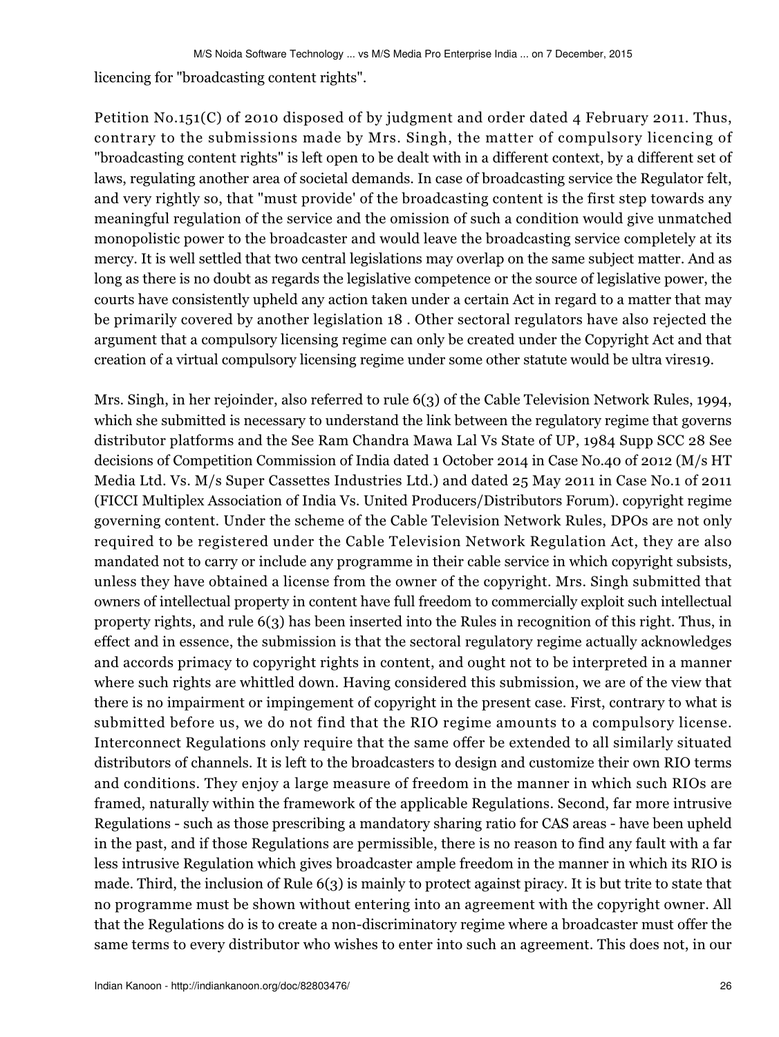licencing for "broadcasting content rights".

Petition No.151(C) of 2010 disposed of by judgment and order dated 4 February 2011. Thus, contrary to the submissions made by Mrs. Singh, the matter of compulsory licencing of "broadcasting content rights" is left open to be dealt with in a different context, by a different set of laws, regulating another area of societal demands. In case of broadcasting service the Regulator felt, and very rightly so, that "must provide' of the broadcasting content is the first step towards any meaningful regulation of the service and the omission of such a condition would give unmatched monopolistic power to the broadcaster and would leave the broadcasting service completely at its mercy. It is well settled that two central legislations may overlap on the same subject matter. And as long as there is no doubt as regards the legislative competence or the source of legislative power, the courts have consistently upheld any action taken under a certain Act in regard to a matter that may be primarily covered by another legislation 18 . Other sectoral regulators have also rejected the argument that a compulsory licensing regime can only be created under the Copyright Act and that creation of a virtual compulsory licensing regime under some other statute would be ultra vires19.

Mrs. Singh, in her rejoinder, also referred to rule 6(3) of the Cable Television Network Rules, 1994, which she submitted is necessary to understand the link between the regulatory regime that governs distributor platforms and the See Ram Chandra Mawa Lal Vs State of UP, 1984 Supp SCC 28 See decisions of Competition Commission of India dated 1 October 2014 in Case No.40 of 2012 (M/s HT Media Ltd. Vs. M/s Super Cassettes Industries Ltd.) and dated 25 May 2011 in Case No.1 of 2011 (FICCI Multiplex Association of India Vs. United Producers/Distributors Forum). copyright regime governing content. Under the scheme of the Cable Television Network Rules, DPOs are not only required to be registered under the Cable Television Network Regulation Act, they are also mandated not to carry or include any programme in their cable service in which copyright subsists, unless they have obtained a license from the owner of the copyright. Mrs. Singh submitted that owners of intellectual property in content have full freedom to commercially exploit such intellectual property rights, and rule 6(3) has been inserted into the Rules in recognition of this right. Thus, in effect and in essence, the submission is that the sectoral regulatory regime actually acknowledges and accords primacy to copyright rights in content, and ought not to be interpreted in a manner where such rights are whittled down. Having considered this submission, we are of the view that there is no impairment or impingement of copyright in the present case. First, contrary to what is submitted before us, we do not find that the RIO regime amounts to a compulsory license. Interconnect Regulations only require that the same offer be extended to all similarly situated distributors of channels. It is left to the broadcasters to design and customize their own RIO terms and conditions. They enjoy a large measure of freedom in the manner in which such RIOs are framed, naturally within the framework of the applicable Regulations. Second, far more intrusive Regulations - such as those prescribing a mandatory sharing ratio for CAS areas - have been upheld in the past, and if those Regulations are permissible, there is no reason to find any fault with a far less intrusive Regulation which gives broadcaster ample freedom in the manner in which its RIO is made. Third, the inclusion of Rule 6(3) is mainly to protect against piracy. It is but trite to state that no programme must be shown without entering into an agreement with the copyright owner. All that the Regulations do is to create a non-discriminatory regime where a broadcaster must offer the same terms to every distributor who wishes to enter into such an agreement. This does not, in our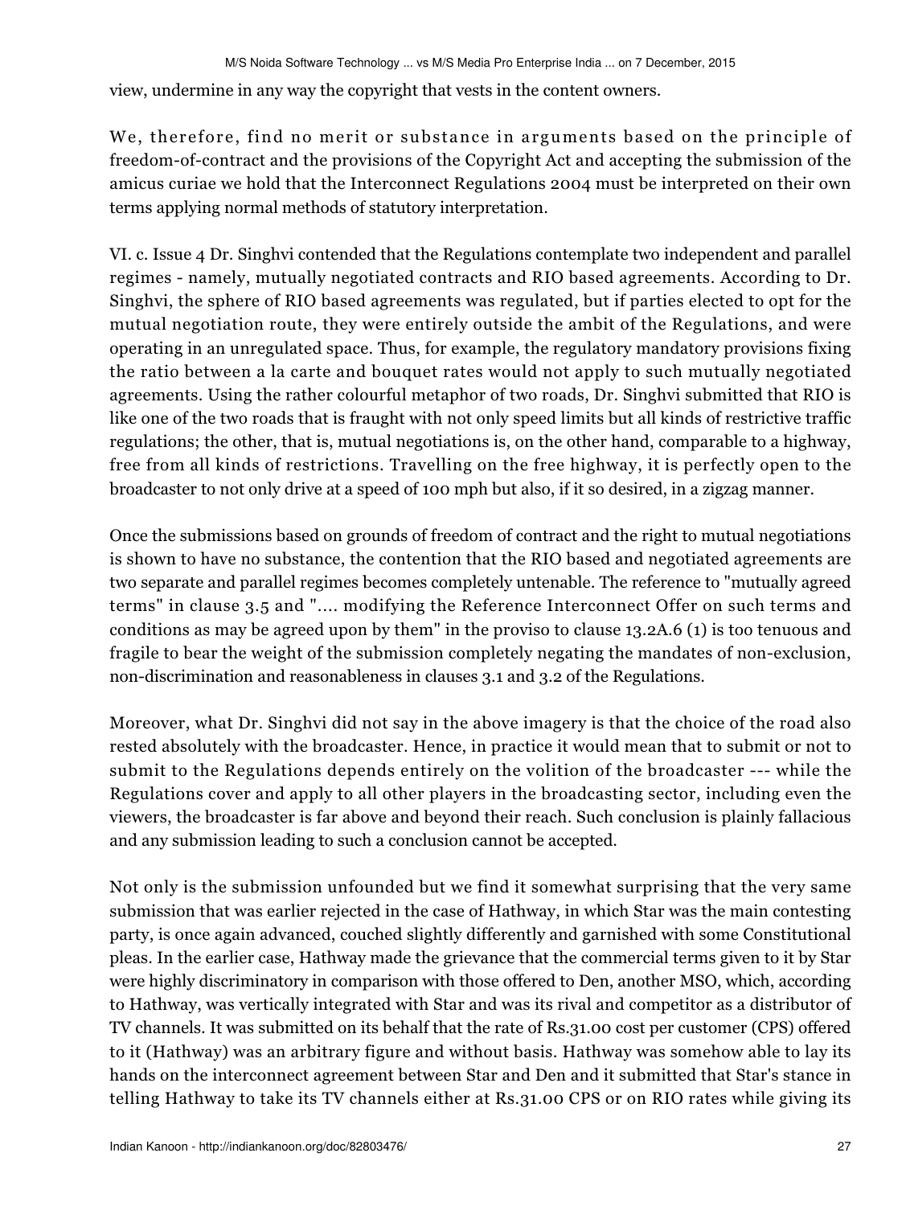view, undermine in any way the copyright that vests in the content owners.

We, therefore, find no merit or substance in arguments based on the principle of freedom-of-contract and the provisions of the Copyright Act and accepting the submission of the amicus curiae we hold that the Interconnect Regulations 2004 must be interpreted on their own terms applying normal methods of statutory interpretation.

VI. c. Issue 4 Dr. Singhvi contended that the Regulations contemplate two independent and parallel regimes - namely, mutually negotiated contracts and RIO based agreements. According to Dr. Singhvi, the sphere of RIO based agreements was regulated, but if parties elected to opt for the mutual negotiation route, they were entirely outside the ambit of the Regulations, and were operating in an unregulated space. Thus, for example, the regulatory mandatory provisions fixing the ratio between a la carte and bouquet rates would not apply to such mutually negotiated agreements. Using the rather colourful metaphor of two roads, Dr. Singhvi submitted that RIO is like one of the two roads that is fraught with not only speed limits but all kinds of restrictive traffic regulations; the other, that is, mutual negotiations is, on the other hand, comparable to a highway, free from all kinds of restrictions. Travelling on the free highway, it is perfectly open to the broadcaster to not only drive at a speed of 100 mph but also, if it so desired, in a zigzag manner.

Once the submissions based on grounds of freedom of contract and the right to mutual negotiations is shown to have no substance, the contention that the RIO based and negotiated agreements are two separate and parallel regimes becomes completely untenable. The reference to "mutually agreed terms" in clause 3.5 and ".... modifying the Reference Interconnect Offer on such terms and conditions as may be agreed upon by them" in the proviso to clause 13.2A.6 (1) is too tenuous and fragile to bear the weight of the submission completely negating the mandates of non-exclusion, non-discrimination and reasonableness in clauses 3.1 and 3.2 of the Regulations.

Moreover, what Dr. Singhvi did not say in the above imagery is that the choice of the road also rested absolutely with the broadcaster. Hence, in practice it would mean that to submit or not to submit to the Regulations depends entirely on the volition of the broadcaster --- while the Regulations cover and apply to all other players in the broadcasting sector, including even the viewers, the broadcaster is far above and beyond their reach. Such conclusion is plainly fallacious and any submission leading to such a conclusion cannot be accepted.

Not only is the submission unfounded but we find it somewhat surprising that the very same submission that was earlier rejected in the case of Hathway, in which Star was the main contesting party, is once again advanced, couched slightly differently and garnished with some Constitutional pleas. In the earlier case, Hathway made the grievance that the commercial terms given to it by Star were highly discriminatory in comparison with those offered to Den, another MSO, which, according to Hathway, was vertically integrated with Star and was its rival and competitor as a distributor of TV channels. It was submitted on its behalf that the rate of Rs.31.00 cost per customer (CPS) offered to it (Hathway) was an arbitrary figure and without basis. Hathway was somehow able to lay its hands on the interconnect agreement between Star and Den and it submitted that Star's stance in telling Hathway to take its TV channels either at Rs.31.00 CPS or on RIO rates while giving its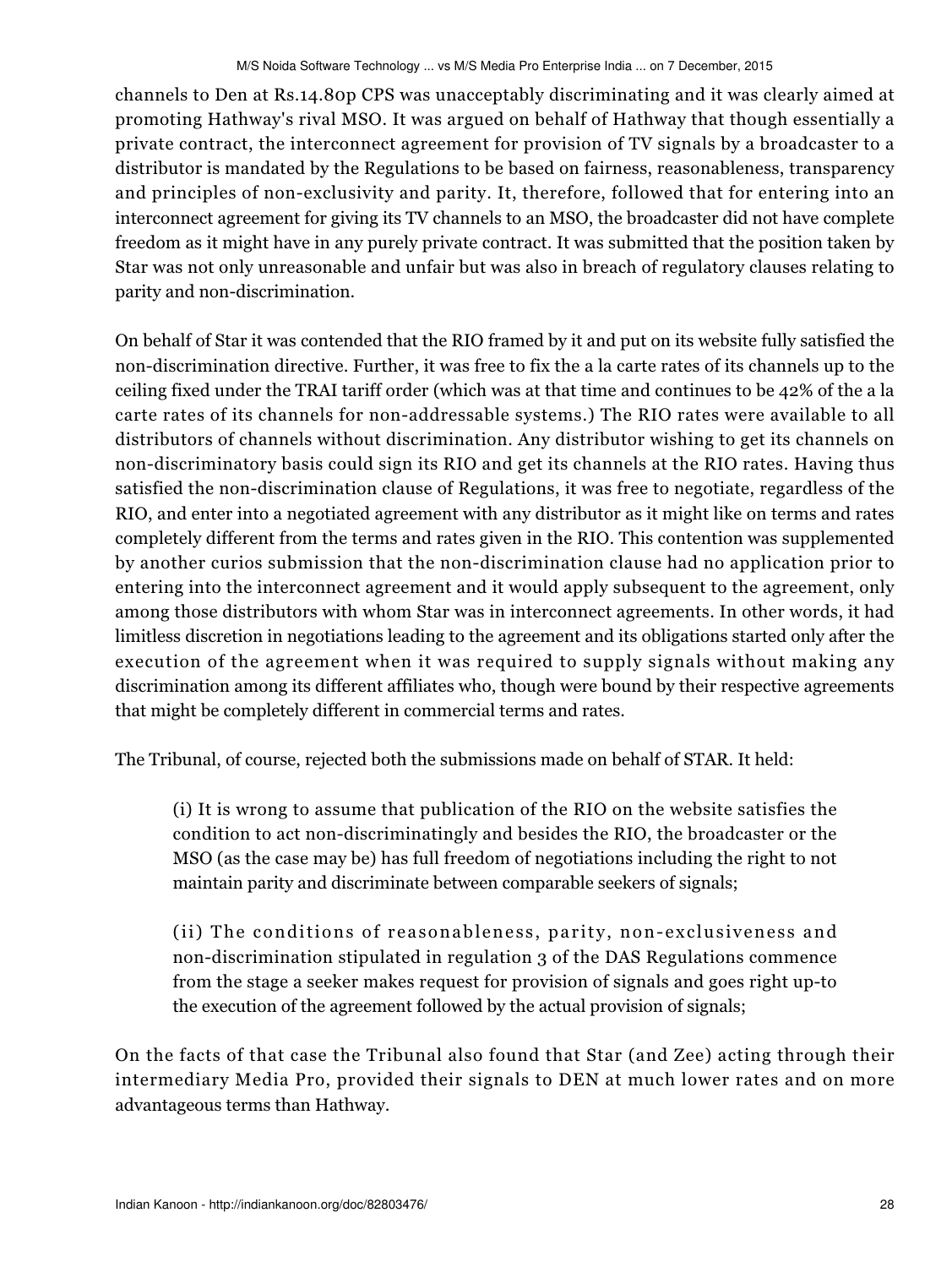channels to Den at Rs.14.80p CPS was unacceptably discriminating and it was clearly aimed at promoting Hathway's rival MSO. It was argued on behalf of Hathway that though essentially a private contract, the interconnect agreement for provision of TV signals by a broadcaster to a distributor is mandated by the Regulations to be based on fairness, reasonableness, transparency and principles of non-exclusivity and parity. It, therefore, followed that for entering into an interconnect agreement for giving its TV channels to an MSO, the broadcaster did not have complete freedom as it might have in any purely private contract. It was submitted that the position taken by Star was not only unreasonable and unfair but was also in breach of regulatory clauses relating to parity and non-discrimination.

On behalf of Star it was contended that the RIO framed by it and put on its website fully satisfied the non-discrimination directive. Further, it was free to fix the a la carte rates of its channels up to the ceiling fixed under the TRAI tariff order (which was at that time and continues to be 42% of the a la carte rates of its channels for non-addressable systems.) The RIO rates were available to all distributors of channels without discrimination. Any distributor wishing to get its channels on non-discriminatory basis could sign its RIO and get its channels at the RIO rates. Having thus satisfied the non-discrimination clause of Regulations, it was free to negotiate, regardless of the RIO, and enter into a negotiated agreement with any distributor as it might like on terms and rates completely different from the terms and rates given in the RIO. This contention was supplemented by another curios submission that the non-discrimination clause had no application prior to entering into the interconnect agreement and it would apply subsequent to the agreement, only among those distributors with whom Star was in interconnect agreements. In other words, it had limitless discretion in negotiations leading to the agreement and its obligations started only after the execution of the agreement when it was required to supply signals without making any discrimination among its different affiliates who, though were bound by their respective agreements that might be completely different in commercial terms and rates.

The Tribunal, of course, rejected both the submissions made on behalf of STAR. It held:

> (i) It is wrong to assume that publication of the RIO on the website satisfies the condition to act non-discriminatingly and besides the RIO, the broadcaster or the MSO (as the case may be) has full freedom of negotiations including the right to not maintain parity and discriminate between comparable seekers of signals;
>
> (ii) The conditions of reasonableness, parity, non-exclusiveness and non-discrimination stipulated in regulation 3 of the DAS Regulations commence from the stage a seeker makes request for provision of signals and goes right up-to the execution of the agreement followed by the actual provision of signals;

On the facts of that case the Tribunal also found that Star (and Zee) acting through their intermediary Media Pro, provided their signals to DEN at much lower rates and on more advantageous terms than Hathway.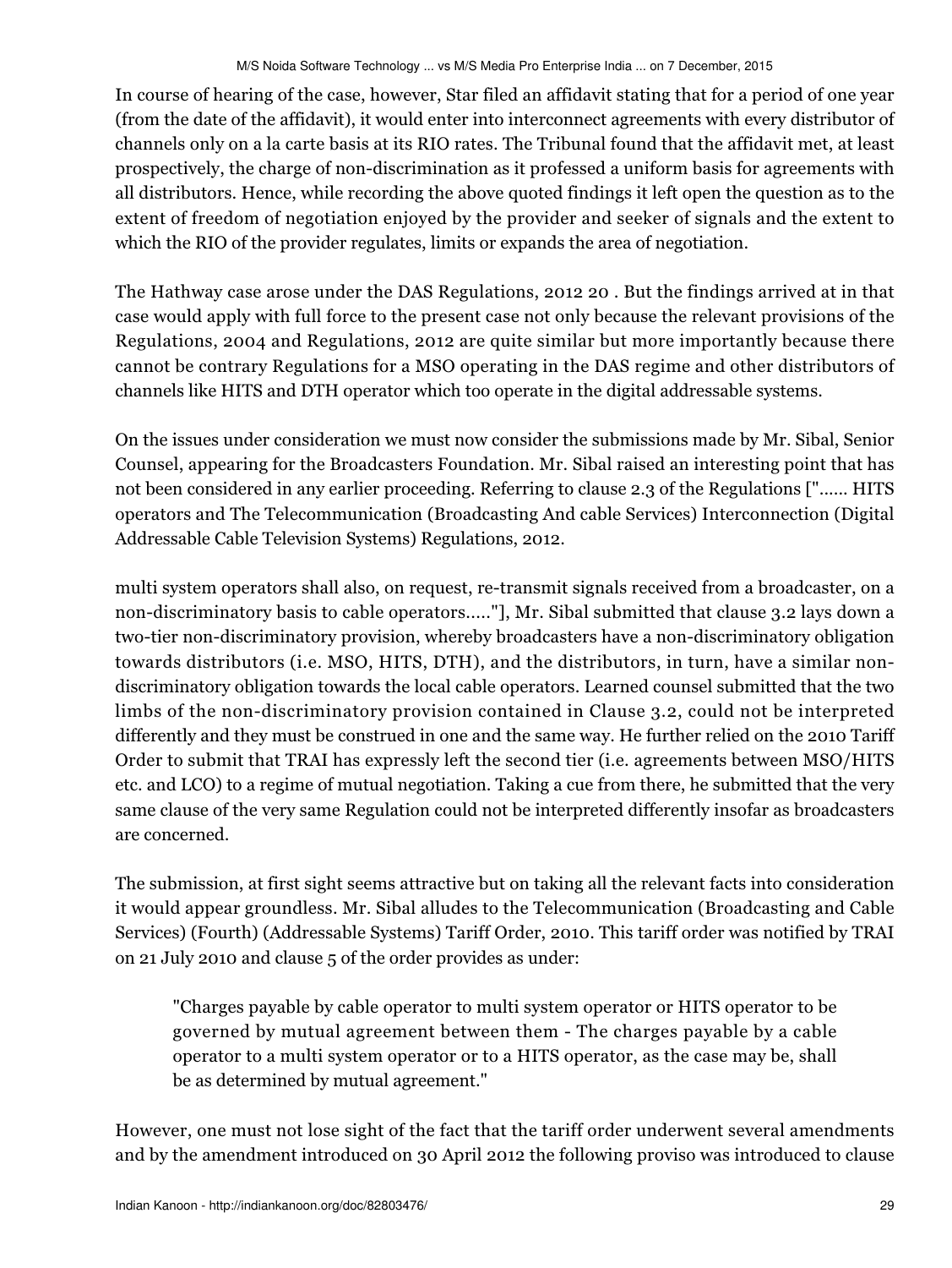In course of hearing of the case, however, Star filed an affidavit stating that for a period of one year (from the date of the affidavit), it would enter into interconnect agreements with every distributor of channels only on a la carte basis at its RIO rates. The Tribunal found that the affidavit met, at least prospectively, the charge of non-discrimination as it professed a uniform basis for agreements with all distributors. Hence, while recording the above quoted findings it left open the question as to the extent of freedom of negotiation enjoyed by the provider and seeker of signals and the extent to which the RIO of the provider regulates, limits or expands the area of negotiation.

The Hathway case arose under the DAS Regulations, 2012 20 . But the findings arrived at in that case would apply with full force to the present case not only because the relevant provisions of the Regulations, 2004 and Regulations, 2012 are quite similar but more importantly because there cannot be contrary Regulations for a MSO operating in the DAS regime and other distributors of channels like HITS and DTH operator which too operate in the digital addressable systems.

On the issues under consideration we must now consider the submissions made by Mr. Sibal, Senior Counsel, appearing for the Broadcasters Foundation. Mr. Sibal raised an interesting point that has not been considered in any earlier proceeding. Referring to clause 2.3 of the Regulations ["...... HITS operators and The Telecommunication (Broadcasting And cable Services) Interconnection (Digital Addressable Cable Television Systems) Regulations, 2012.

multi system operators shall also, on request, re-transmit signals received from a broadcaster, on a non-discriminatory basis to cable operators....."], Mr. Sibal submitted that clause 3.2 lays down a two-tier non-discriminatory provision, whereby broadcasters have a non-discriminatory obligation towards distributors (i.e. MSO, HITS, DTH), and the distributors, in turn, have a similar non-discriminatory obligation towards the local cable operators. Learned counsel submitted that the two limbs of the non-discriminatory provision contained in Clause 3.2, could not be interpreted differently and they must be construed in one and the same way. He further relied on the 2010 Tariff Order to submit that TRAI has expressly left the second tier (i.e. agreements between MSO/HITS etc. and LCO) to a regime of mutual negotiation. Taking a cue from there, he submitted that the very same clause of the very same Regulation could not be interpreted differently insofar as broadcasters are concerned.

The submission, at first sight seems attractive but on taking all the relevant facts into consideration it would appear groundless. Mr. Sibal alludes to the Telecommunication (Broadcasting and Cable Services) (Fourth) (Addressable Systems) Tariff Order, 2010. This tariff order was notified by TRAI on 21 July 2010 and clause 5 of the order provides as under:

> "Charges payable by cable operator to multi system operator or HITS operator to be governed by mutual agreement between them - The charges payable by a cable operator to a multi system operator or to a HITS operator, as the case may be, shall be as determined by mutual agreement."

However, one must not lose sight of the fact that the tariff order underwent several amendments and by the amendment introduced on 30 April 2012 the following proviso was introduced to clause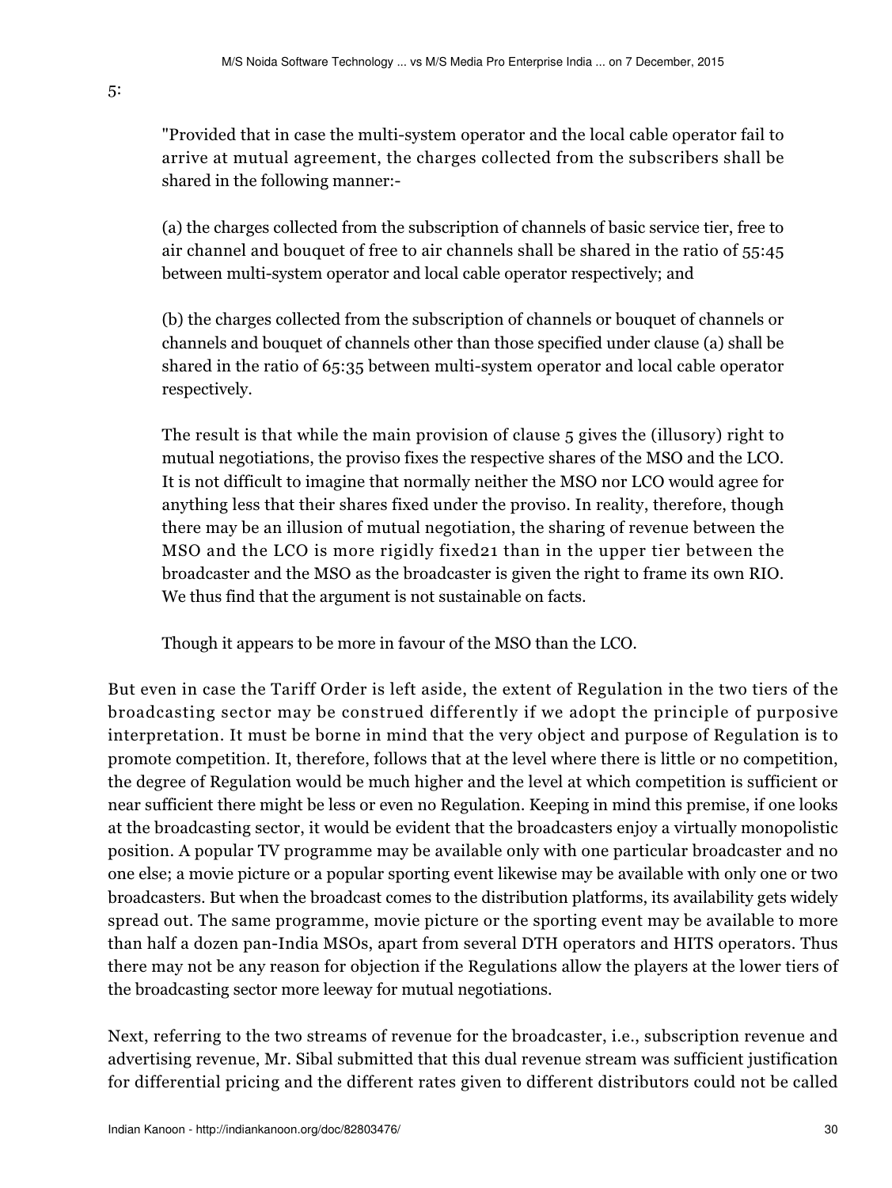5:

> "Provided that in case the multi-system operator and the local cable operator fail to arrive at mutual agreement, the charges collected from the subscribers shall be shared in the following manner:-
>
> (a) the charges collected from the subscription of channels of basic service tier, free to air channel and bouquet of free to air channels shall be shared in the ratio of 55:45 between multi-system operator and local cable operator respectively; and
>
> (b) the charges collected from the subscription of channels or bouquet of channels or channels and bouquet of channels other than those specified under clause (a) shall be shared in the ratio of 65:35 between multi-system operator and local cable operator respectively.
>
> The result is that while the main provision of clause 5 gives the (illusory) right to mutual negotiations, the proviso fixes the respective shares of the MSO and the LCO. It is not difficult to imagine that normally neither the MSO nor LCO would agree for anything less that their shares fixed under the proviso. In reality, therefore, though there may be an illusion of mutual negotiation, the sharing of revenue between the MSO and the LCO is more rigidly fixed21 than in the upper tier between the broadcaster and the MSO as the broadcaster is given the right to frame its own RIO. We thus find that the argument is not sustainable on facts.
>
> Though it appears to be more in favour of the MSO than the LCO.

But even in case the Tariff Order is left aside, the extent of Regulation in the two tiers of the broadcasting sector may be construed differently if we adopt the principle of purposive interpretation. It must be borne in mind that the very object and purpose of Regulation is to promote competition. It, therefore, follows that at the level where there is little or no competition, the degree of Regulation would be much higher and the level at which competition is sufficient or near sufficient there might be less or even no Regulation. Keeping in mind this premise, if one looks at the broadcasting sector, it would be evident that the broadcasters enjoy a virtually monopolistic position. A popular TV programme may be available only with one particular broadcaster and no one else; a movie picture or a popular sporting event likewise may be available with only one or two broadcasters. But when the broadcast comes to the distribution platforms, its availability gets widely spread out. The same programme, movie picture or the sporting event may be available to more than half a dozen pan-India MSOs, apart from several DTH operators and HITS operators. Thus there may not be any reason for objection if the Regulations allow the players at the lower tiers of the broadcasting sector more leeway for mutual negotiations.

Next, referring to the two streams of revenue for the broadcaster, i.e., subscription revenue and advertising revenue, Mr. Sibal submitted that this dual revenue stream was sufficient justification for differential pricing and the different rates given to different distributors could not be called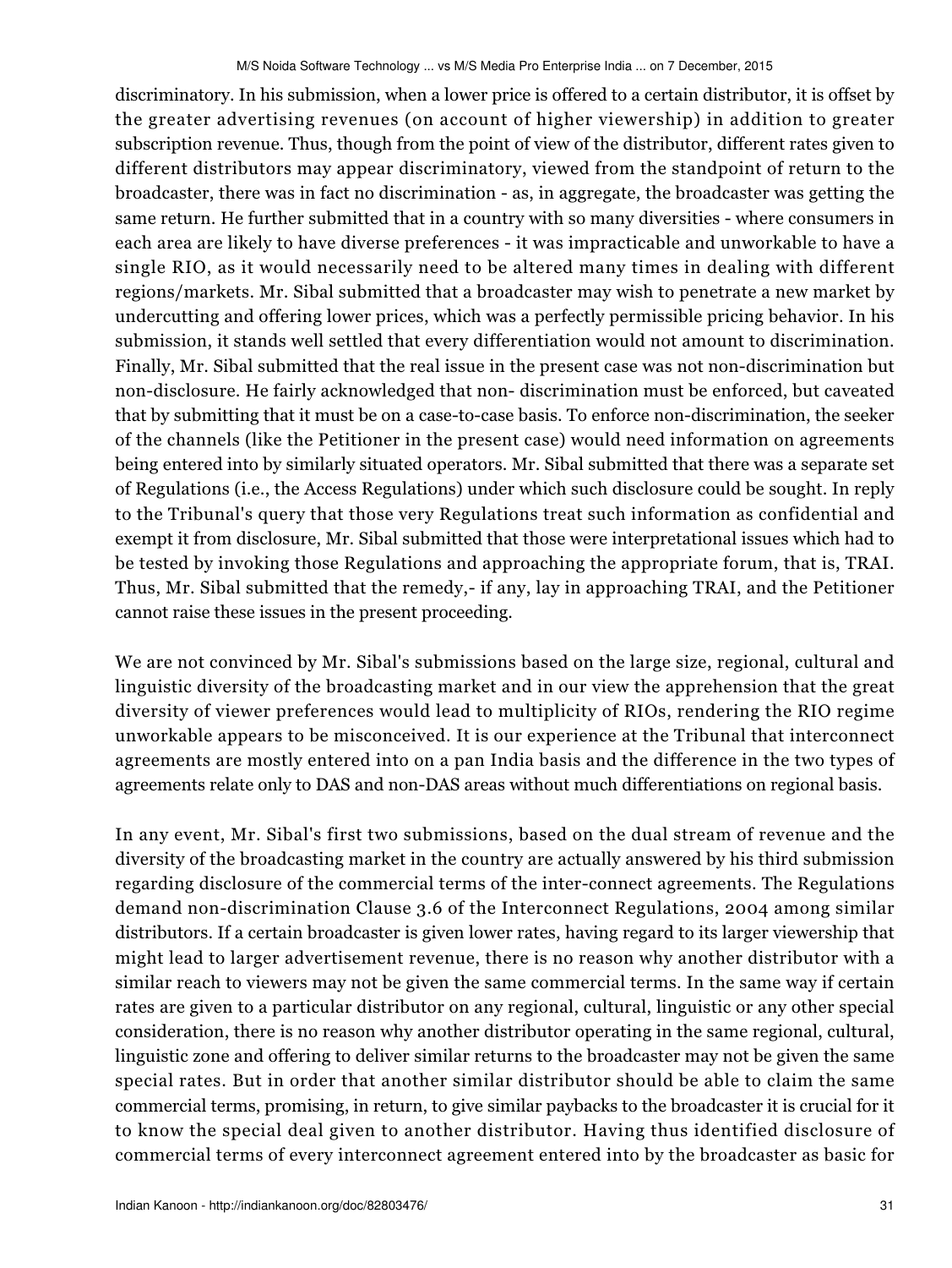discriminatory. In his submission, when a lower price is offered to a certain distributor, it is offset by the greater advertising revenues (on account of higher viewership) in addition to greater subscription revenue. Thus, though from the point of view of the distributor, different rates given to different distributors may appear discriminatory, viewed from the standpoint of return to the broadcaster, there was in fact no discrimination - as, in aggregate, the broadcaster was getting the same return. He further submitted that in a country with so many diversities - where consumers in each area are likely to have diverse preferences - it was impracticable and unworkable to have a single RIO, as it would necessarily need to be altered many times in dealing with different regions/markets. Mr. Sibal submitted that a broadcaster may wish to penetrate a new market by undercutting and offering lower prices, which was a perfectly permissible pricing behavior. In his submission, it stands well settled that every differentiation would not amount to discrimination. Finally, Mr. Sibal submitted that the real issue in the present case was not non-discrimination but non-disclosure. He fairly acknowledged that non- discrimination must be enforced, but caveated that by submitting that it must be on a case-to-case basis. To enforce non-discrimination, the seeker of the channels (like the Petitioner in the present case) would need information on agreements being entered into by similarly situated operators. Mr. Sibal submitted that there was a separate set of Regulations (i.e., the Access Regulations) under which such disclosure could be sought. In reply to the Tribunal's query that those very Regulations treat such information as confidential and exempt it from disclosure, Mr. Sibal submitted that those were interpretational issues which had to be tested by invoking those Regulations and approaching the appropriate forum, that is, TRAI. Thus, Mr. Sibal submitted that the remedy,- if any, lay in approaching TRAI, and the Petitioner cannot raise these issues in the present proceeding.

We are not convinced by Mr. Sibal's submissions based on the large size, regional, cultural and linguistic diversity of the broadcasting market and in our view the apprehension that the great diversity of viewer preferences would lead to multiplicity of RIOs, rendering the RIO regime unworkable appears to be misconceived. It is our experience at the Tribunal that interconnect agreements are mostly entered into on a pan India basis and the difference in the two types of agreements relate only to DAS and non-DAS areas without much differentiations on regional basis.

In any event, Mr. Sibal's first two submissions, based on the dual stream of revenue and the diversity of the broadcasting market in the country are actually answered by his third submission regarding disclosure of the commercial terms of the inter-connect agreements. The Regulations demand non-discrimination Clause 3.6 of the Interconnect Regulations, 2004 among similar distributors. If a certain broadcaster is given lower rates, having regard to its larger viewership that might lead to larger advertisement revenue, there is no reason why another distributor with a similar reach to viewers may not be given the same commercial terms. In the same way if certain rates are given to a particular distributor on any regional, cultural, linguistic or any other special consideration, there is no reason why another distributor operating in the same regional, cultural, linguistic zone and offering to deliver similar returns to the broadcaster may not be given the same special rates. But in order that another similar distributor should be able to claim the same commercial terms, promising, in return, to give similar paybacks to the broadcaster it is crucial for it to know the special deal given to another distributor. Having thus identified disclosure of commercial terms of every interconnect agreement entered into by the broadcaster as basic for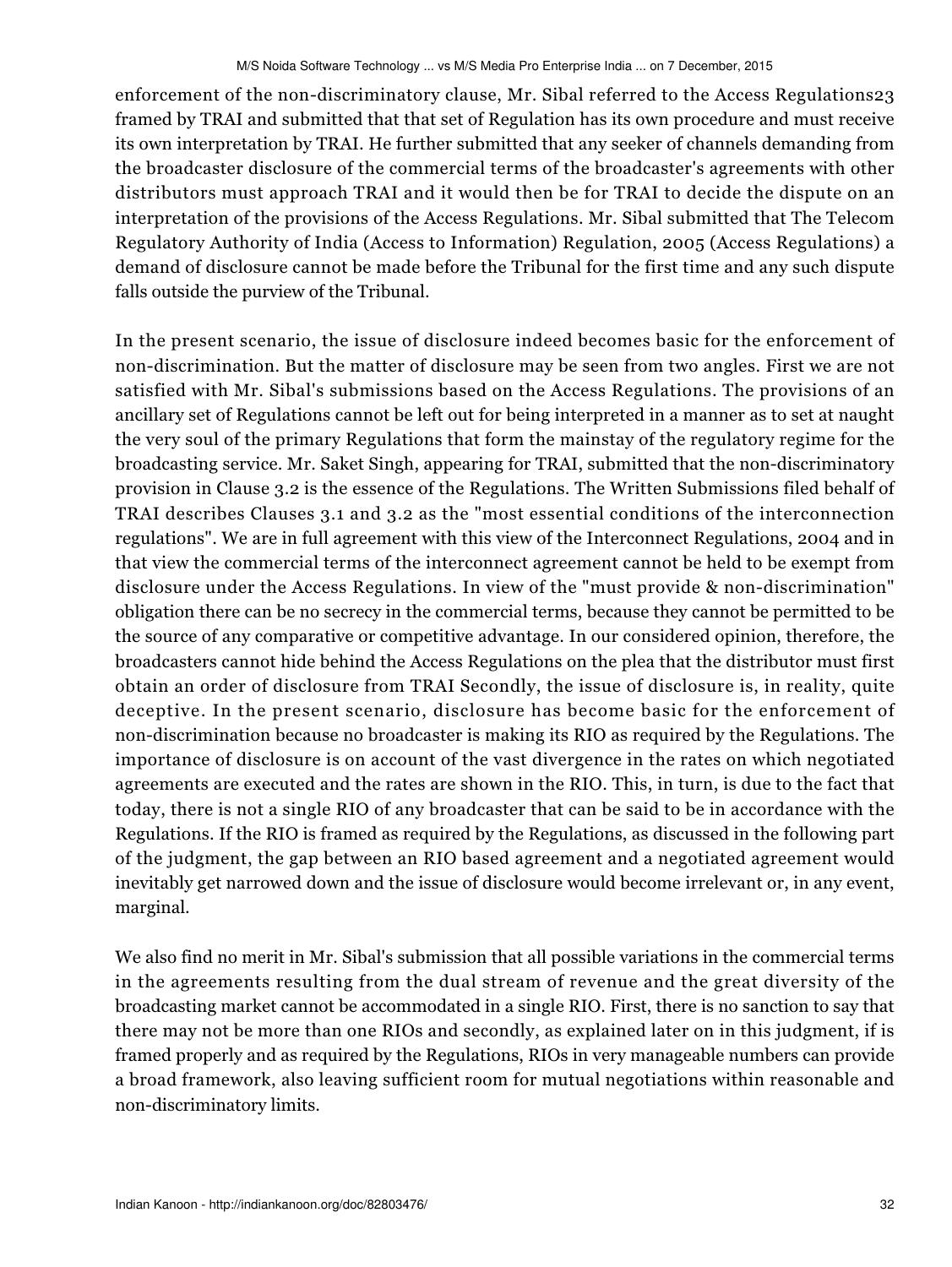enforcement of the non-discriminatory clause, Mr. Sibal referred to the Access Regulations23 framed by TRAI and submitted that that set of Regulation has its own procedure and must receive its own interpretation by TRAI. He further submitted that any seeker of channels demanding from the broadcaster disclosure of the commercial terms of the broadcaster's agreements with other distributors must approach TRAI and it would then be for TRAI to decide the dispute on an interpretation of the provisions of the Access Regulations. Mr. Sibal submitted that The Telecom Regulatory Authority of India (Access to Information) Regulation, 2005 (Access Regulations) a demand of disclosure cannot be made before the Tribunal for the first time and any such dispute falls outside the purview of the Tribunal.

In the present scenario, the issue of disclosure indeed becomes basic for the enforcement of non-discrimination. But the matter of disclosure may be seen from two angles. First we are not satisfied with Mr. Sibal's submissions based on the Access Regulations. The provisions of an ancillary set of Regulations cannot be left out for being interpreted in a manner as to set at naught the very soul of the primary Regulations that form the mainstay of the regulatory regime for the broadcasting service. Mr. Saket Singh, appearing for TRAI, submitted that the non-discriminatory provision in Clause 3.2 is the essence of the Regulations. The Written Submissions filed behalf of TRAI describes Clauses 3.1 and 3.2 as the "most essential conditions of the interconnection regulations". We are in full agreement with this view of the Interconnect Regulations, 2004 and in that view the commercial terms of the interconnect agreement cannot be held to be exempt from disclosure under the Access Regulations. In view of the "must provide & non-discrimination" obligation there can be no secrecy in the commercial terms, because they cannot be permitted to be the source of any comparative or competitive advantage. In our considered opinion, therefore, the broadcasters cannot hide behind the Access Regulations on the plea that the distributor must first obtain an order of disclosure from TRAI Secondly, the issue of disclosure is, in reality, quite deceptive. In the present scenario, disclosure has become basic for the enforcement of non-discrimination because no broadcaster is making its RIO as required by the Regulations. The importance of disclosure is on account of the vast divergence in the rates on which negotiated agreements are executed and the rates are shown in the RIO. This, in turn, is due to the fact that today, there is not a single RIO of any broadcaster that can be said to be in accordance with the Regulations. If the RIO is framed as required by the Regulations, as discussed in the following part of the judgment, the gap between an RIO based agreement and a negotiated agreement would inevitably get narrowed down and the issue of disclosure would become irrelevant or, in any event, marginal.

We also find no merit in Mr. Sibal's submission that all possible variations in the commercial terms in the agreements resulting from the dual stream of revenue and the great diversity of the broadcasting market cannot be accommodated in a single RIO. First, there is no sanction to say that there may not be more than one RIOs and secondly, as explained later on in this judgment, if is framed properly and as required by the Regulations, RIOs in very manageable numbers can provide a broad framework, also leaving sufficient room for mutual negotiations within reasonable and non-discriminatory limits.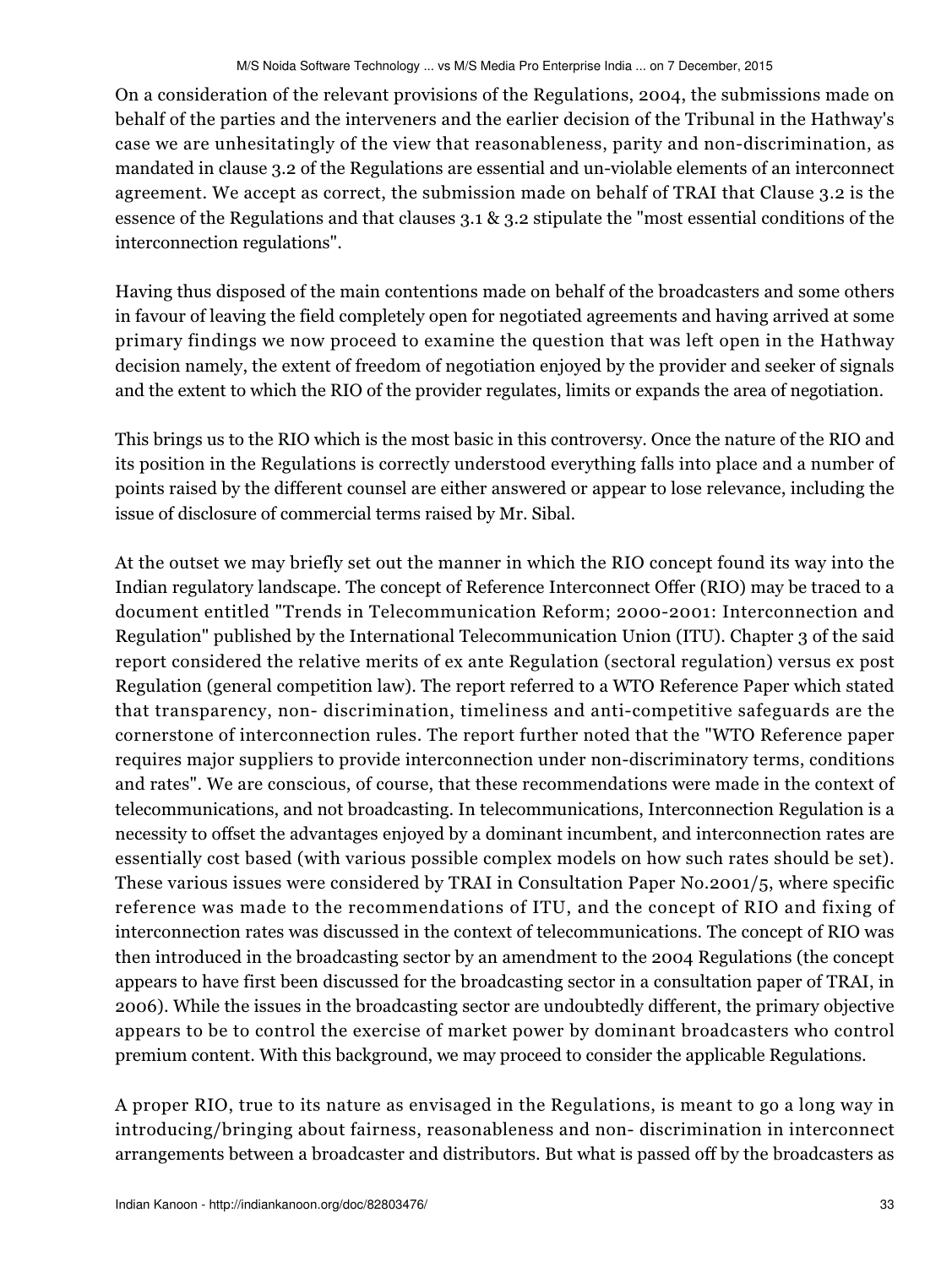On a consideration of the relevant provisions of the Regulations, 2004, the submissions made on behalf of the parties and the interveners and the earlier decision of the Tribunal in the Hathway's case we are unhesitatingly of the view that reasonableness, parity and non-discrimination, as mandated in clause 3.2 of the Regulations are essential and un-violable elements of an interconnect agreement. We accept as correct, the submission made on behalf of TRAI that Clause 3.2 is the essence of the Regulations and that clauses 3.1 & 3.2 stipulate the "most essential conditions of the interconnection regulations".

Having thus disposed of the main contentions made on behalf of the broadcasters and some others in favour of leaving the field completely open for negotiated agreements and having arrived at some primary findings we now proceed to examine the question that was left open in the Hathway decision namely, the extent of freedom of negotiation enjoyed by the provider and seeker of signals and the extent to which the RIO of the provider regulates, limits or expands the area of negotiation.

This brings us to the RIO which is the most basic in this controversy. Once the nature of the RIO and its position in the Regulations is correctly understood everything falls into place and a number of points raised by the different counsel are either answered or appear to lose relevance, including the issue of disclosure of commercial terms raised by Mr. Sibal.

At the outset we may briefly set out the manner in which the RIO concept found its way into the Indian regulatory landscape. The concept of Reference Interconnect Offer (RIO) may be traced to a document entitled "Trends in Telecommunication Reform; 2000-2001: Interconnection and Regulation" published by the International Telecommunication Union (ITU). Chapter 3 of the said report considered the relative merits of ex ante Regulation (sectoral regulation) versus ex post Regulation (general competition law). The report referred to a WTO Reference Paper which stated that transparency, non- discrimination, timeliness and anti-competitive safeguards are the cornerstone of interconnection rules. The report further noted that the "WTO Reference paper requires major suppliers to provide interconnection under non-discriminatory terms, conditions and rates". We are conscious, of course, that these recommendations were made in the context of telecommunications, and not broadcasting. In telecommunications, Interconnection Regulation is a necessity to offset the advantages enjoyed by a dominant incumbent, and interconnection rates are essentially cost based (with various possible complex models on how such rates should be set). These various issues were considered by TRAI in Consultation Paper No.2001/5, where specific reference was made to the recommendations of ITU, and the concept of RIO and fixing of interconnection rates was discussed in the context of telecommunications. The concept of RIO was then introduced in the broadcasting sector by an amendment to the 2004 Regulations (the concept appears to have first been discussed for the broadcasting sector in a consultation paper of TRAI, in 2006). While the issues in the broadcasting sector are undoubtedly different, the primary objective appears to be to control the exercise of market power by dominant broadcasters who control premium content. With this background, we may proceed to consider the applicable Regulations.

A proper RIO, true to its nature as envisaged in the Regulations, is meant to go a long way in introducing/bringing about fairness, reasonableness and non- discrimination in interconnect arrangements between a broadcaster and distributors. But what is passed off by the broadcasters as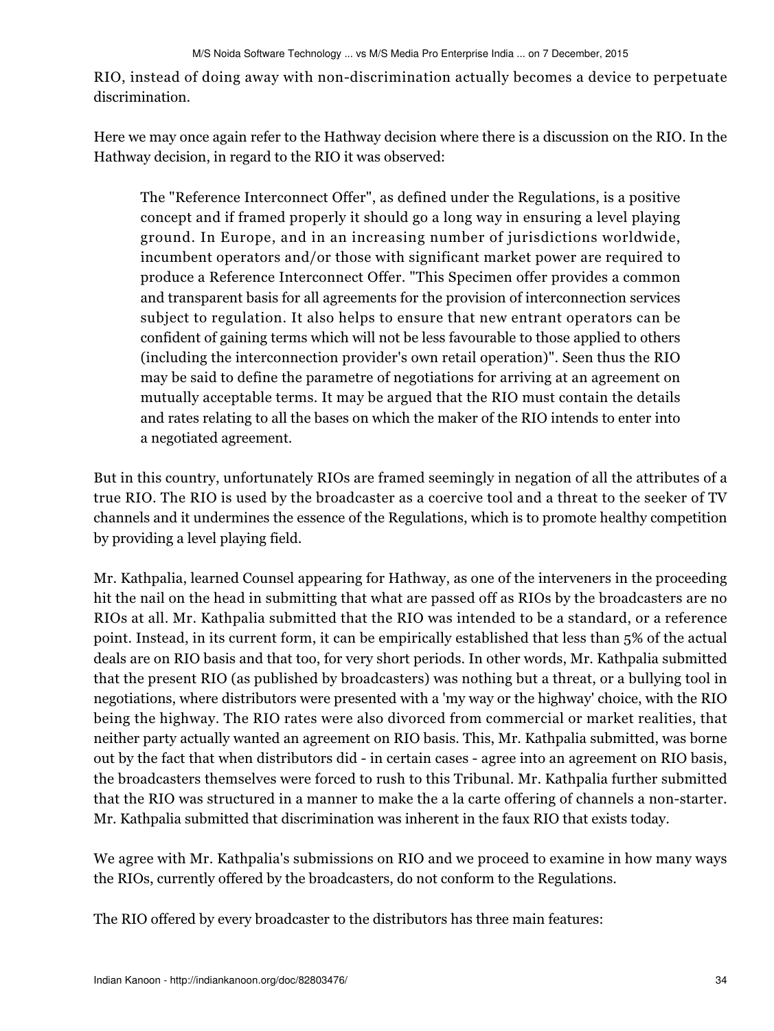RIO, instead of doing away with non-discrimination actually becomes a device to perpetuate discrimination.

Here we may once again refer to the Hathway decision where there is a discussion on the RIO. In the Hathway decision, in regard to the RIO it was observed:

> The "Reference Interconnect Offer", as defined under the Regulations, is a positive concept and if framed properly it should go a long way in ensuring a level playing ground. In Europe, and in an increasing number of jurisdictions worldwide, incumbent operators and/or those with significant market power are required to produce a Reference Interconnect Offer. "This Specimen offer provides a common and transparent basis for all agreements for the provision of interconnection services subject to regulation. It also helps to ensure that new entrant operators can be confident of gaining terms which will not be less favourable to those applied to others (including the interconnection provider's own retail operation)". Seen thus the RIO may be said to define the parametre of negotiations for arriving at an agreement on mutually acceptable terms. It may be argued that the RIO must contain the details and rates relating to all the bases on which the maker of the RIO intends to enter into a negotiated agreement.

But in this country, unfortunately RIOs are framed seemingly in negation of all the attributes of a true RIO. The RIO is used by the broadcaster as a coercive tool and a threat to the seeker of TV channels and it undermines the essence of the Regulations, which is to promote healthy competition by providing a level playing field.

Mr. Kathpalia, learned Counsel appearing for Hathway, as one of the interveners in the proceeding hit the nail on the head in submitting that what are passed off as RIOs by the broadcasters are no RIOs at all. Mr. Kathpalia submitted that the RIO was intended to be a standard, or a reference point. Instead, in its current form, it can be empirically established that less than 5% of the actual deals are on RIO basis and that too, for very short periods. In other words, Mr. Kathpalia submitted that the present RIO (as published by broadcasters) was nothing but a threat, or a bullying tool in negotiations, where distributors were presented with a 'my way or the highway' choice, with the RIO being the highway. The RIO rates were also divorced from commercial or market realities, that neither party actually wanted an agreement on RIO basis. This, Mr. Kathpalia submitted, was borne out by the fact that when distributors did - in certain cases - agree into an agreement on RIO basis, the broadcasters themselves were forced to rush to this Tribunal. Mr. Kathpalia further submitted that the RIO was structured in a manner to make the a la carte offering of channels a non-starter. Mr. Kathpalia submitted that discrimination was inherent in the faux RIO that exists today.

We agree with Mr. Kathpalia's submissions on RIO and we proceed to examine in how many ways the RIOs, currently offered by the broadcasters, do not conform to the Regulations.

The RIO offered by every broadcaster to the distributors has three main features: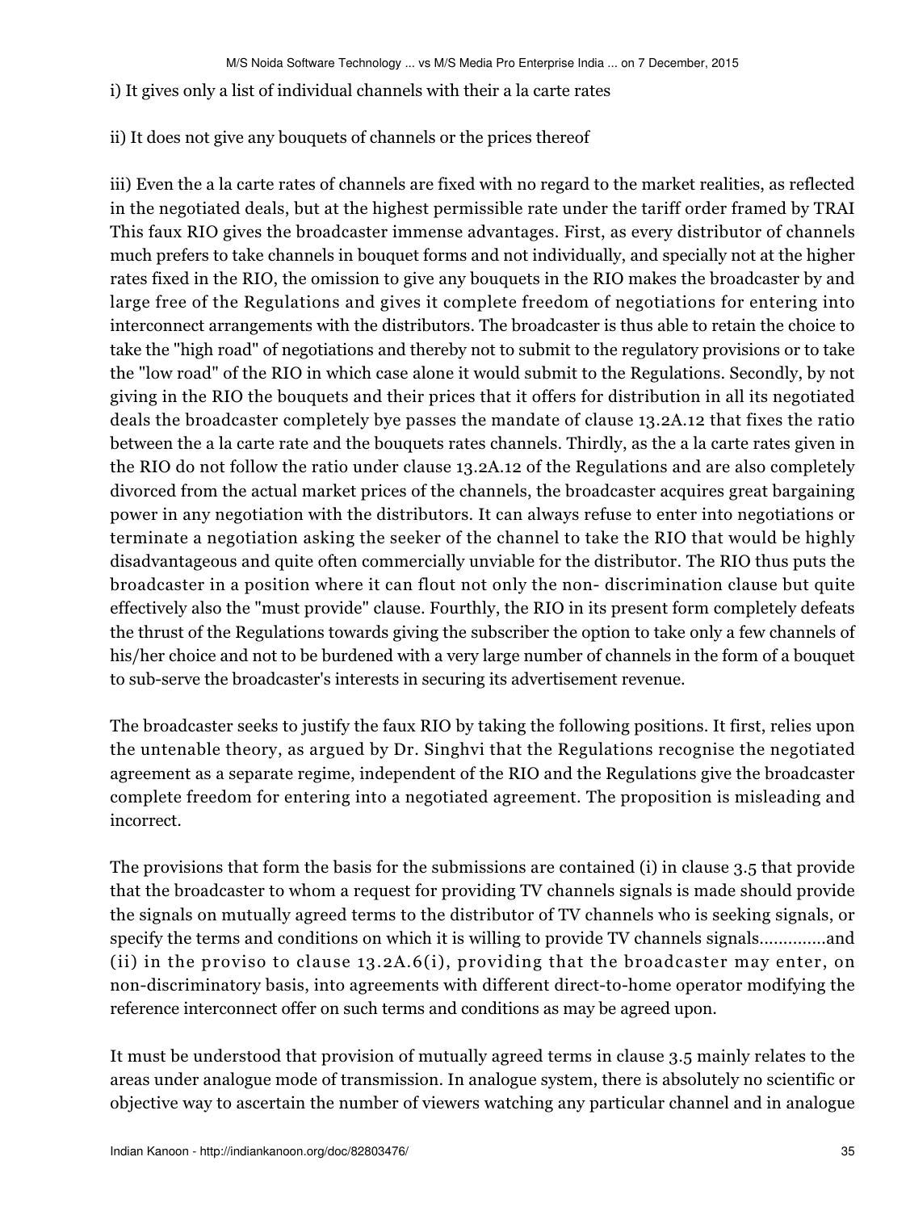i) It gives only a list of individual channels with their a la carte rates

ii) It does not give any bouquets of channels or the prices thereof

iii) Even the a la carte rates of channels are fixed with no regard to the market realities, as reflected in the negotiated deals, but at the highest permissible rate under the tariff order framed by TRAI This faux RIO gives the broadcaster immense advantages. First, as every distributor of channels much prefers to take channels in bouquet forms and not individually, and specially not at the higher rates fixed in the RIO, the omission to give any bouquets in the RIO makes the broadcaster by and large free of the Regulations and gives it complete freedom of negotiations for entering into interconnect arrangements with the distributors. The broadcaster is thus able to retain the choice to take the "high road" of negotiations and thereby not to submit to the regulatory provisions or to take the "low road" of the RIO in which case alone it would submit to the Regulations. Secondly, by not giving in the RIO the bouquets and their prices that it offers for distribution in all its negotiated deals the broadcaster completely bye passes the mandate of clause 13.2A.12 that fixes the ratio between the a la carte rate and the bouquets rates channels. Thirdly, as the a la carte rates given in the RIO do not follow the ratio under clause 13.2A.12 of the Regulations and are also completely divorced from the actual market prices of the channels, the broadcaster acquires great bargaining power in any negotiation with the distributors. It can always refuse to enter into negotiations or terminate a negotiation asking the seeker of the channel to take the RIO that would be highly disadvantageous and quite often commercially unviable for the distributor. The RIO thus puts the broadcaster in a position where it can flout not only the non- discrimination clause but quite effectively also the "must provide" clause. Fourthly, the RIO in its present form completely defeats the thrust of the Regulations towards giving the subscriber the option to take only a few channels of his/her choice and not to be burdened with a very large number of channels in the form of a bouquet to sub-serve the broadcaster's interests in securing its advertisement revenue.

The broadcaster seeks to justify the faux RIO by taking the following positions. It first, relies upon the untenable theory, as argued by Dr. Singhvi that the Regulations recognise the negotiated agreement as a separate regime, independent of the RIO and the Regulations give the broadcaster complete freedom for entering into a negotiated agreement. The proposition is misleading and incorrect.

The provisions that form the basis for the submissions are contained (i) in clause 3.5 that provide that the broadcaster to whom a request for providing TV channels signals is made should provide the signals on mutually agreed terms to the distributor of TV channels who is seeking signals, or specify the terms and conditions on which it is willing to provide TV channels signals.............and (ii) in the proviso to clause 13.2A.6(i), providing that the broadcaster may enter, on non-discriminatory basis, into agreements with different direct-to-home operator modifying the reference interconnect offer on such terms and conditions as may be agreed upon.

It must be understood that provision of mutually agreed terms in clause 3.5 mainly relates to the areas under analogue mode of transmission. In analogue system, there is absolutely no scientific or objective way to ascertain the number of viewers watching any particular channel and in analogue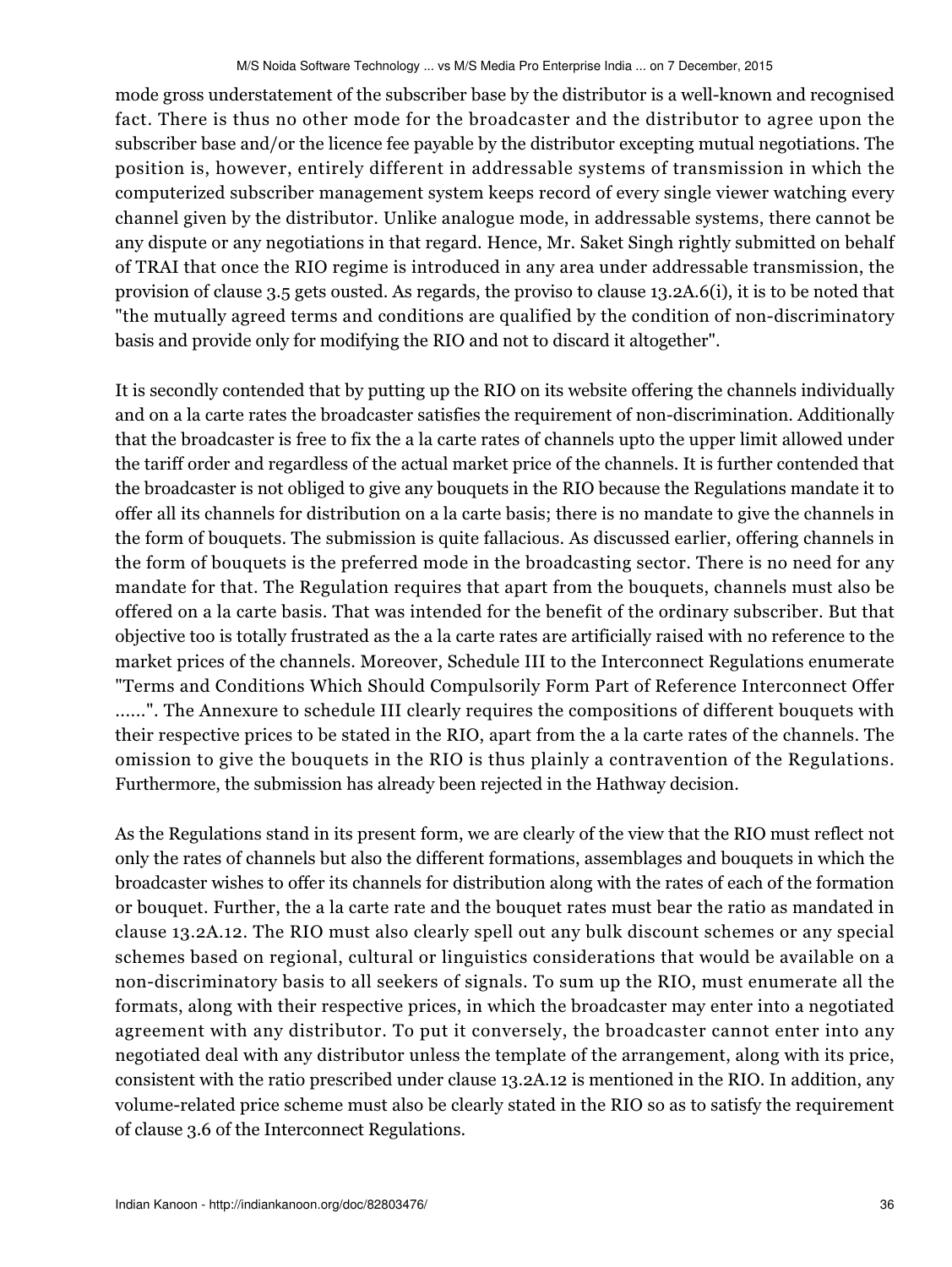mode gross understatement of the subscriber base by the distributor is a well-known and recognised fact. There is thus no other mode for the broadcaster and the distributor to agree upon the subscriber base and/or the licence fee payable by the distributor excepting mutual negotiations. The position is, however, entirely different in addressable systems of transmission in which the computerized subscriber management system keeps record of every single viewer watching every channel given by the distributor. Unlike analogue mode, in addressable systems, there cannot be any dispute or any negotiations in that regard. Hence, Mr. Saket Singh rightly submitted on behalf of TRAI that once the RIO regime is introduced in any area under addressable transmission, the provision of clause 3.5 gets ousted. As regards, the proviso to clause 13.2A.6(i), it is to be noted that "the mutually agreed terms and conditions are qualified by the condition of non-discriminatory basis and provide only for modifying the RIO and not to discard it altogether".

It is secondly contended that by putting up the RIO on its website offering the channels individually and on a la carte rates the broadcaster satisfies the requirement of non-discrimination. Additionally that the broadcaster is free to fix the a la carte rates of channels upto the upper limit allowed under the tariff order and regardless of the actual market price of the channels. It is further contended that the broadcaster is not obliged to give any bouquets in the RIO because the Regulations mandate it to offer all its channels for distribution on a la carte basis; there is no mandate to give the channels in the form of bouquets. The submission is quite fallacious. As discussed earlier, offering channels in the form of bouquets is the preferred mode in the broadcasting sector. There is no need for any mandate for that. The Regulation requires that apart from the bouquets, channels must also be offered on a la carte basis. That was intended for the benefit of the ordinary subscriber. But that objective too is totally frustrated as the a la carte rates are artificially raised with no reference to the market prices of the channels. Moreover, Schedule III to the Interconnect Regulations enumerate "Terms and Conditions Which Should Compulsorily Form Part of Reference Interconnect Offer ......". The Annexure to schedule III clearly requires the compositions of different bouquets with their respective prices to be stated in the RIO, apart from the a la carte rates of the channels. The omission to give the bouquets in the RIO is thus plainly a contravention of the Regulations. Furthermore, the submission has already been rejected in the Hathway decision.

As the Regulations stand in its present form, we are clearly of the view that the RIO must reflect not only the rates of channels but also the different formations, assemblages and bouquets in which the broadcaster wishes to offer its channels for distribution along with the rates of each of the formation or bouquet. Further, the a la carte rate and the bouquet rates must bear the ratio as mandated in clause 13.2A.12. The RIO must also clearly spell out any bulk discount schemes or any special schemes based on regional, cultural or linguistics considerations that would be available on a non-discriminatory basis to all seekers of signals. To sum up the RIO, must enumerate all the formats, along with their respective prices, in which the broadcaster may enter into a negotiated agreement with any distributor. To put it conversely, the broadcaster cannot enter into any negotiated deal with any distributor unless the template of the arrangement, along with its price, consistent with the ratio prescribed under clause 13.2A.12 is mentioned in the RIO. In addition, any volume-related price scheme must also be clearly stated in the RIO so as to satisfy the requirement of clause 3.6 of the Interconnect Regulations.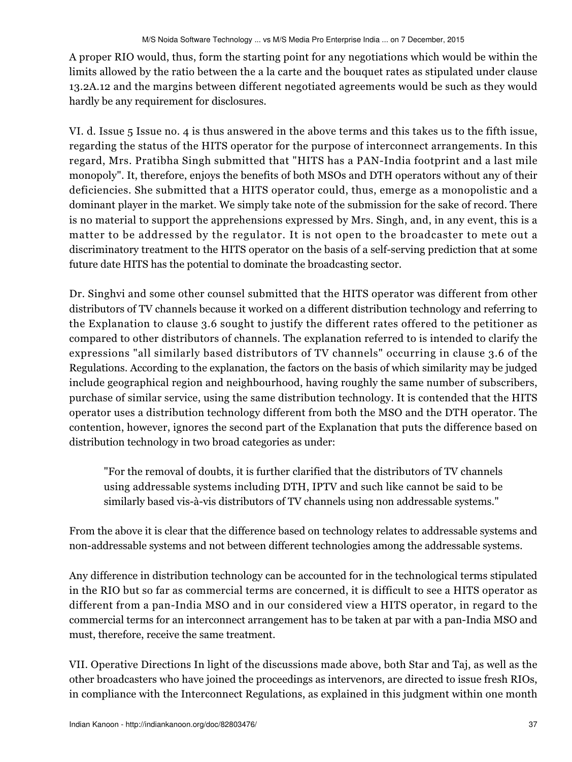A proper RIO would, thus, form the starting point for any negotiations which would be within the limits allowed by the ratio between the a la carte and the bouquet rates as stipulated under clause 13.2A.12 and the margins between different negotiated agreements would be such as they would hardly be any requirement for disclosures.

VI. d. Issue 5 Issue no. 4 is thus answered in the above terms and this takes us to the fifth issue, regarding the status of the HITS operator for the purpose of interconnect arrangements. In this regard, Mrs. Pratibha Singh submitted that "HITS has a PAN-India footprint and a last mile monopoly". It, therefore, enjoys the benefits of both MSOs and DTH operators without any of their deficiencies. She submitted that a HITS operator could, thus, emerge as a monopolistic and a dominant player in the market. We simply take note of the submission for the sake of record. There is no material to support the apprehensions expressed by Mrs. Singh, and, in any event, this is a matter to be addressed by the regulator. It is not open to the broadcaster to mete out a discriminatory treatment to the HITS operator on the basis of a self-serving prediction that at some future date HITS has the potential to dominate the broadcasting sector.

Dr. Singhvi and some other counsel submitted that the HITS operator was different from other distributors of TV channels because it worked on a different distribution technology and referring to the Explanation to clause 3.6 sought to justify the different rates offered to the petitioner as compared to other distributors of channels. The explanation referred to is intended to clarify the expressions "all similarly based distributors of TV channels" occurring in clause 3.6 of the Regulations. According to the explanation, the factors on the basis of which similarity may be judged include geographical region and neighbourhood, having roughly the same number of subscribers, purchase of similar service, using the same distribution technology. It is contended that the HITS operator uses a distribution technology different from both the MSO and the DTH operator. The contention, however, ignores the second part of the Explanation that puts the difference based on distribution technology in two broad categories as under:

> "For the removal of doubts, it is further clarified that the distributors of TV channels using addressable systems including DTH, IPTV and such like cannot be said to be similarly based vis-à-vis distributors of TV channels using non addressable systems."

From the above it is clear that the difference based on technology relates to addressable systems and non-addressable systems and not between different technologies among the addressable systems.

Any difference in distribution technology can be accounted for in the technological terms stipulated in the RIO but so far as commercial terms are concerned, it is difficult to see a HITS operator as different from a pan-India MSO and in our considered view a HITS operator, in regard to the commercial terms for an interconnect arrangement has to be taken at par with a pan-India MSO and must, therefore, receive the same treatment.

VII. Operative Directions In light of the discussions made above, both Star and Taj, as well as the other broadcasters who have joined the proceedings as intervenors, are directed to issue fresh RIOs, in compliance with the Interconnect Regulations, as explained in this judgment within one month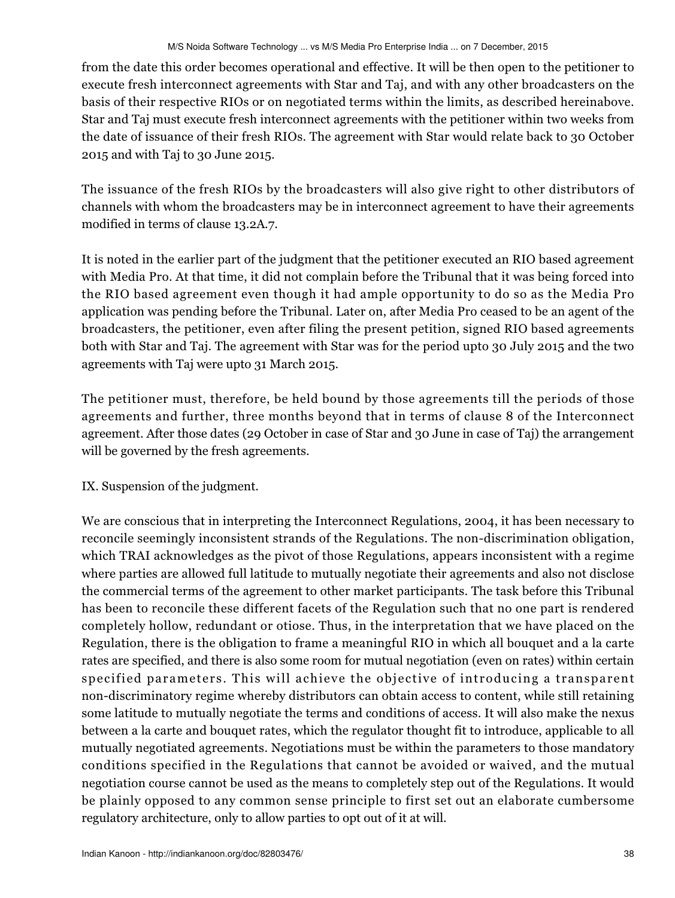from the date this order becomes operational and effective. It will be then open to the petitioner to execute fresh interconnect agreements with Star and Taj, and with any other broadcasters on the basis of their respective RIOs or on negotiated terms within the limits, as described hereinabove. Star and Taj must execute fresh interconnect agreements with the petitioner within two weeks from the date of issuance of their fresh RIOs. The agreement with Star would relate back to 30 October 2015 and with Taj to 30 June 2015.

The issuance of the fresh RIOs by the broadcasters will also give right to other distributors of channels with whom the broadcasters may be in interconnect agreement to have their agreements modified in terms of clause 13.2A.7.

It is noted in the earlier part of the judgment that the petitioner executed an RIO based agreement with Media Pro. At that time, it did not complain before the Tribunal that it was being forced into the RIO based agreement even though it had ample opportunity to do so as the Media Pro application was pending before the Tribunal. Later on, after Media Pro ceased to be an agent of the broadcasters, the petitioner, even after filing the present petition, signed RIO based agreements both with Star and Taj. The agreement with Star was for the period upto 30 July 2015 and the two agreements with Taj were upto 31 March 2015.

The petitioner must, therefore, be held bound by those agreements till the periods of those agreements and further, three months beyond that in terms of clause 8 of the Interconnect agreement. After those dates (29 October in case of Star and 30 June in case of Taj) the arrangement will be governed by the fresh agreements.

IX. Suspension of the judgment.

We are conscious that in interpreting the Interconnect Regulations, 2004, it has been necessary to reconcile seemingly inconsistent strands of the Regulations. The non-discrimination obligation, which TRAI acknowledges as the pivot of those Regulations, appears inconsistent with a regime where parties are allowed full latitude to mutually negotiate their agreements and also not disclose the commercial terms of the agreement to other market participants. The task before this Tribunal has been to reconcile these different facets of the Regulation such that no one part is rendered completely hollow, redundant or otiose. Thus, in the interpretation that we have placed on the Regulation, there is the obligation to frame a meaningful RIO in which all bouquet and a la carte rates are specified, and there is also some room for mutual negotiation (even on rates) within certain specified parameters. This will achieve the objective of introducing a transparent non-discriminatory regime whereby distributors can obtain access to content, while still retaining some latitude to mutually negotiate the terms and conditions of access. It will also make the nexus between a la carte and bouquet rates, which the regulator thought fit to introduce, applicable to all mutually negotiated agreements. Negotiations must be within the parameters to those mandatory conditions specified in the Regulations that cannot be avoided or waived, and the mutual negotiation course cannot be used as the means to completely step out of the Regulations. It would be plainly opposed to any common sense principle to first set out an elaborate cumbersome regulatory architecture, only to allow parties to opt out of it at will.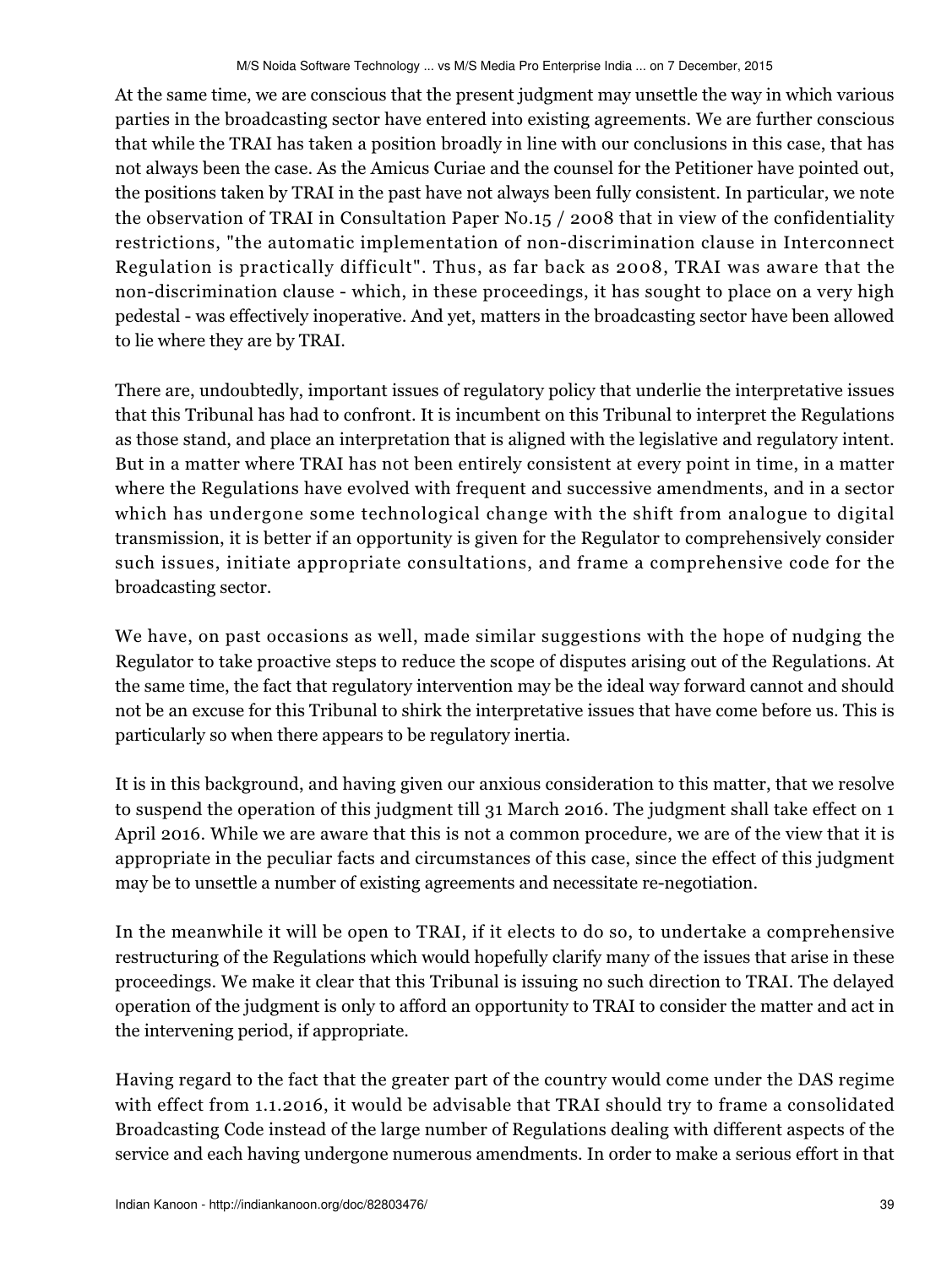At the same time, we are conscious that the present judgment may unsettle the way in which various parties in the broadcasting sector have entered into existing agreements. We are further conscious that while the TRAI has taken a position broadly in line with our conclusions in this case, that has not always been the case. As the Amicus Curiae and the counsel for the Petitioner have pointed out, the positions taken by TRAI in the past have not always been fully consistent. In particular, we note the observation of TRAI in Consultation Paper No.15 / 2008 that in view of the confidentiality restrictions, "the automatic implementation of non-discrimination clause in Interconnect Regulation is practically difficult". Thus, as far back as 2008, TRAI was aware that the non-discrimination clause - which, in these proceedings, it has sought to place on a very high pedestal - was effectively inoperative. And yet, matters in the broadcasting sector have been allowed to lie where they are by TRAI.

There are, undoubtedly, important issues of regulatory policy that underlie the interpretative issues that this Tribunal has had to confront. It is incumbent on this Tribunal to interpret the Regulations as those stand, and place an interpretation that is aligned with the legislative and regulatory intent. But in a matter where TRAI has not been entirely consistent at every point in time, in a matter where the Regulations have evolved with frequent and successive amendments, and in a sector which has undergone some technological change with the shift from analogue to digital transmission, it is better if an opportunity is given for the Regulator to comprehensively consider such issues, initiate appropriate consultations, and frame a comprehensive code for the broadcasting sector.

We have, on past occasions as well, made similar suggestions with the hope of nudging the Regulator to take proactive steps to reduce the scope of disputes arising out of the Regulations. At the same time, the fact that regulatory intervention may be the ideal way forward cannot and should not be an excuse for this Tribunal to shirk the interpretative issues that have come before us. This is particularly so when there appears to be regulatory inertia.

It is in this background, and having given our anxious consideration to this matter, that we resolve to suspend the operation of this judgment till 31 March 2016. The judgment shall take effect on 1 April 2016. While we are aware that this is not a common procedure, we are of the view that it is appropriate in the peculiar facts and circumstances of this case, since the effect of this judgment may be to unsettle a number of existing agreements and necessitate re-negotiation.

In the meanwhile it will be open to TRAI, if it elects to do so, to undertake a comprehensive restructuring of the Regulations which would hopefully clarify many of the issues that arise in these proceedings. We make it clear that this Tribunal is issuing no such direction to TRAI. The delayed operation of the judgment is only to afford an opportunity to TRAI to consider the matter and act in the intervening period, if appropriate.

Having regard to the fact that the greater part of the country would come under the DAS regime with effect from 1.1.2016, it would be advisable that TRAI should try to frame a consolidated Broadcasting Code instead of the large number of Regulations dealing with different aspects of the service and each having undergone numerous amendments. In order to make a serious effort in that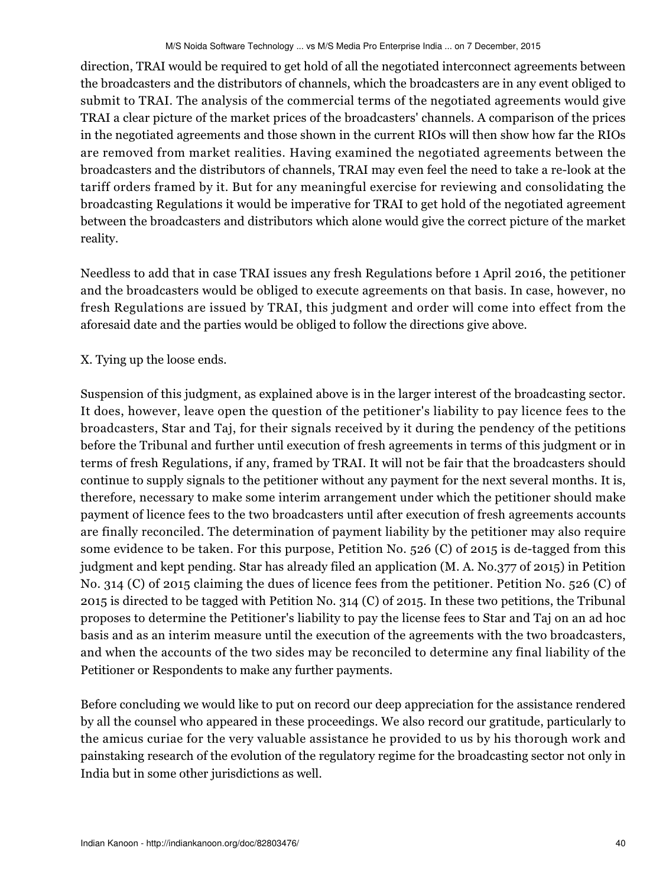direction, TRAI would be required to get hold of all the negotiated interconnect agreements between the broadcasters and the distributors of channels, which the broadcasters are in any event obliged to submit to TRAI. The analysis of the commercial terms of the negotiated agreements would give TRAI a clear picture of the market prices of the broadcasters' channels. A comparison of the prices in the negotiated agreements and those shown in the current RIOs will then show how far the RIOs are removed from market realities. Having examined the negotiated agreements between the broadcasters and the distributors of channels, TRAI may even feel the need to take a re-look at the tariff orders framed by it. But for any meaningful exercise for reviewing and consolidating the broadcasting Regulations it would be imperative for TRAI to get hold of the negotiated agreement between the broadcasters and distributors which alone would give the correct picture of the market reality.

Needless to add that in case TRAI issues any fresh Regulations before 1 April 2016, the petitioner and the broadcasters would be obliged to execute agreements on that basis. In case, however, no fresh Regulations are issued by TRAI, this judgment and order will come into effect from the aforesaid date and the parties would be obliged to follow the directions give above.

X. Tying up the loose ends.

Suspension of this judgment, as explained above is in the larger interest of the broadcasting sector. It does, however, leave open the question of the petitioner's liability to pay licence fees to the broadcasters, Star and Taj, for their signals received by it during the pendency of the petitions before the Tribunal and further until execution of fresh agreements in terms of this judgment or in terms of fresh Regulations, if any, framed by TRAI. It will not be fair that the broadcasters should continue to supply signals to the petitioner without any payment for the next several months. It is, therefore, necessary to make some interim arrangement under which the petitioner should make payment of licence fees to the two broadcasters until after execution of fresh agreements accounts are finally reconciled. The determination of payment liability by the petitioner may also require some evidence to be taken. For this purpose, Petition No. 526 (C) of 2015 is de-tagged from this judgment and kept pending. Star has already filed an application (M. A. No.377 of 2015) in Petition No. 314 (C) of 2015 claiming the dues of licence fees from the petitioner. Petition No. 526 (C) of 2015 is directed to be tagged with Petition No. 314 (C) of 2015. In these two petitions, the Tribunal proposes to determine the Petitioner's liability to pay the license fees to Star and Taj on an ad hoc basis and as an interim measure until the execution of the agreements with the two broadcasters, and when the accounts of the two sides may be reconciled to determine any final liability of the Petitioner or Respondents to make any further payments.

Before concluding we would like to put on record our deep appreciation for the assistance rendered by all the counsel who appeared in these proceedings. We also record our gratitude, particularly to the amicus curiae for the very valuable assistance he provided to us by his thorough work and painstaking research of the evolution of the regulatory regime for the broadcasting sector not only in India but in some other jurisdictions as well.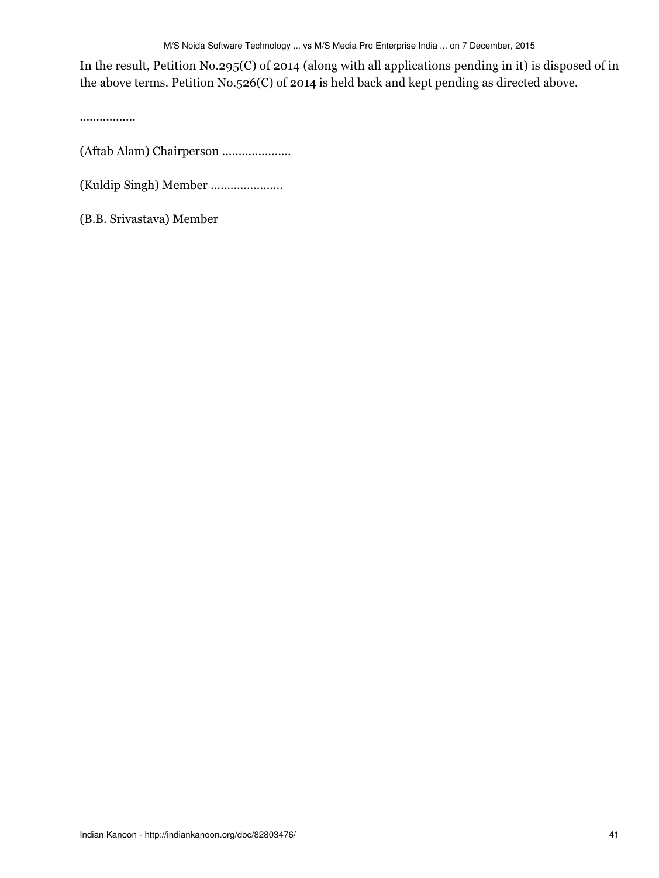In the result, Petition No.295(C) of 2014 (along with all applications pending in it) is disposed of in the above terms. Petition No.526(C) of 2014 is held back and kept pending as directed above.

.................

(Aftab Alam) Chairperson ....................

(Kuldip Singh) Member ......................

(B.B. Srivastava) Member